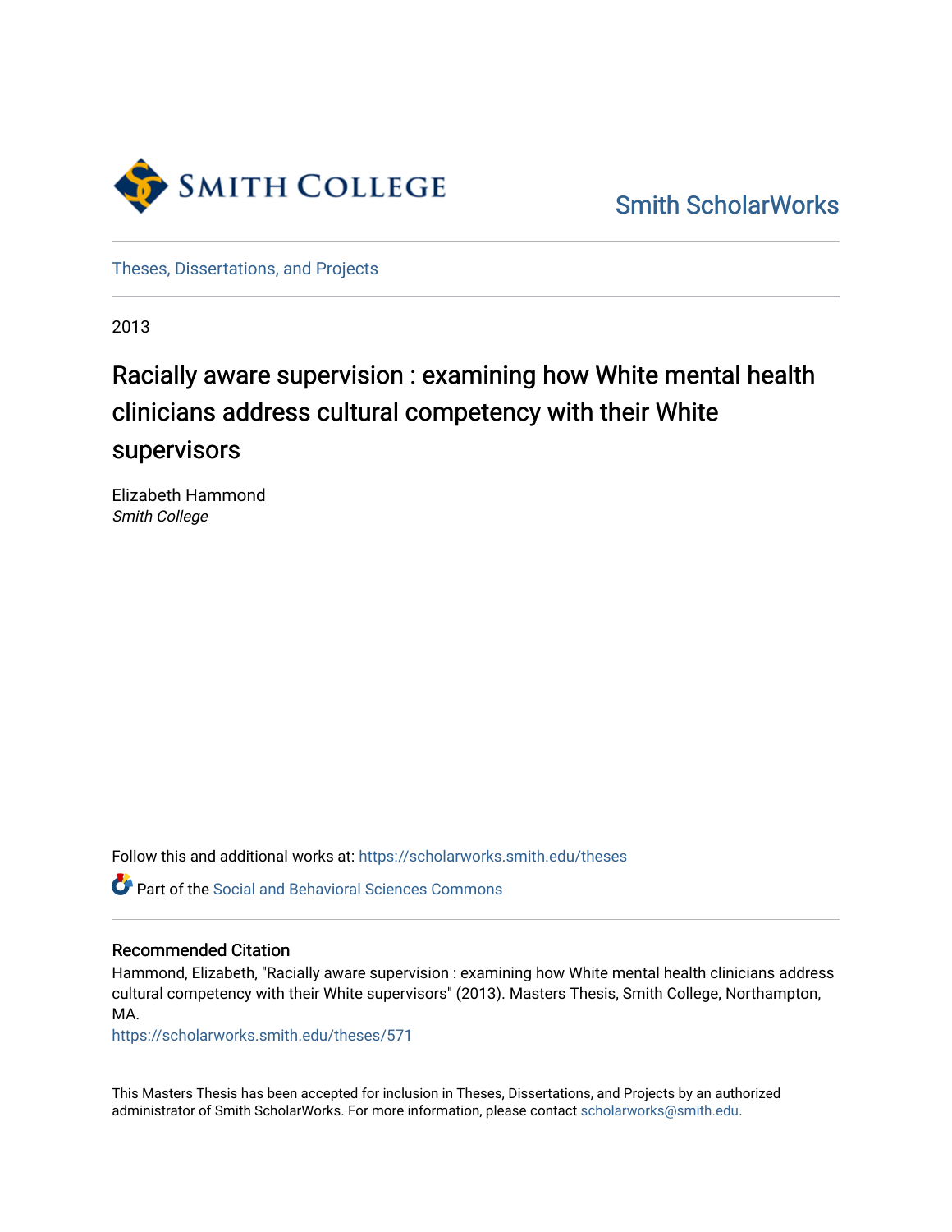Smith College

Smith ScholarWorks

Theses, Dissertations, and Projects

2013

# Racially aware supervision : examining how White mental health clinicians address cultural competency with their White supervisors

Elizabeth Hammond
*Smith College*

Follow this and additional works at: https://scholarworks.smith.edu/theses

Part of the Social and Behavioral Sciences Commons

## Recommended Citation

Hammond, Elizabeth, "Racially aware supervision : examining how White mental health clinicians address cultural competency with their White supervisors" (2013). Masters Thesis, Smith College, Northampton, MA.
https://scholarworks.smith.edu/theses/571

This Masters Thesis has been accepted for inclusion in Theses, Dissertations, and Projects by an authorized administrator of Smith ScholarWorks. For more information, please contact scholarworks@smith.edu.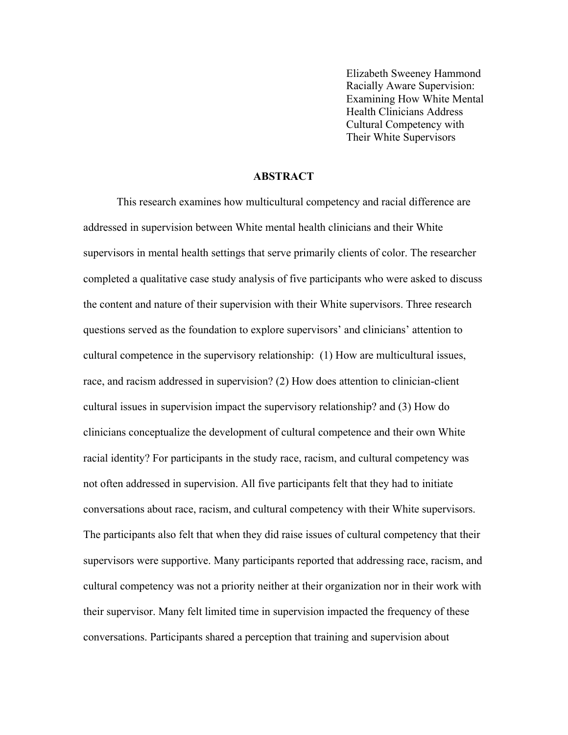Elizabeth Sweeney Hammond
Racially Aware Supervision:
Examining How White Mental
Health Clinicians Address
Cultural Competency with
Their White Supervisors

## ABSTRACT

This research examines how multicultural competency and racial difference are addressed in supervision between White mental health clinicians and their White supervisors in mental health settings that serve primarily clients of color. The researcher completed a qualitative case study analysis of five participants who were asked to discuss the content and nature of their supervision with their White supervisors. Three research questions served as the foundation to explore supervisors' and clinicians' attention to cultural competence in the supervisory relationship: (1) How are multicultural issues, race, and racism addressed in supervision? (2) How does attention to clinician-client cultural issues in supervision impact the supervisory relationship? and (3) How do clinicians conceptualize the development of cultural competence and their own White racial identity? For participants in the study race, racism, and cultural competency was not often addressed in supervision. All five participants felt that they had to initiate conversations about race, racism, and cultural competency with their White supervisors. The participants also felt that when they did raise issues of cultural competency that their supervisors were supportive. Many participants reported that addressing race, racism, and cultural competency was not a priority neither at their organization nor in their work with their supervisor. Many felt limited time in supervision impacted the frequency of these conversations. Participants shared a perception that training and supervision about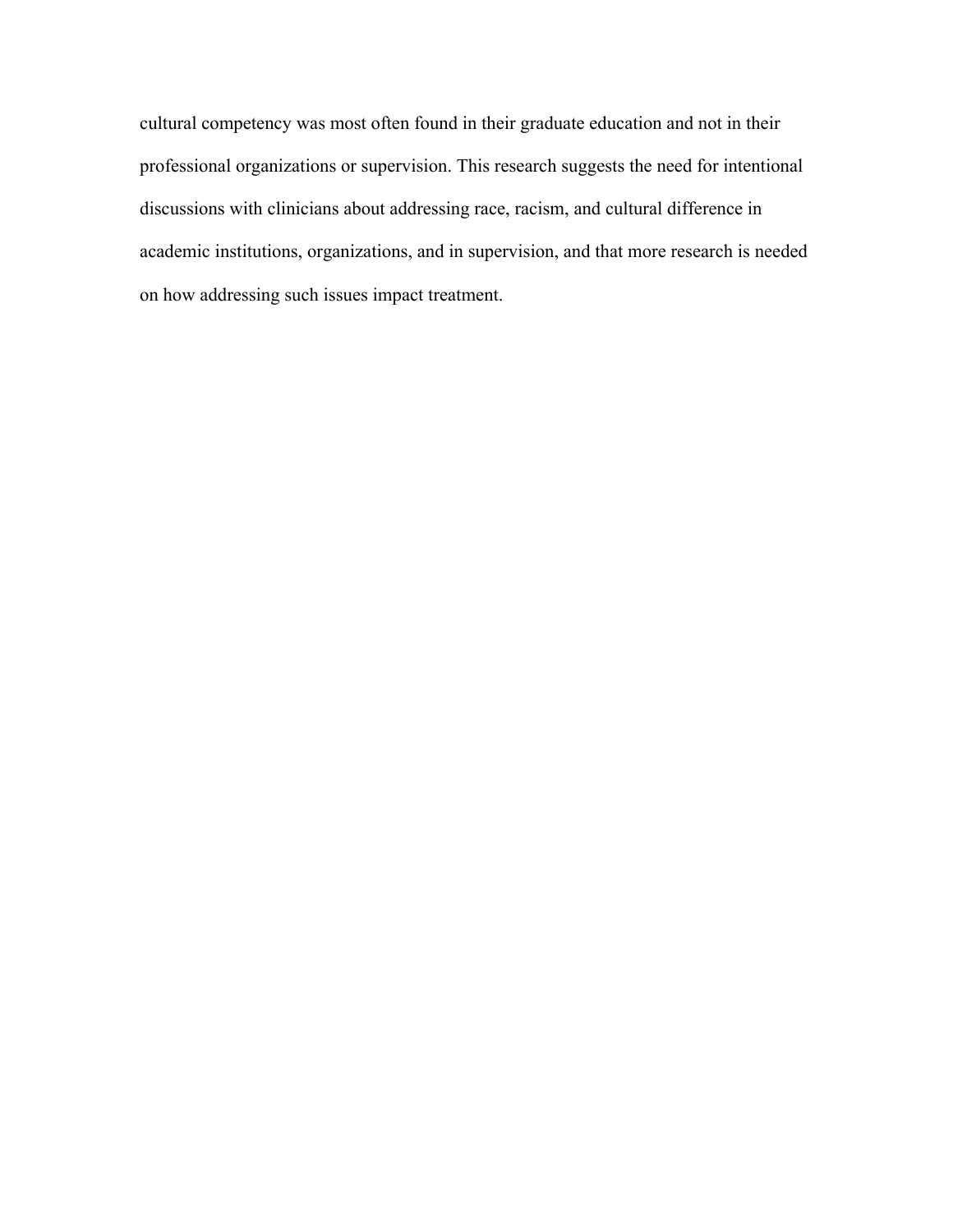cultural competency was most often found in their graduate education and not in their professional organizations or supervision. This research suggests the need for intentional discussions with clinicians about addressing race, racism, and cultural difference in academic institutions, organizations, and in supervision, and that more research is needed on how addressing such issues impact treatment.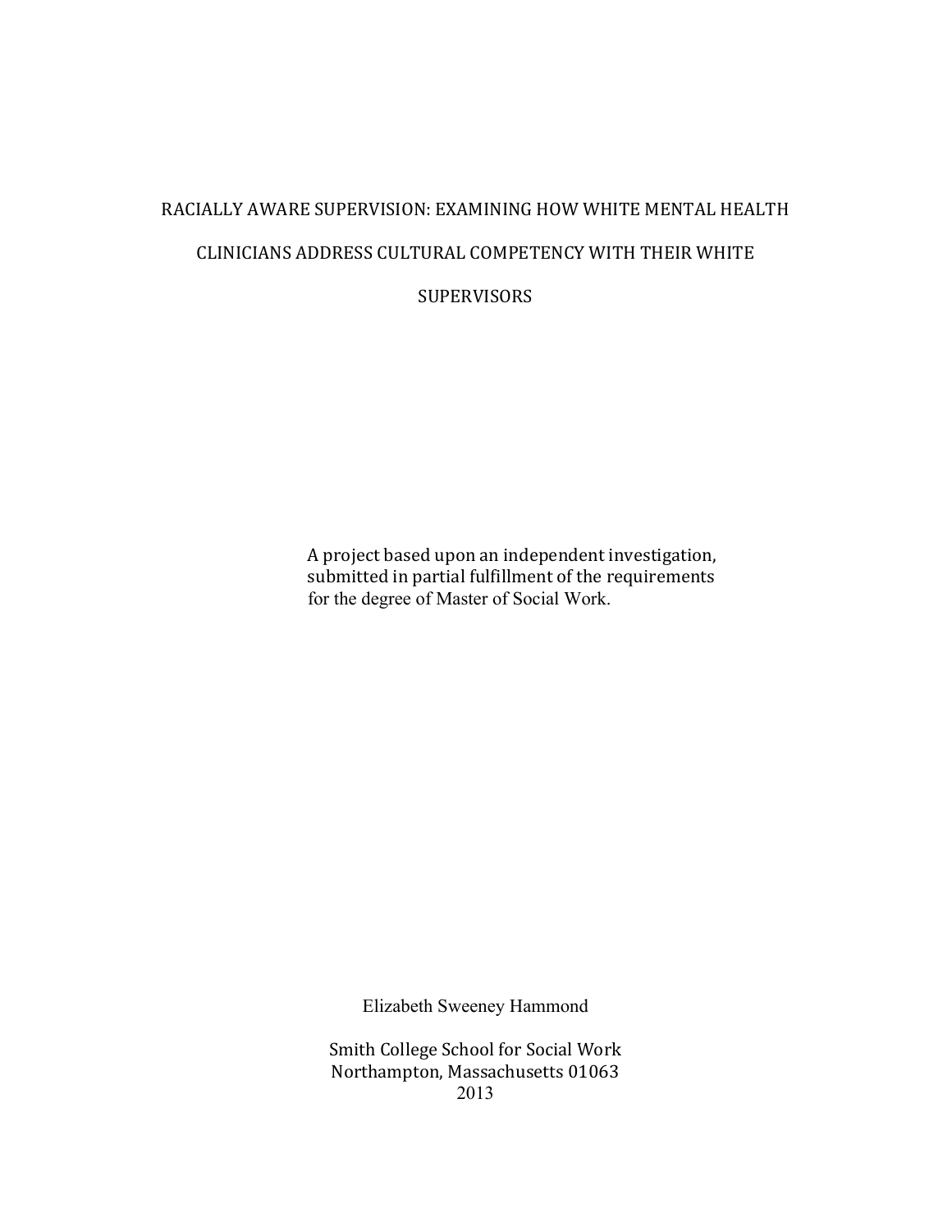# RACIALLY AWARE SUPERVISION: EXAMINING HOW WHITE MENTAL HEALTH CLINICIANS ADDRESS CULTURAL COMPETENCY WITH THEIR WHITE SUPERVISORS

A project based upon an independent investigation, submitted in partial fulfillment of the requirements for the degree of Master of Social Work.

Elizabeth Sweeney Hammond

Smith College School for Social Work
Northampton, Massachusetts 01063
2013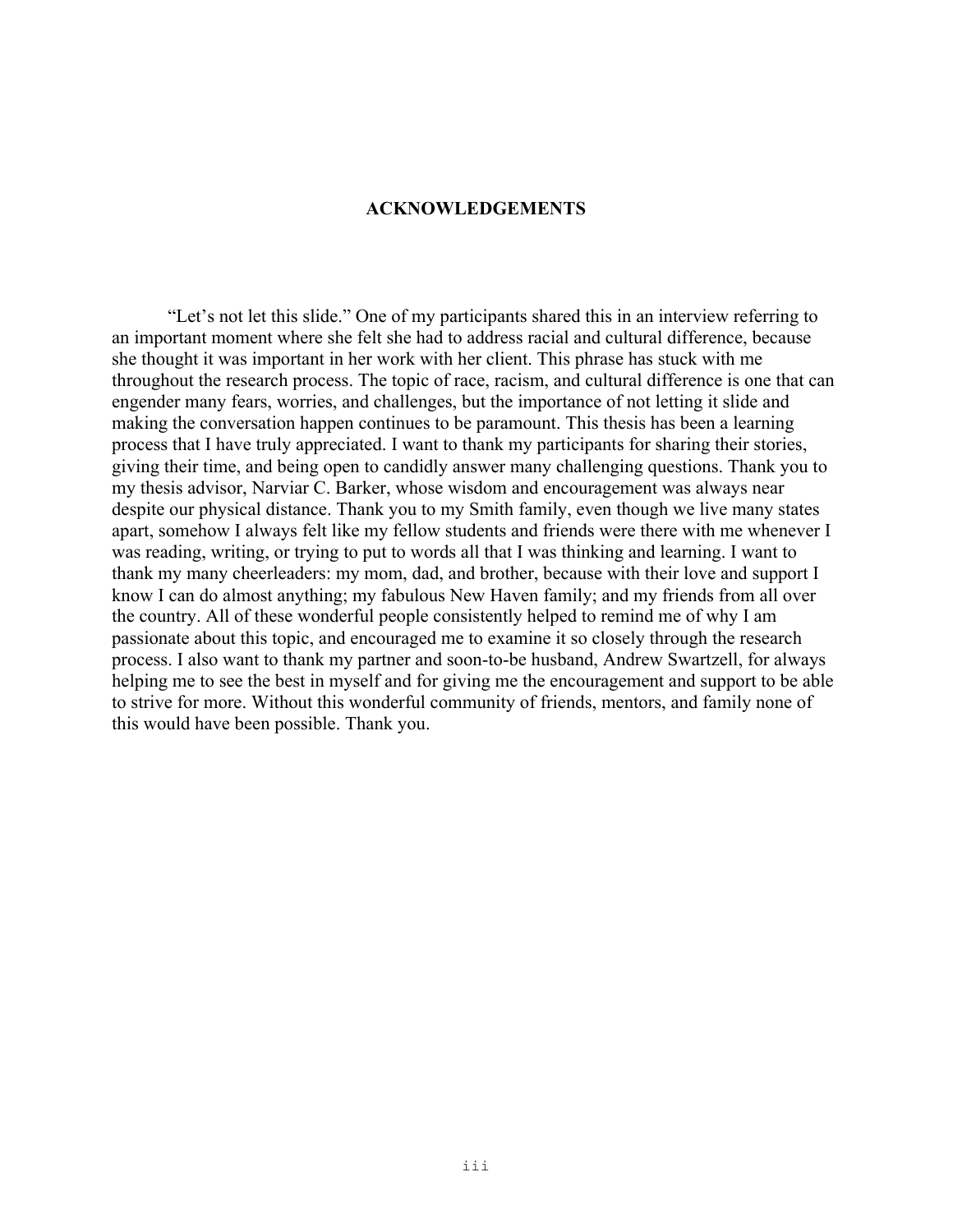# ACKNOWLEDGEMENTS

"Let's not let this slide." One of my participants shared this in an interview referring to an important moment where she felt she had to address racial and cultural difference, because she thought it was important in her work with her client. This phrase has stuck with me throughout the research process. The topic of race, racism, and cultural difference is one that can engender many fears, worries, and challenges, but the importance of not letting it slide and making the conversation happen continues to be paramount. This thesis has been a learning process that I have truly appreciated. I want to thank my participants for sharing their stories, giving their time, and being open to candidly answer many challenging questions. Thank you to my thesis advisor, Narviar C. Barker, whose wisdom and encouragement was always near despite our physical distance. Thank you to my Smith family, even though we live many states apart, somehow I always felt like my fellow students and friends were there with me whenever I was reading, writing, or trying to put to words all that I was thinking and learning. I want to thank my many cheerleaders: my mom, dad, and brother, because with their love and support I know I can do almost anything; my fabulous New Haven family; and my friends from all over the country. All of these wonderful people consistently helped to remind me of why I am passionate about this topic, and encouraged me to examine it so closely through the research process. I also want to thank my partner and soon-to-be husband, Andrew Swartzell, for always helping me to see the best in myself and for giving me the encouragement and support to be able to strive for more. Without this wonderful community of friends, mentors, and family none of this would have been possible. Thank you.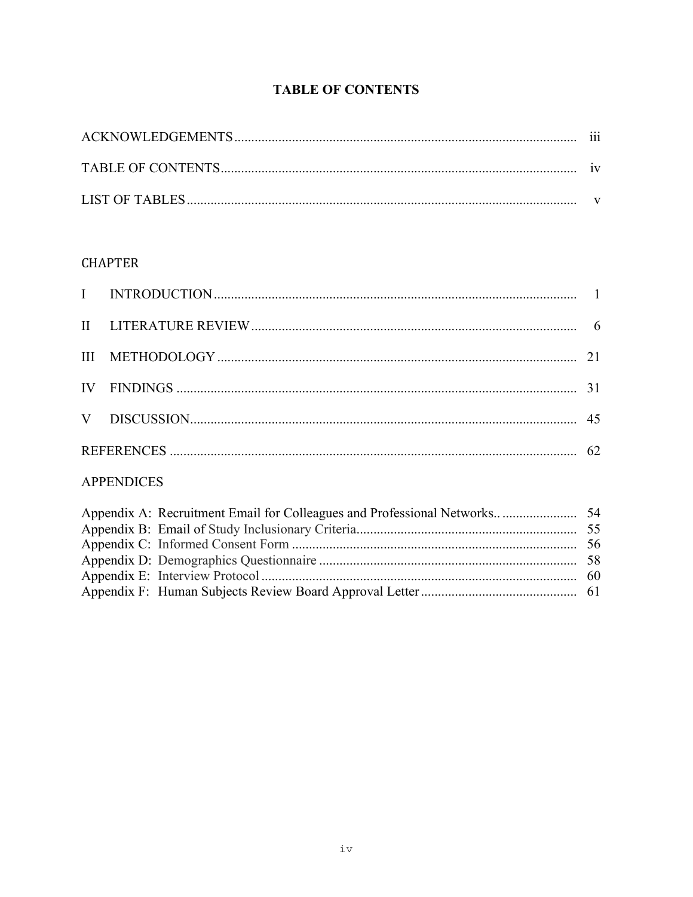# TABLE OF CONTENTS

| | |
|---|---|
| ACKNOWLEDGEMENTS | iii |
| TABLE OF CONTENTS | iv |
| LIST OF TABLES | v |

CHAPTER

| | | |
|---|---|---|
| I | INTRODUCTION | 1 |
| II | LITERATURE REVIEW | 6 |
| III | METHODOLOGY | 21 |
| IV | FINDINGS | 31 |
| V | DISCUSSION | 45 |
| | REFERENCES | 62 |

APPENDICES

| | |
|---|---|
| Appendix A: Recruitment Email for Colleagues and Professional Networks.. | 54 |
| Appendix B: Email of Study Inclusionary Criteria | 55 |
| Appendix C: Informed Consent Form | 56 |
| Appendix D: Demographics Questionnaire | 58 |
| Appendix E: Interview Protocol | 60 |
| Appendix F: Human Subjects Review Board Approval Letter | 61 |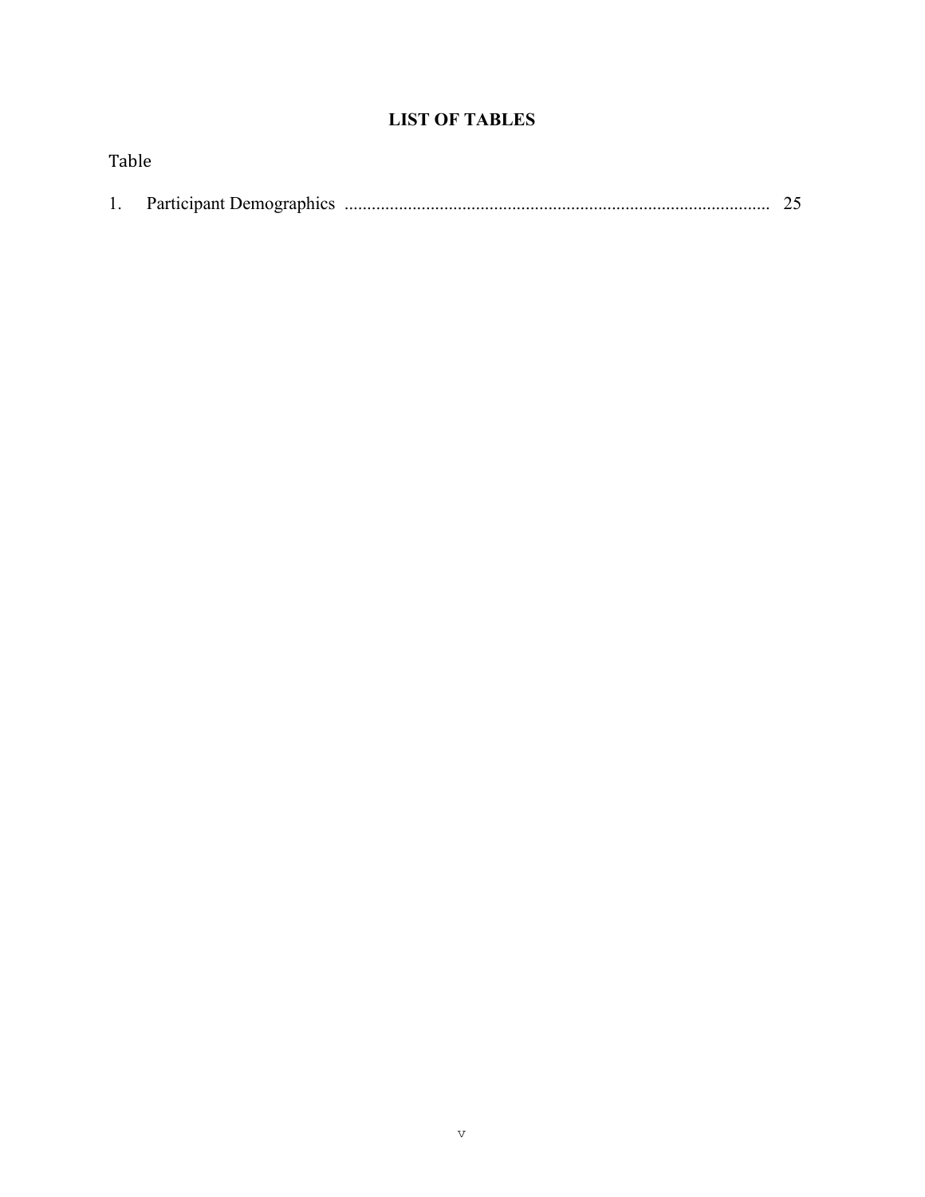# LIST OF TABLES

Table

1. Participant Demographics ........................................................................................... 25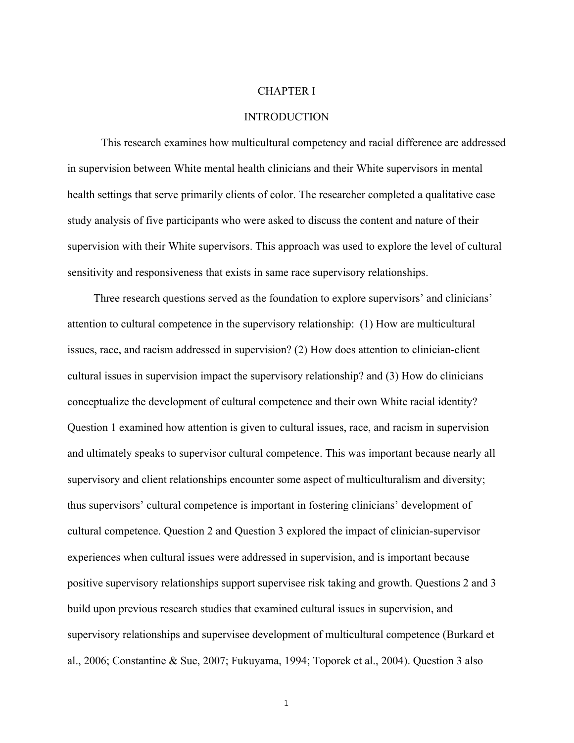# CHAPTER I

## INTRODUCTION

This research examines how multicultural competency and racial difference are addressed in supervision between White mental health clinicians and their White supervisors in mental health settings that serve primarily clients of color. The researcher completed a qualitative case study analysis of five participants who were asked to discuss the content and nature of their supervision with their White supervisors. This approach was used to explore the level of cultural sensitivity and responsiveness that exists in same race supervisory relationships.

Three research questions served as the foundation to explore supervisors' and clinicians' attention to cultural competence in the supervisory relationship: (1) How are multicultural issues, race, and racism addressed in supervision? (2) How does attention to clinician-client cultural issues in supervision impact the supervisory relationship? and (3) How do clinicians conceptualize the development of cultural competence and their own White racial identity? Question 1 examined how attention is given to cultural issues, race, and racism in supervision and ultimately speaks to supervisor cultural competence. This was important because nearly all supervisory and client relationships encounter some aspect of multiculturalism and diversity; thus supervisors' cultural competence is important in fostering clinicians' development of cultural competence. Question 2 and Question 3 explored the impact of clinician-supervisor experiences when cultural issues were addressed in supervision, and is important because positive supervisory relationships support supervisee risk taking and growth. Questions 2 and 3 build upon previous research studies that examined cultural issues in supervision, and supervisory relationships and supervisee development of multicultural competence (Burkard et al., 2006; Constantine & Sue, 2007; Fukuyama, 1994; Toporek et al., 2004). Question 3 also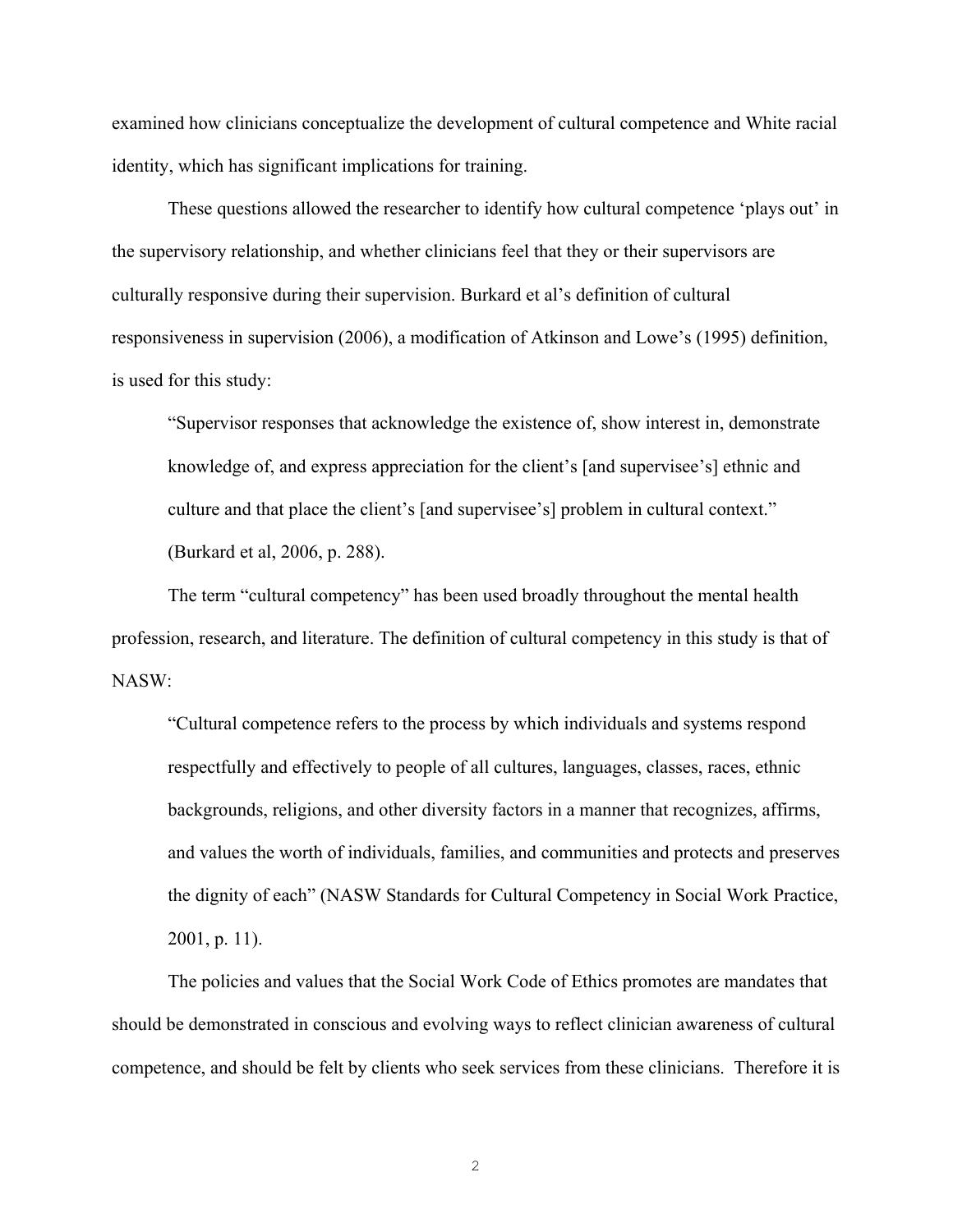examined how clinicians conceptualize the development of cultural competence and White racial identity, which has significant implications for training.

These questions allowed the researcher to identify how cultural competence 'plays out' in the supervisory relationship, and whether clinicians feel that they or their supervisors are culturally responsive during their supervision. Burkard et al's definition of cultural responsiveness in supervision (2006), a modification of Atkinson and Lowe's (1995) definition, is used for this study:

> "Supervisor responses that acknowledge the existence of, show interest in, demonstrate knowledge of, and express appreciation for the client's [and supervisee's] ethnic and culture and that place the client's [and supervisee's] problem in cultural context." (Burkard et al, 2006, p. 288).

The term "cultural competency" has been used broadly throughout the mental health profession, research, and literature. The definition of cultural competency in this study is that of NASW:

> "Cultural competence refers to the process by which individuals and systems respond respectfully and effectively to people of all cultures, languages, classes, races, ethnic backgrounds, religions, and other diversity factors in a manner that recognizes, affirms, and values the worth of individuals, families, and communities and protects and preserves the dignity of each" (NASW Standards for Cultural Competency in Social Work Practice, 2001, p. 11).

The policies and values that the Social Work Code of Ethics promotes are mandates that should be demonstrated in conscious and evolving ways to reflect clinician awareness of cultural competence, and should be felt by clients who seek services from these clinicians. Therefore it is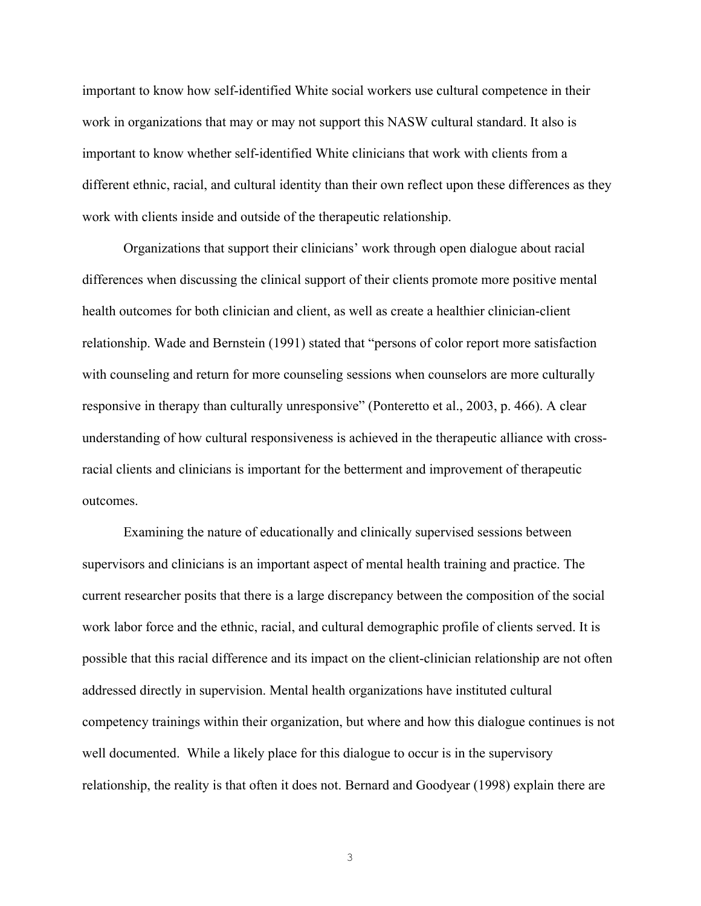important to know how self-identified White social workers use cultural competence in their work in organizations that may or may not support this NASW cultural standard. It also is important to know whether self-identified White clinicians that work with clients from a different ethnic, racial, and cultural identity than their own reflect upon these differences as they work with clients inside and outside of the therapeutic relationship.

Organizations that support their clinicians' work through open dialogue about racial differences when discussing the clinical support of their clients promote more positive mental health outcomes for both clinician and client, as well as create a healthier clinician-client relationship. Wade and Bernstein (1991) stated that "persons of color report more satisfaction with counseling and return for more counseling sessions when counselors are more culturally responsive in therapy than culturally unresponsive" (Ponteretto et al., 2003, p. 466). A clear understanding of how cultural responsiveness is achieved in the therapeutic alliance with cross-racial clients and clinicians is important for the betterment and improvement of therapeutic outcomes.

Examining the nature of educationally and clinically supervised sessions between supervisors and clinicians is an important aspect of mental health training and practice. The current researcher posits that there is a large discrepancy between the composition of the social work labor force and the ethnic, racial, and cultural demographic profile of clients served. It is possible that this racial difference and its impact on the client-clinician relationship are not often addressed directly in supervision. Mental health organizations have instituted cultural competency trainings within their organization, but where and how this dialogue continues is not well documented. While a likely place for this dialogue to occur is in the supervisory relationship, the reality is that often it does not. Bernard and Goodyear (1998) explain there are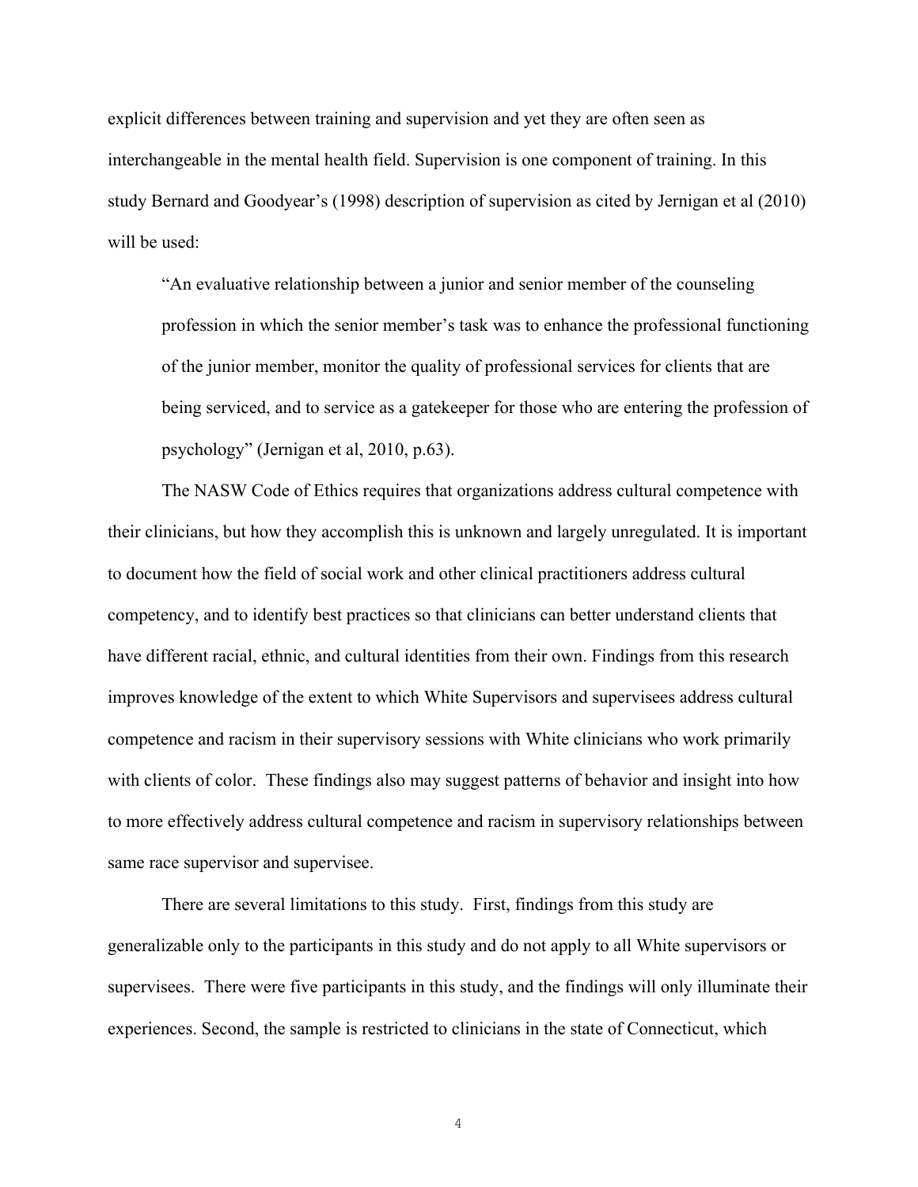explicit differences between training and supervision and yet they are often seen as interchangeable in the mental health field. Supervision is one component of training. In this study Bernard and Goodyear's (1998) description of supervision as cited by Jernigan et al (2010) will be used:

> "An evaluative relationship between a junior and senior member of the counseling profession in which the senior member's task was to enhance the professional functioning of the junior member, monitor the quality of professional services for clients that are being serviced, and to service as a gatekeeper for those who are entering the profession of psychology" (Jernigan et al, 2010, p.63).

The NASW Code of Ethics requires that organizations address cultural competence with their clinicians, but how they accomplish this is unknown and largely unregulated. It is important to document how the field of social work and other clinical practitioners address cultural competency, and to identify best practices so that clinicians can better understand clients that have different racial, ethnic, and cultural identities from their own. Findings from this research improves knowledge of the extent to which White Supervisors and supervisees address cultural competence and racism in their supervisory sessions with White clinicians who work primarily with clients of color. These findings also may suggest patterns of behavior and insight into how to more effectively address cultural competence and racism in supervisory relationships between same race supervisor and supervisee.

There are several limitations to this study. First, findings from this study are generalizable only to the participants in this study and do not apply to all White supervisors or supervisees. There were five participants in this study, and the findings will only illuminate their experiences. Second, the sample is restricted to clinicians in the state of Connecticut, which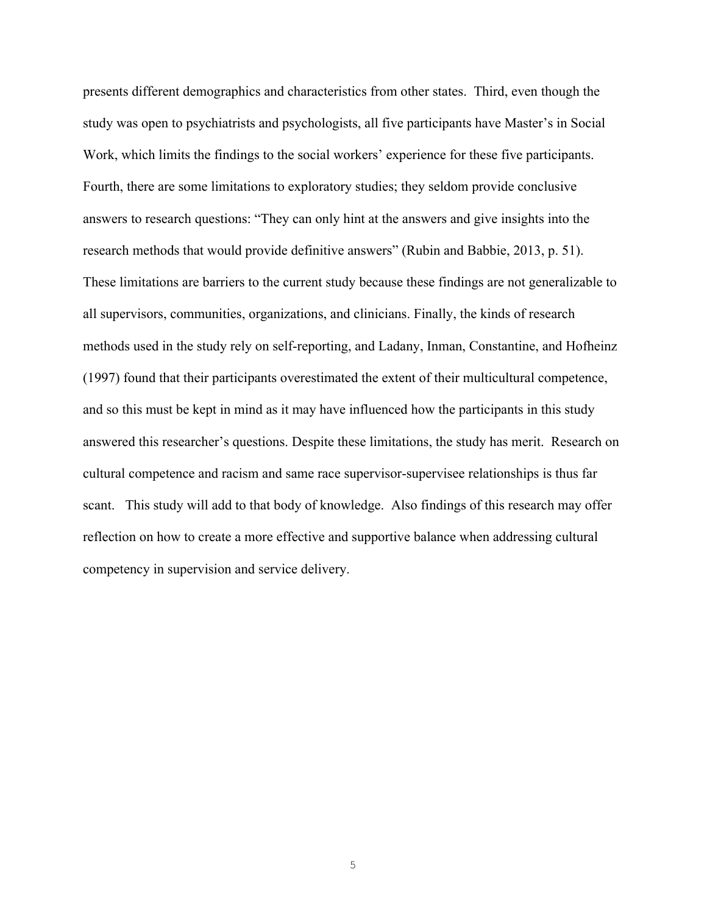presents different demographics and characteristics from other states. Third, even though the study was open to psychiatrists and psychologists, all five participants have Master's in Social Work, which limits the findings to the social workers' experience for these five participants. Fourth, there are some limitations to exploratory studies; they seldom provide conclusive answers to research questions: "They can only hint at the answers and give insights into the research methods that would provide definitive answers" (Rubin and Babbie, 2013, p. 51). These limitations are barriers to the current study because these findings are not generalizable to all supervisors, communities, organizations, and clinicians. Finally, the kinds of research methods used in the study rely on self-reporting, and Ladany, Inman, Constantine, and Hofheinz (1997) found that their participants overestimated the extent of their multicultural competence, and so this must be kept in mind as it may have influenced how the participants in this study answered this researcher's questions. Despite these limitations, the study has merit. Research on cultural competence and racism and same race supervisor-supervisee relationships is thus far scant. This study will add to that body of knowledge. Also findings of this research may offer reflection on how to create a more effective and supportive balance when addressing cultural competency in supervision and service delivery.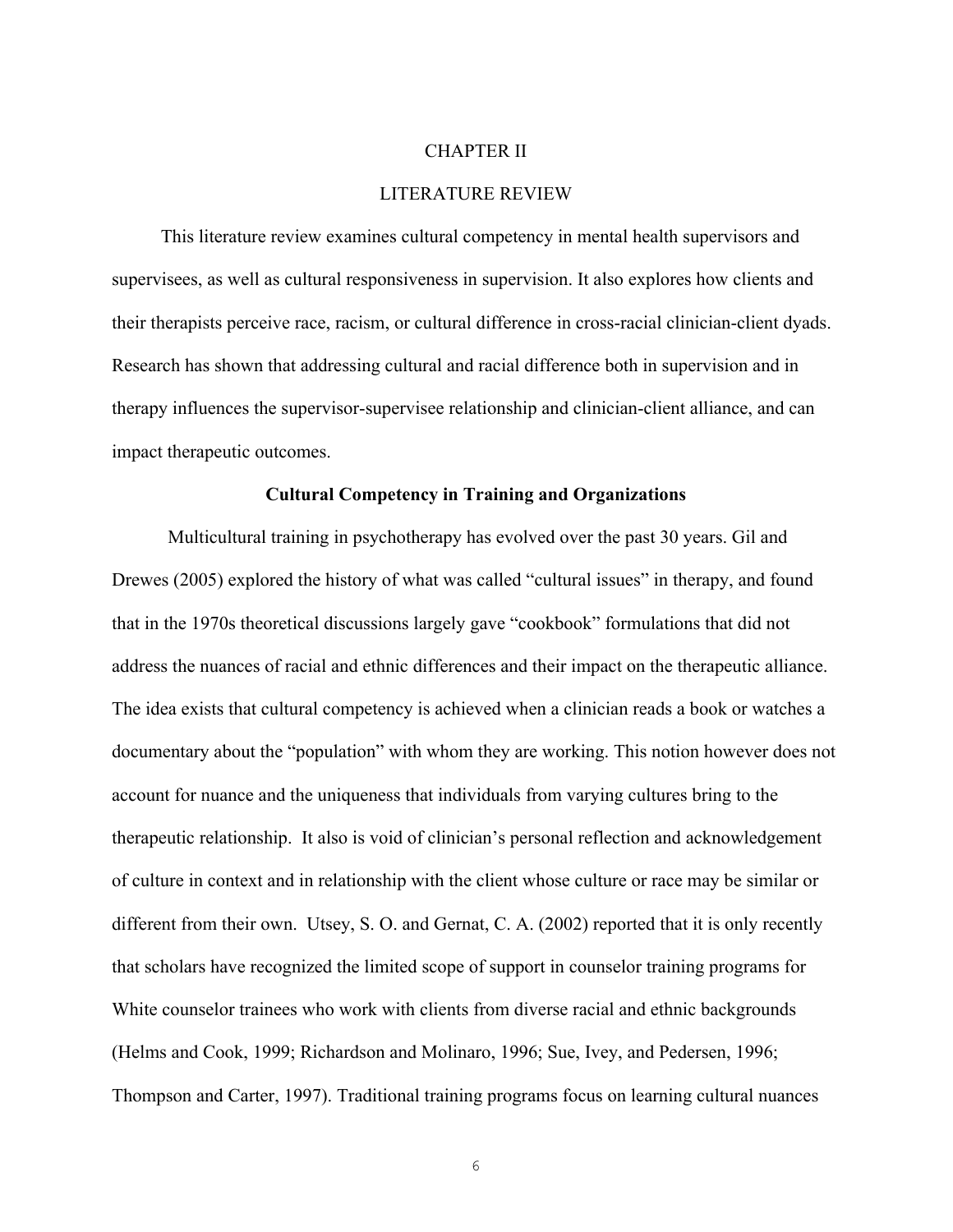# CHAPTER II

# LITERATURE REVIEW

This literature review examines cultural competency in mental health supervisors and supervisees, as well as cultural responsiveness in supervision. It also explores how clients and their therapists perceive race, racism, or cultural difference in cross-racial clinician-client dyads. Research has shown that addressing cultural and racial difference both in supervision and in therapy influences the supervisor-supervisee relationship and clinician-client alliance, and can impact therapeutic outcomes.

## Cultural Competency in Training and Organizations

Multicultural training in psychotherapy has evolved over the past 30 years. Gil and Drewes (2005) explored the history of what was called "cultural issues" in therapy, and found that in the 1970s theoretical discussions largely gave "cookbook" formulations that did not address the nuances of racial and ethnic differences and their impact on the therapeutic alliance. The idea exists that cultural competency is achieved when a clinician reads a book or watches a documentary about the "population" with whom they are working. This notion however does not account for nuance and the uniqueness that individuals from varying cultures bring to the therapeutic relationship. It also is void of clinician's personal reflection and acknowledgement of culture in context and in relationship with the client whose culture or race may be similar or different from their own. Utsey, S. O. and Gernat, C. A. (2002) reported that it is only recently that scholars have recognized the limited scope of support in counselor training programs for White counselor trainees who work with clients from diverse racial and ethnic backgrounds (Helms and Cook, 1999; Richardson and Molinaro, 1996; Sue, Ivey, and Pedersen, 1996; Thompson and Carter, 1997). Traditional training programs focus on learning cultural nuances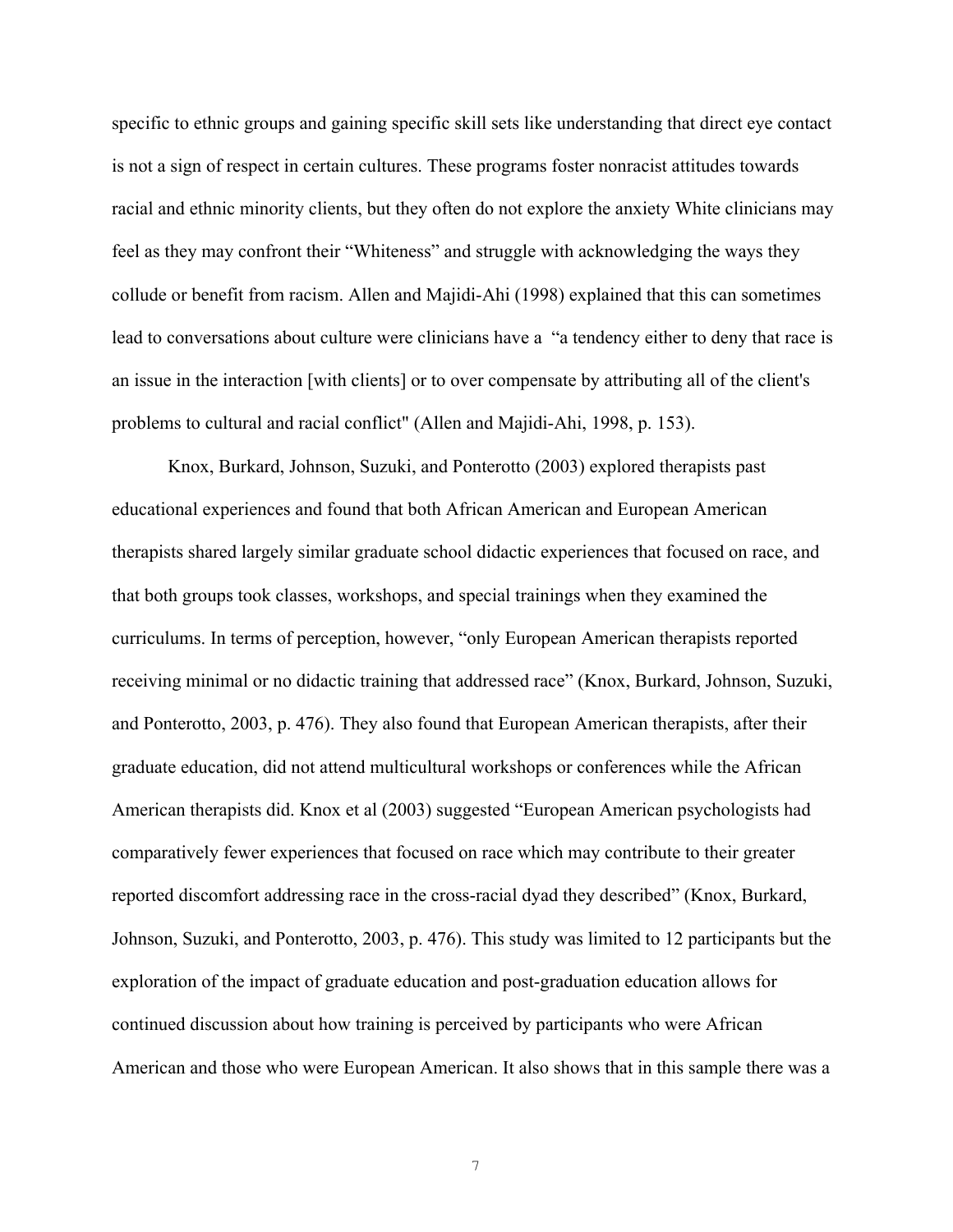specific to ethnic groups and gaining specific skill sets like understanding that direct eye contact is not a sign of respect in certain cultures. These programs foster nonracist attitudes towards racial and ethnic minority clients, but they often do not explore the anxiety White clinicians may feel as they may confront their "Whiteness" and struggle with acknowledging the ways they collude or benefit from racism. Allen and Majidi-Ahi (1998) explained that this can sometimes lead to conversations about culture were clinicians have a "a tendency either to deny that race is an issue in the interaction [with clients] or to over compensate by attributing all of the client's problems to cultural and racial conflict" (Allen and Majidi-Ahi, 1998, p. 153).

Knox, Burkard, Johnson, Suzuki, and Ponterotto (2003) explored therapists past educational experiences and found that both African American and European American therapists shared largely similar graduate school didactic experiences that focused on race, and that both groups took classes, workshops, and special trainings when they examined the curriculums. In terms of perception, however, "only European American therapists reported receiving minimal or no didactic training that addressed race" (Knox, Burkard, Johnson, Suzuki, and Ponterotto, 2003, p. 476). They also found that European American therapists, after their graduate education, did not attend multicultural workshops or conferences while the African American therapists did. Knox et al (2003) suggested "European American psychologists had comparatively fewer experiences that focused on race which may contribute to their greater reported discomfort addressing race in the cross-racial dyad they described" (Knox, Burkard, Johnson, Suzuki, and Ponterotto, 2003, p. 476). This study was limited to 12 participants but the exploration of the impact of graduate education and post-graduation education allows for continued discussion about how training is perceived by participants who were African American and those who were European American. It also shows that in this sample there was a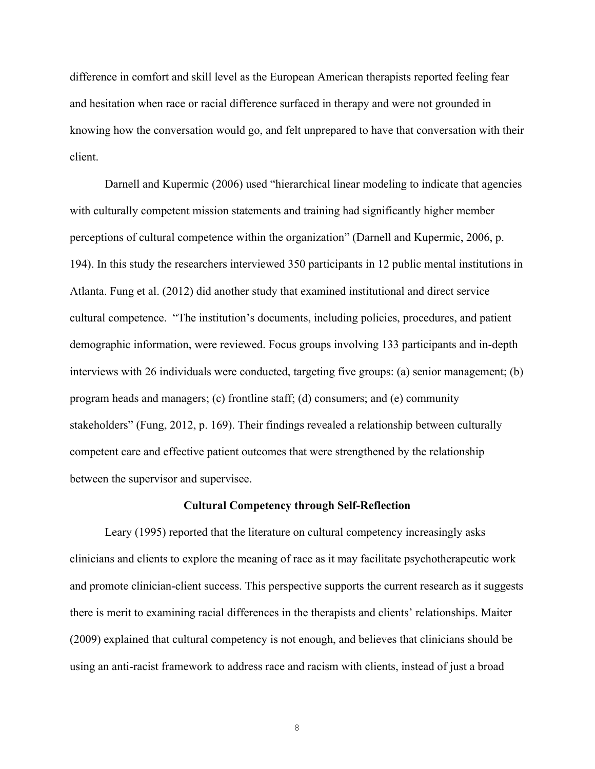difference in comfort and skill level as the European American therapists reported feeling fear and hesitation when race or racial difference surfaced in therapy and were not grounded in knowing how the conversation would go, and felt unprepared to have that conversation with their client.

Darnell and Kupermic (2006) used "hierarchical linear modeling to indicate that agencies with culturally competent mission statements and training had significantly higher member perceptions of cultural competence within the organization" (Darnell and Kupermic, 2006, p. 194). In this study the researchers interviewed 350 participants in 12 public mental institutions in Atlanta. Fung et al. (2012) did another study that examined institutional and direct service cultural competence. "The institution's documents, including policies, procedures, and patient demographic information, were reviewed. Focus groups involving 133 participants and in-depth interviews with 26 individuals were conducted, targeting five groups: (a) senior management; (b) program heads and managers; (c) frontline staff; (d) consumers; and (e) community stakeholders" (Fung, 2012, p. 169). Their findings revealed a relationship between culturally competent care and effective patient outcomes that were strengthened by the relationship between the supervisor and supervisee.

## Cultural Competency through Self-Reflection

Leary (1995) reported that the literature on cultural competency increasingly asks clinicians and clients to explore the meaning of race as it may facilitate psychotherapeutic work and promote clinician-client success. This perspective supports the current research as it suggests there is merit to examining racial differences in the therapists and clients' relationships. Maiter (2009) explained that cultural competency is not enough, and believes that clinicians should be using an anti-racist framework to address race and racism with clients, instead of just a broad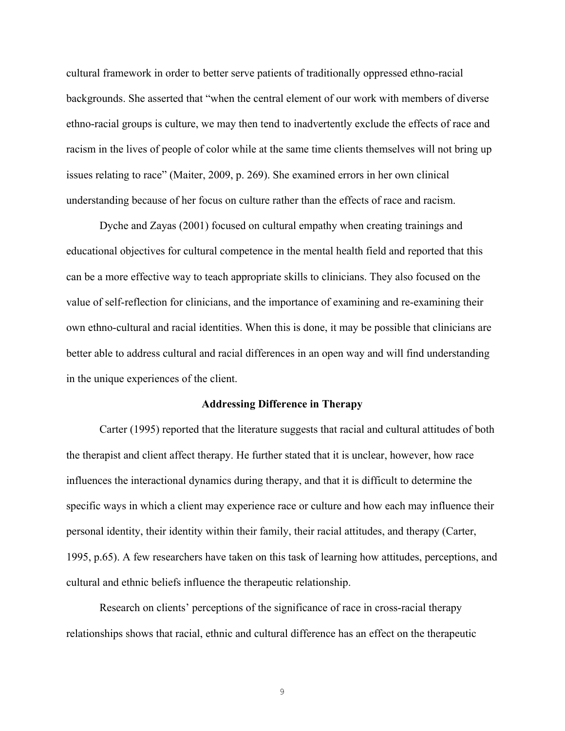cultural framework in order to better serve patients of traditionally oppressed ethno-racial backgrounds. She asserted that "when the central element of our work with members of diverse ethno-racial groups is culture, we may then tend to inadvertently exclude the effects of race and racism in the lives of people of color while at the same time clients themselves will not bring up issues relating to race" (Maiter, 2009, p. 269). She examined errors in her own clinical understanding because of her focus on culture rather than the effects of race and racism.

Dyche and Zayas (2001) focused on cultural empathy when creating trainings and educational objectives for cultural competence in the mental health field and reported that this can be a more effective way to teach appropriate skills to clinicians. They also focused on the value of self-reflection for clinicians, and the importance of examining and re-examining their own ethno-cultural and racial identities. When this is done, it may be possible that clinicians are better able to address cultural and racial differences in an open way and will find understanding in the unique experiences of the client.

## Addressing Difference in Therapy

Carter (1995) reported that the literature suggests that racial and cultural attitudes of both the therapist and client affect therapy. He further stated that it is unclear, however, how race influences the interactional dynamics during therapy, and that it is difficult to determine the specific ways in which a client may experience race or culture and how each may influence their personal identity, their identity within their family, their racial attitudes, and therapy (Carter, 1995, p.65). A few researchers have taken on this task of learning how attitudes, perceptions, and cultural and ethnic beliefs influence the therapeutic relationship.

Research on clients' perceptions of the significance of race in cross-racial therapy relationships shows that racial, ethnic and cultural difference has an effect on the therapeutic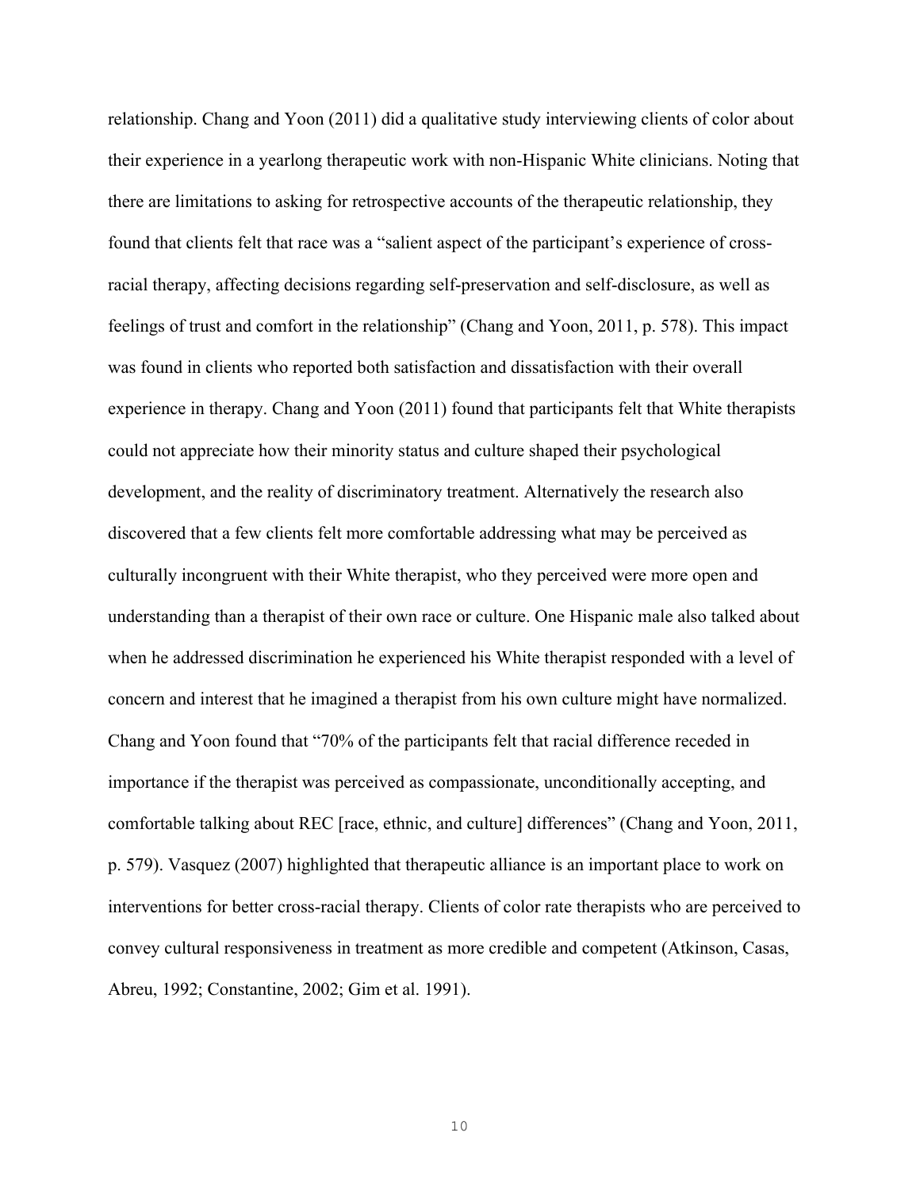relationship. Chang and Yoon (2011) did a qualitative study interviewing clients of color about their experience in a yearlong therapeutic work with non-Hispanic White clinicians. Noting that there are limitations to asking for retrospective accounts of the therapeutic relationship, they found that clients felt that race was a "salient aspect of the participant's experience of cross-racial therapy, affecting decisions regarding self-preservation and self-disclosure, as well as feelings of trust and comfort in the relationship" (Chang and Yoon, 2011, p. 578). This impact was found in clients who reported both satisfaction and dissatisfaction with their overall experience in therapy. Chang and Yoon (2011) found that participants felt that White therapists could not appreciate how their minority status and culture shaped their psychological development, and the reality of discriminatory treatment. Alternatively the research also discovered that a few clients felt more comfortable addressing what may be perceived as culturally incongruent with their White therapist, who they perceived were more open and understanding than a therapist of their own race or culture. One Hispanic male also talked about when he addressed discrimination he experienced his White therapist responded with a level of concern and interest that he imagined a therapist from his own culture might have normalized. Chang and Yoon found that "70% of the participants felt that racial difference receded in importance if the therapist was perceived as compassionate, unconditionally accepting, and comfortable talking about REC [race, ethnic, and culture] differences" (Chang and Yoon, 2011, p. 579). Vasquez (2007) highlighted that therapeutic alliance is an important place to work on interventions for better cross-racial therapy. Clients of color rate therapists who are perceived to convey cultural responsiveness in treatment as more credible and competent (Atkinson, Casas, Abreu, 1992; Constantine, 2002; Gim et al. 1991).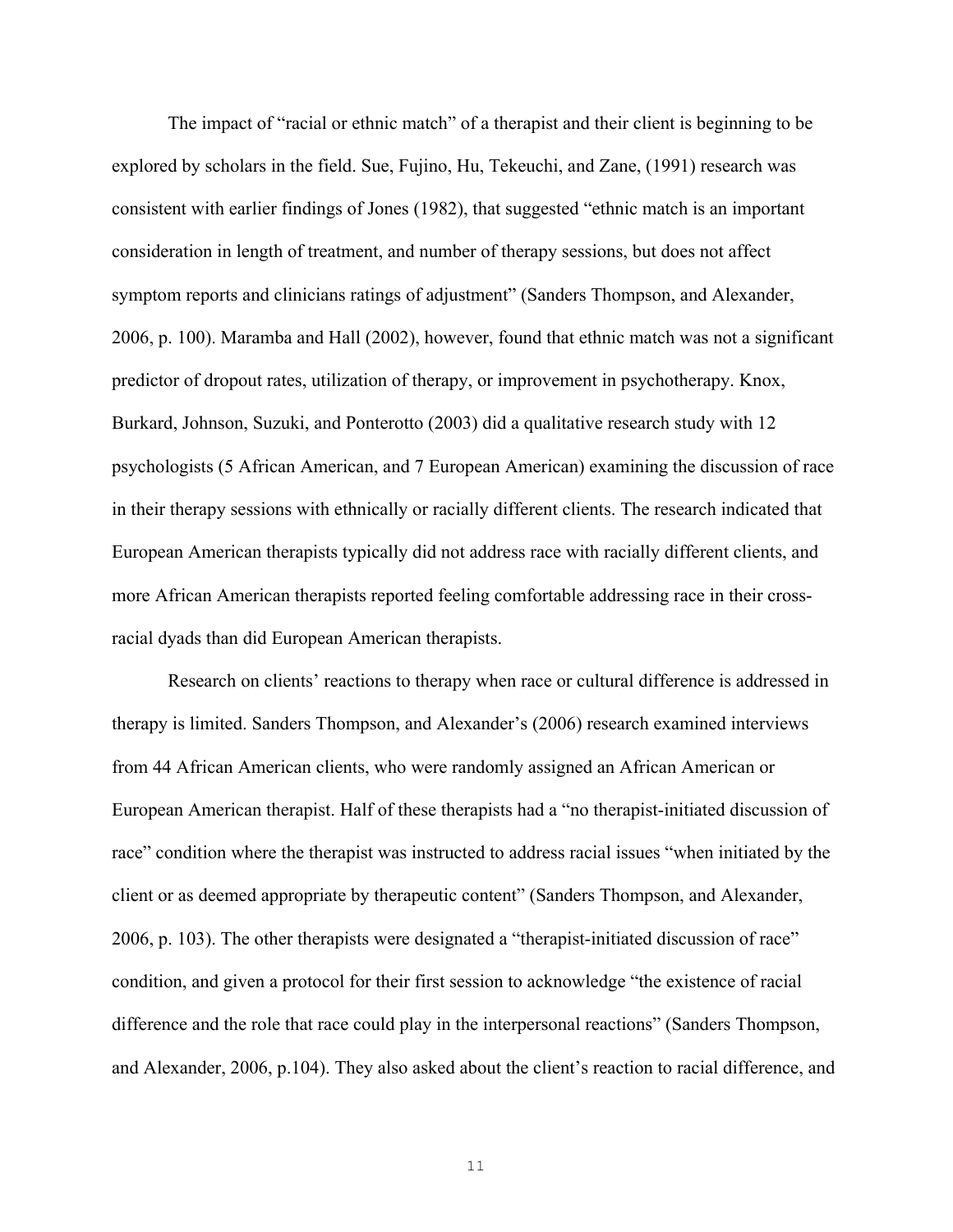The impact of "racial or ethnic match" of a therapist and their client is beginning to be explored by scholars in the field. Sue, Fujino, Hu, Tekeuchi, and Zane, (1991) research was consistent with earlier findings of Jones (1982), that suggested "ethnic match is an important consideration in length of treatment, and number of therapy sessions, but does not affect symptom reports and clinicians ratings of adjustment" (Sanders Thompson, and Alexander, 2006, p. 100). Maramba and Hall (2002), however, found that ethnic match was not a significant predictor of dropout rates, utilization of therapy, or improvement in psychotherapy. Knox, Burkard, Johnson, Suzuki, and Ponterotto (2003) did a qualitative research study with 12 psychologists (5 African American, and 7 European American) examining the discussion of race in their therapy sessions with ethnically or racially different clients. The research indicated that European American therapists typically did not address race with racially different clients, and more African American therapists reported feeling comfortable addressing race in their cross-racial dyads than did European American therapists.

Research on clients' reactions to therapy when race or cultural difference is addressed in therapy is limited. Sanders Thompson, and Alexander's (2006) research examined interviews from 44 African American clients, who were randomly assigned an African American or European American therapist. Half of these therapists had a "no therapist-initiated discussion of race" condition where the therapist was instructed to address racial issues "when initiated by the client or as deemed appropriate by therapeutic content" (Sanders Thompson, and Alexander, 2006, p. 103). The other therapists were designated a "therapist-initiated discussion of race" condition, and given a protocol for their first session to acknowledge "the existence of racial difference and the role that race could play in the interpersonal reactions" (Sanders Thompson, and Alexander, 2006, p.104). They also asked about the client's reaction to racial difference, and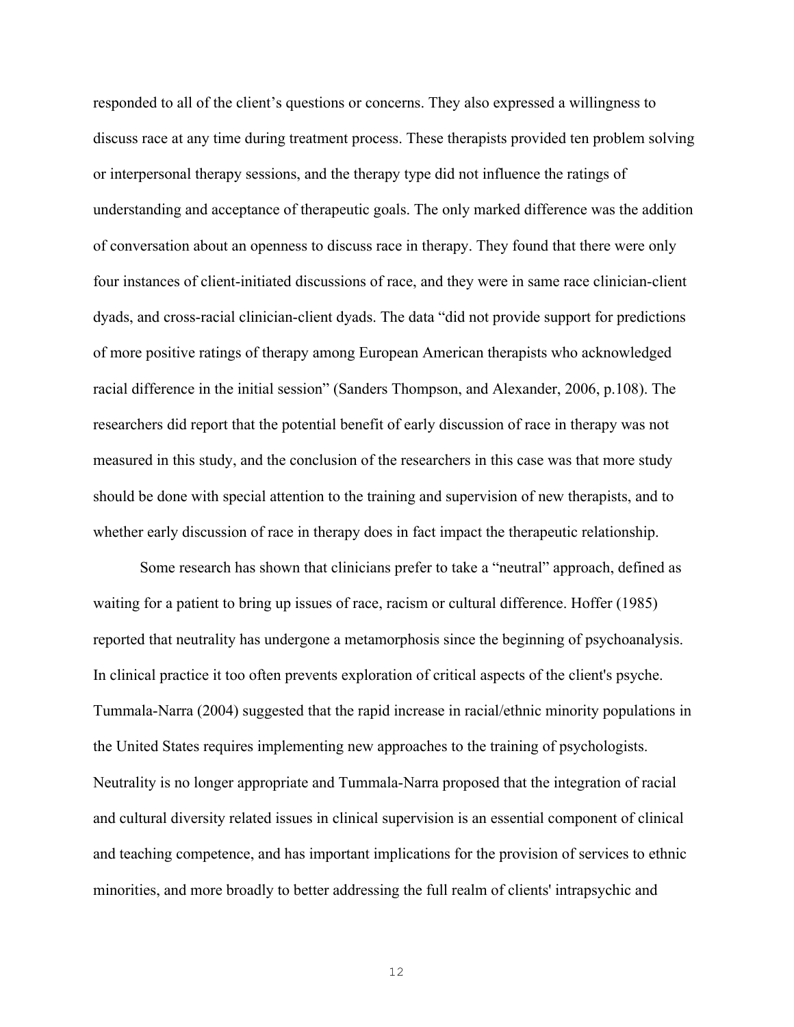responded to all of the client's questions or concerns. They also expressed a willingness to discuss race at any time during treatment process. These therapists provided ten problem solving or interpersonal therapy sessions, and the therapy type did not influence the ratings of understanding and acceptance of therapeutic goals. The only marked difference was the addition of conversation about an openness to discuss race in therapy. They found that there were only four instances of client-initiated discussions of race, and they were in same race clinician-client dyads, and cross-racial clinician-client dyads. The data "did not provide support for predictions of more positive ratings of therapy among European American therapists who acknowledged racial difference in the initial session" (Sanders Thompson, and Alexander, 2006, p.108). The researchers did report that the potential benefit of early discussion of race in therapy was not measured in this study, and the conclusion of the researchers in this case was that more study should be done with special attention to the training and supervision of new therapists, and to whether early discussion of race in therapy does in fact impact the therapeutic relationship.

Some research has shown that clinicians prefer to take a "neutral" approach, defined as waiting for a patient to bring up issues of race, racism or cultural difference. Hoffer (1985) reported that neutrality has undergone a metamorphosis since the beginning of psychoanalysis. In clinical practice it too often prevents exploration of critical aspects of the client's psyche. Tummala-Narra (2004) suggested that the rapid increase in racial/ethnic minority populations in the United States requires implementing new approaches to the training of psychologists. Neutrality is no longer appropriate and Tummala-Narra proposed that the integration of racial and cultural diversity related issues in clinical supervision is an essential component of clinical and teaching competence, and has important implications for the provision of services to ethnic minorities, and more broadly to better addressing the full realm of clients' intrapsychic and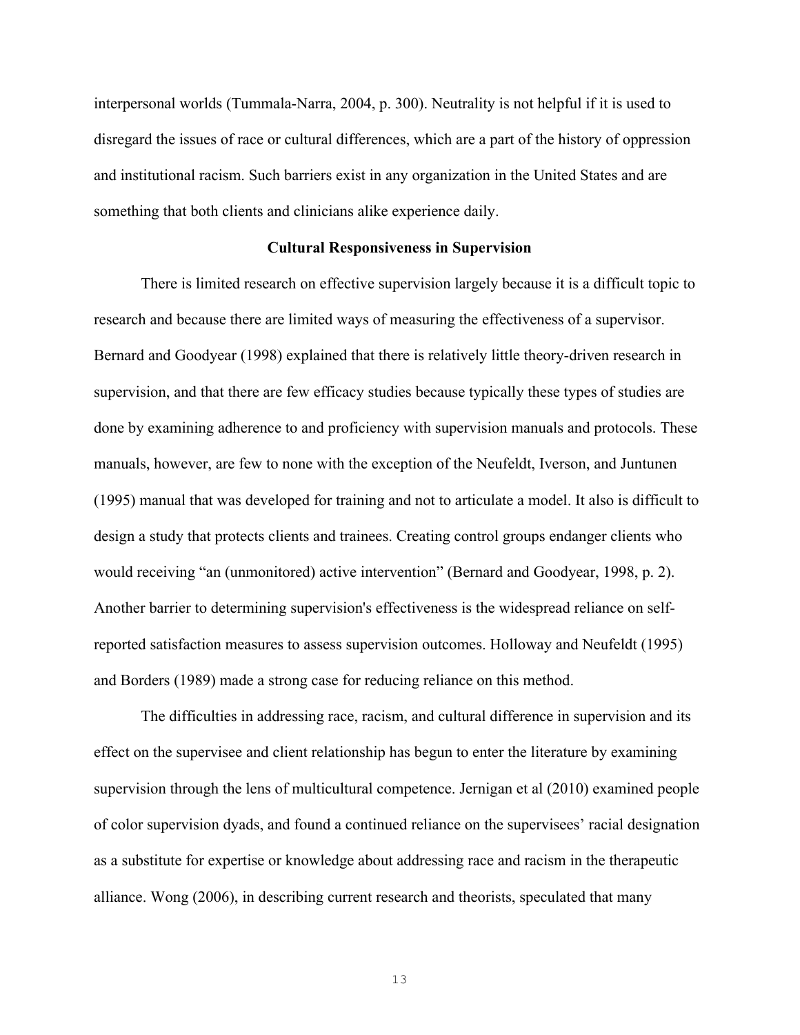interpersonal worlds (Tummala-Narra, 2004, p. 300). Neutrality is not helpful if it is used to disregard the issues of race or cultural differences, which are a part of the history of oppression and institutional racism. Such barriers exist in any organization in the United States and are something that both clients and clinicians alike experience daily.

## Cultural Responsiveness in Supervision

There is limited research on effective supervision largely because it is a difficult topic to research and because there are limited ways of measuring the effectiveness of a supervisor. Bernard and Goodyear (1998) explained that there is relatively little theory-driven research in supervision, and that there are few efficacy studies because typically these types of studies are done by examining adherence to and proficiency with supervision manuals and protocols. These manuals, however, are few to none with the exception of the Neufeldt, Iverson, and Juntunen (1995) manual that was developed for training and not to articulate a model. It also is difficult to design a study that protects clients and trainees. Creating control groups endanger clients who would receiving "an (unmonitored) active intervention" (Bernard and Goodyear, 1998, p. 2). Another barrier to determining supervision's effectiveness is the widespread reliance on self-reported satisfaction measures to assess supervision outcomes. Holloway and Neufeldt (1995) and Borders (1989) made a strong case for reducing reliance on this method.

The difficulties in addressing race, racism, and cultural difference in supervision and its effect on the supervisee and client relationship has begun to enter the literature by examining supervision through the lens of multicultural competence. Jernigan et al (2010) examined people of color supervision dyads, and found a continued reliance on the supervisees' racial designation as a substitute for expertise or knowledge about addressing race and racism in the therapeutic alliance. Wong (2006), in describing current research and theorists, speculated that many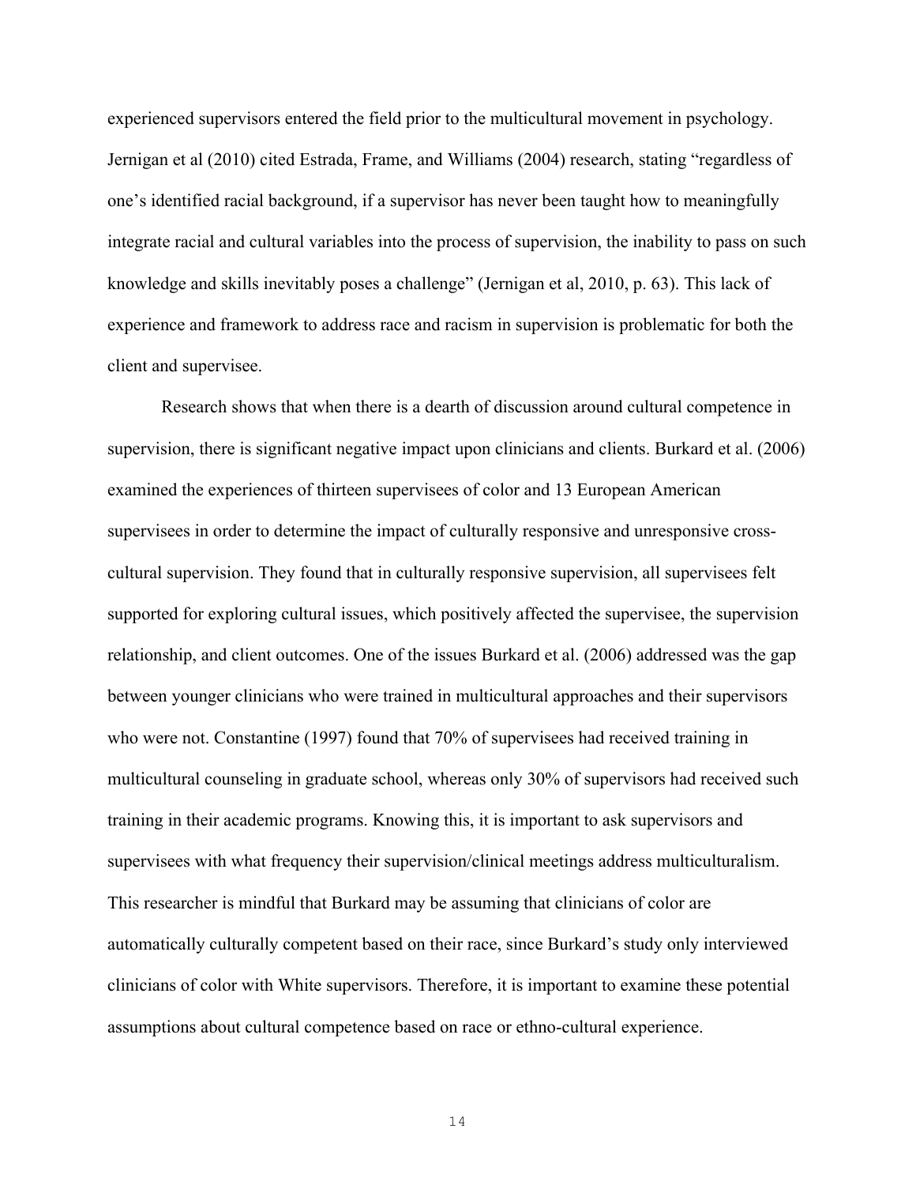experienced supervisors entered the field prior to the multicultural movement in psychology. Jernigan et al (2010) cited Estrada, Frame, and Williams (2004) research, stating "regardless of one's identified racial background, if a supervisor has never been taught how to meaningfully integrate racial and cultural variables into the process of supervision, the inability to pass on such knowledge and skills inevitably poses a challenge" (Jernigan et al, 2010, p. 63). This lack of experience and framework to address race and racism in supervision is problematic for both the client and supervisee.

Research shows that when there is a dearth of discussion around cultural competence in supervision, there is significant negative impact upon clinicians and clients. Burkard et al. (2006) examined the experiences of thirteen supervisees of color and 13 European American supervisees in order to determine the impact of culturally responsive and unresponsive cross-cultural supervision. They found that in culturally responsive supervision, all supervisees felt supported for exploring cultural issues, which positively affected the supervisee, the supervision relationship, and client outcomes. One of the issues Burkard et al. (2006) addressed was the gap between younger clinicians who were trained in multicultural approaches and their supervisors who were not. Constantine (1997) found that 70% of supervisees had received training in multicultural counseling in graduate school, whereas only 30% of supervisors had received such training in their academic programs. Knowing this, it is important to ask supervisors and supervisees with what frequency their supervision/clinical meetings address multiculturalism. This researcher is mindful that Burkard may be assuming that clinicians of color are automatically culturally competent based on their race, since Burkard's study only interviewed clinicians of color with White supervisors. Therefore, it is important to examine these potential assumptions about cultural competence based on race or ethno-cultural experience.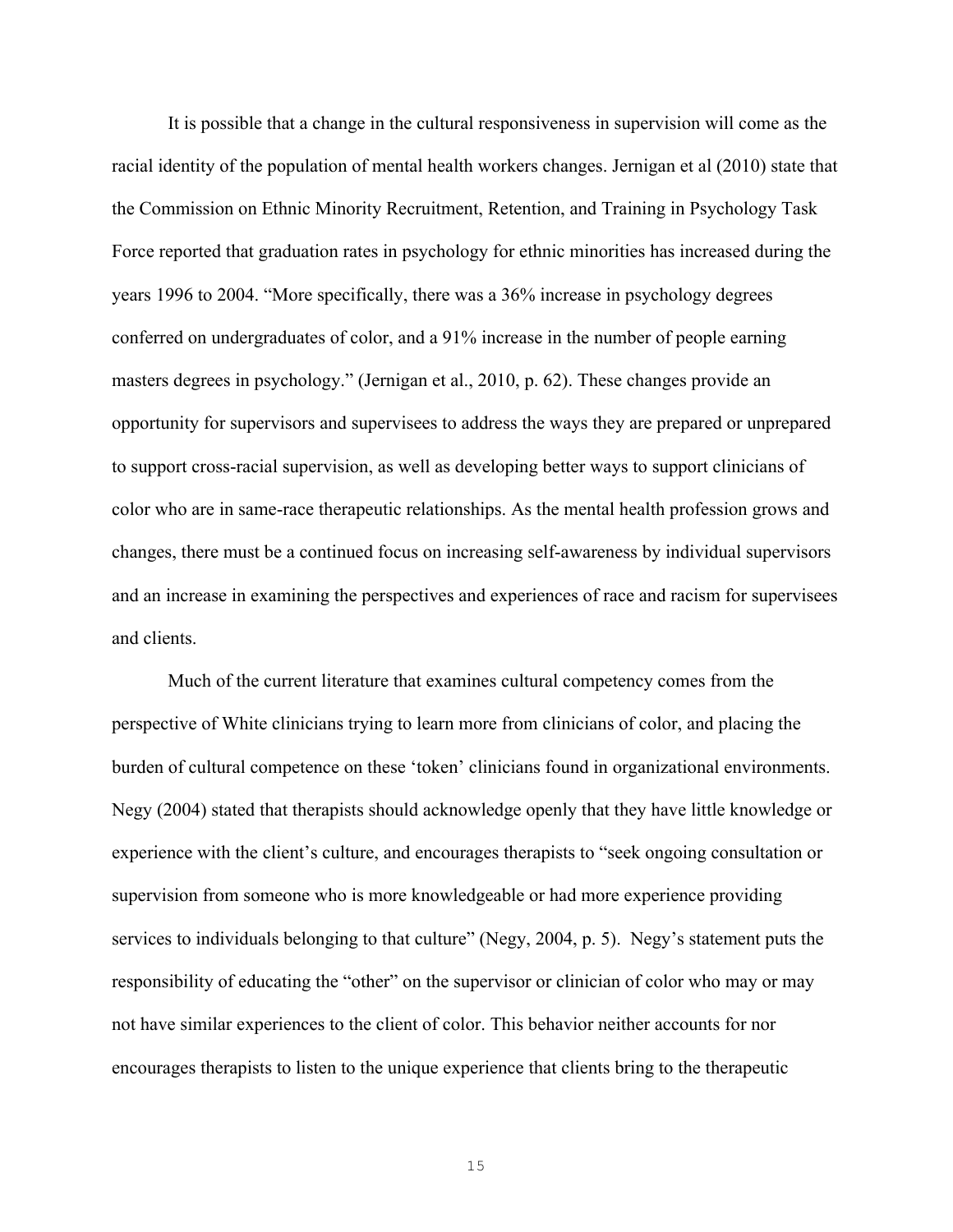It is possible that a change in the cultural responsiveness in supervision will come as the racial identity of the population of mental health workers changes. Jernigan et al (2010) state that the Commission on Ethnic Minority Recruitment, Retention, and Training in Psychology Task Force reported that graduation rates in psychology for ethnic minorities has increased during the years 1996 to 2004. "More specifically, there was a 36% increase in psychology degrees conferred on undergraduates of color, and a 91% increase in the number of people earning masters degrees in psychology." (Jernigan et al., 2010, p. 62). These changes provide an opportunity for supervisors and supervisees to address the ways they are prepared or unprepared to support cross-racial supervision, as well as developing better ways to support clinicians of color who are in same-race therapeutic relationships. As the mental health profession grows and changes, there must be a continued focus on increasing self-awareness by individual supervisors and an increase in examining the perspectives and experiences of race and racism for supervisees and clients.

Much of the current literature that examines cultural competency comes from the perspective of White clinicians trying to learn more from clinicians of color, and placing the burden of cultural competence on these 'token' clinicians found in organizational environments. Negy (2004) stated that therapists should acknowledge openly that they have little knowledge or experience with the client's culture, and encourages therapists to "seek ongoing consultation or supervision from someone who is more knowledgeable or had more experience providing services to individuals belonging to that culture" (Negy, 2004, p. 5). Negy's statement puts the responsibility of educating the "other" on the supervisor or clinician of color who may or may not have similar experiences to the client of color. This behavior neither accounts for nor encourages therapists to listen to the unique experience that clients bring to the therapeutic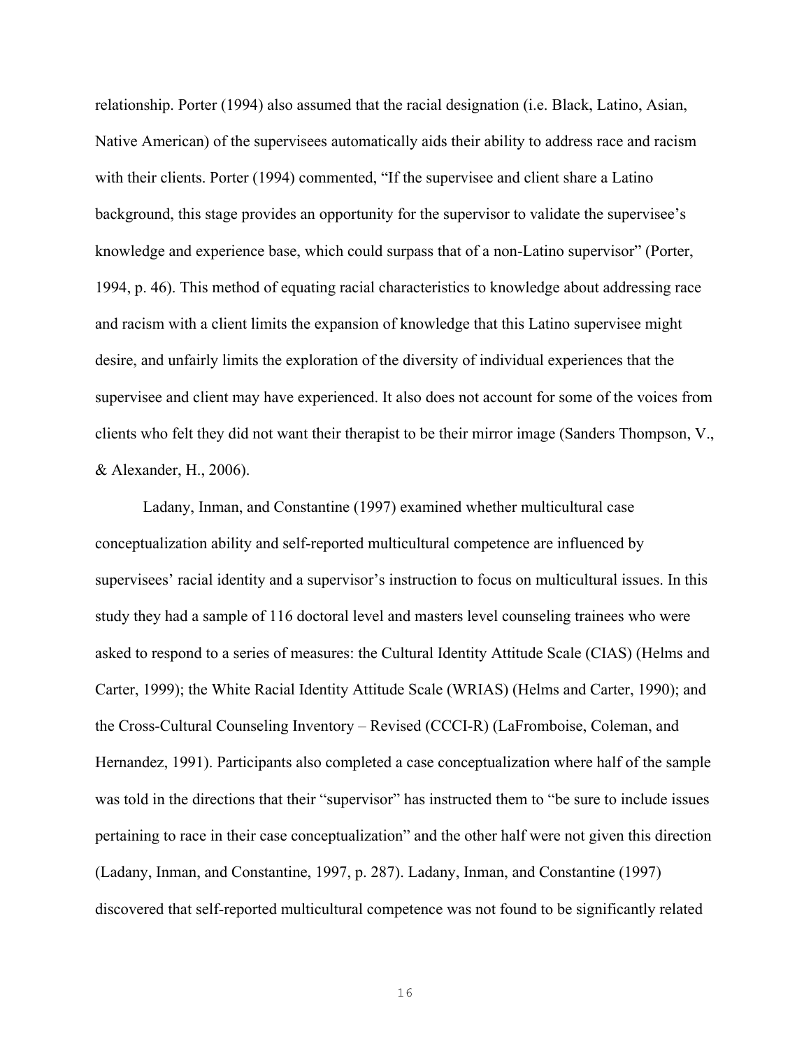relationship. Porter (1994) also assumed that the racial designation (i.e. Black, Latino, Asian, Native American) of the supervisees automatically aids their ability to address race and racism with their clients. Porter (1994) commented, "If the supervisee and client share a Latino background, this stage provides an opportunity for the supervisor to validate the supervisee's knowledge and experience base, which could surpass that of a non-Latino supervisor" (Porter, 1994, p. 46). This method of equating racial characteristics to knowledge about addressing race and racism with a client limits the expansion of knowledge that this Latino supervisee might desire, and unfairly limits the exploration of the diversity of individual experiences that the supervisee and client may have experienced. It also does not account for some of the voices from clients who felt they did not want their therapist to be their mirror image (Sanders Thompson, V., & Alexander, H., 2006).

Ladany, Inman, and Constantine (1997) examined whether multicultural case conceptualization ability and self-reported multicultural competence are influenced by supervisees' racial identity and a supervisor's instruction to focus on multicultural issues. In this study they had a sample of 116 doctoral level and masters level counseling trainees who were asked to respond to a series of measures: the Cultural Identity Attitude Scale (CIAS) (Helms and Carter, 1999); the White Racial Identity Attitude Scale (WRIAS) (Helms and Carter, 1990); and the Cross-Cultural Counseling Inventory – Revised (CCCI-R) (LaFromboise, Coleman, and Hernandez, 1991). Participants also completed a case conceptualization where half of the sample was told in the directions that their "supervisor" has instructed them to "be sure to include issues pertaining to race in their case conceptualization" and the other half were not given this direction (Ladany, Inman, and Constantine, 1997, p. 287). Ladany, Inman, and Constantine (1997) discovered that self-reported multicultural competence was not found to be significantly related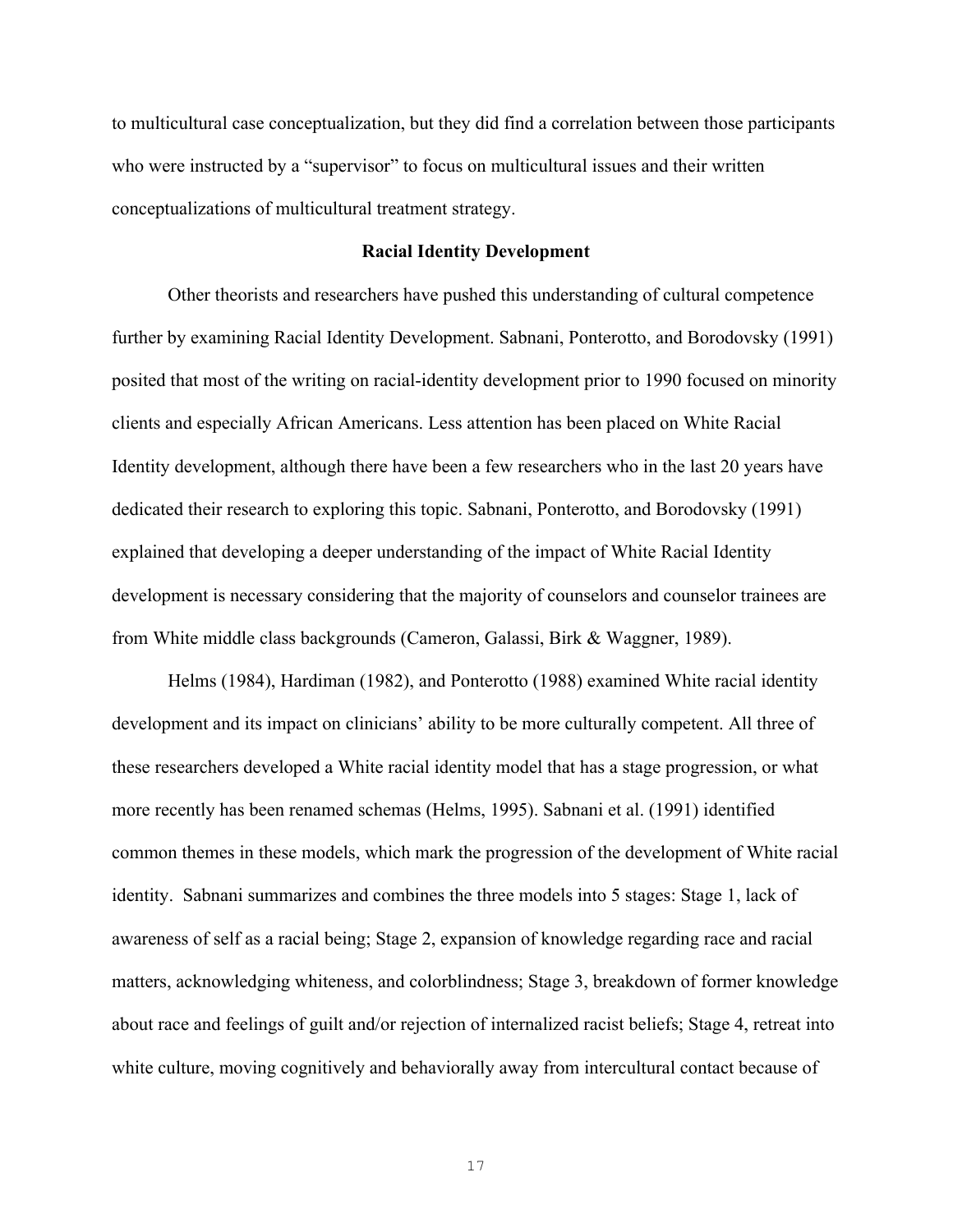to multicultural case conceptualization, but they did find a correlation between those participants who were instructed by a "supervisor" to focus on multicultural issues and their written conceptualizations of multicultural treatment strategy.

## Racial Identity Development

Other theorists and researchers have pushed this understanding of cultural competence further by examining Racial Identity Development. Sabnani, Ponterotto, and Borodovsky (1991) posited that most of the writing on racial-identity development prior to 1990 focused on minority clients and especially African Americans. Less attention has been placed on White Racial Identity development, although there have been a few researchers who in the last 20 years have dedicated their research to exploring this topic. Sabnani, Ponterotto, and Borodovsky (1991) explained that developing a deeper understanding of the impact of White Racial Identity development is necessary considering that the majority of counselors and counselor trainees are from White middle class backgrounds (Cameron, Galassi, Birk & Waggner, 1989).

Helms (1984), Hardiman (1982), and Ponterotto (1988) examined White racial identity development and its impact on clinicians' ability to be more culturally competent. All three of these researchers developed a White racial identity model that has a stage progression, or what more recently has been renamed schemas (Helms, 1995). Sabnani et al. (1991) identified common themes in these models, which mark the progression of the development of White racial identity. Sabnani summarizes and combines the three models into 5 stages: Stage 1, lack of awareness of self as a racial being; Stage 2, expansion of knowledge regarding race and racial matters, acknowledging whiteness, and colorblindness; Stage 3, breakdown of former knowledge about race and feelings of guilt and/or rejection of internalized racist beliefs; Stage 4, retreat into white culture, moving cognitively and behaviorally away from intercultural contact because of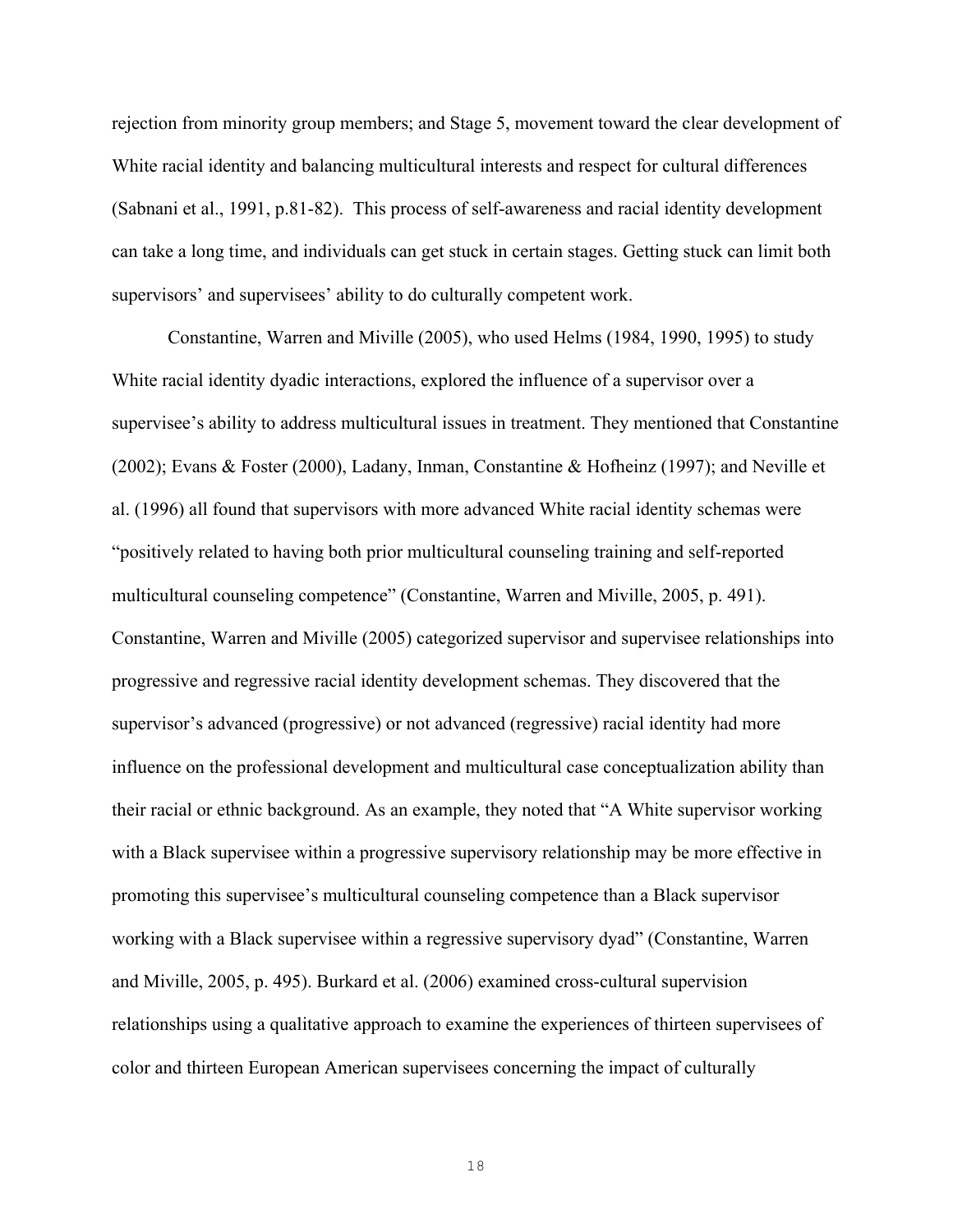rejection from minority group members; and Stage 5, movement toward the clear development of White racial identity and balancing multicultural interests and respect for cultural differences (Sabnani et al., 1991, p.81-82). This process of self-awareness and racial identity development can take a long time, and individuals can get stuck in certain stages. Getting stuck can limit both supervisors' and supervisees' ability to do culturally competent work.

Constantine, Warren and Miville (2005), who used Helms (1984, 1990, 1995) to study White racial identity dyadic interactions, explored the influence of a supervisor over a supervisee's ability to address multicultural issues in treatment. They mentioned that Constantine (2002); Evans & Foster (2000), Ladany, Inman, Constantine & Hofheinz (1997); and Neville et al. (1996) all found that supervisors with more advanced White racial identity schemas were "positively related to having both prior multicultural counseling training and self-reported multicultural counseling competence" (Constantine, Warren and Miville, 2005, p. 491). Constantine, Warren and Miville (2005) categorized supervisor and supervisee relationships into progressive and regressive racial identity development schemas. They discovered that the supervisor's advanced (progressive) or not advanced (regressive) racial identity had more influence on the professional development and multicultural case conceptualization ability than their racial or ethnic background. As an example, they noted that "A White supervisor working with a Black supervisee within a progressive supervisory relationship may be more effective in promoting this supervisee's multicultural counseling competence than a Black supervisor working with a Black supervisee within a regressive supervisory dyad" (Constantine, Warren and Miville, 2005, p. 495). Burkard et al. (2006) examined cross-cultural supervision relationships using a qualitative approach to examine the experiences of thirteen supervisees of color and thirteen European American supervisees concerning the impact of culturally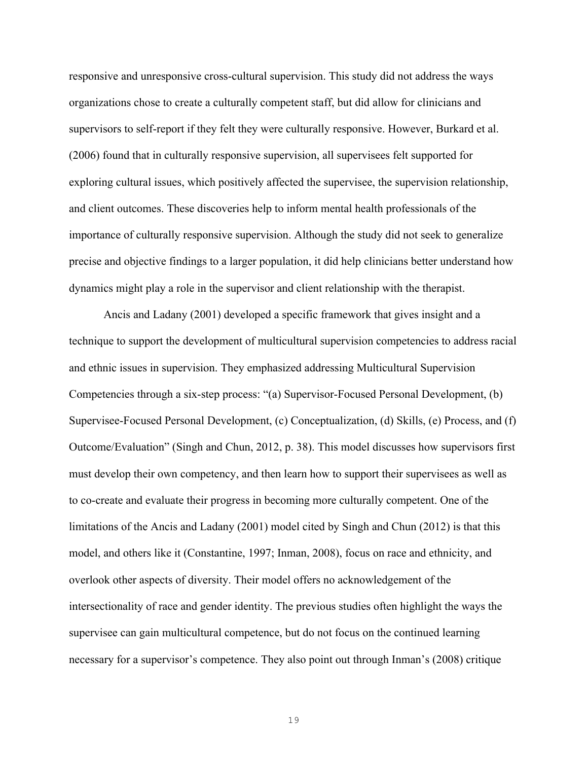responsive and unresponsive cross-cultural supervision. This study did not address the ways organizations chose to create a culturally competent staff, but did allow for clinicians and supervisors to self-report if they felt they were culturally responsive. However, Burkard et al. (2006) found that in culturally responsive supervision, all supervisees felt supported for exploring cultural issues, which positively affected the supervisee, the supervision relationship, and client outcomes. These discoveries help to inform mental health professionals of the importance of culturally responsive supervision. Although the study did not seek to generalize precise and objective findings to a larger population, it did help clinicians better understand how dynamics might play a role in the supervisor and client relationship with the therapist.

Ancis and Ladany (2001) developed a specific framework that gives insight and a technique to support the development of multicultural supervision competencies to address racial and ethnic issues in supervision. They emphasized addressing Multicultural Supervision Competencies through a six-step process: "(a) Supervisor-Focused Personal Development, (b) Supervisee-Focused Personal Development, (c) Conceptualization, (d) Skills, (e) Process, and (f) Outcome/Evaluation" (Singh and Chun, 2012, p. 38). This model discusses how supervisors first must develop their own competency, and then learn how to support their supervisees as well as to co-create and evaluate their progress in becoming more culturally competent. One of the limitations of the Ancis and Ladany (2001) model cited by Singh and Chun (2012) is that this model, and others like it (Constantine, 1997; Inman, 2008), focus on race and ethnicity, and overlook other aspects of diversity. Their model offers no acknowledgement of the intersectionality of race and gender identity. The previous studies often highlight the ways the supervisee can gain multicultural competence, but do not focus on the continued learning necessary for a supervisor's competence. They also point out through Inman's (2008) critique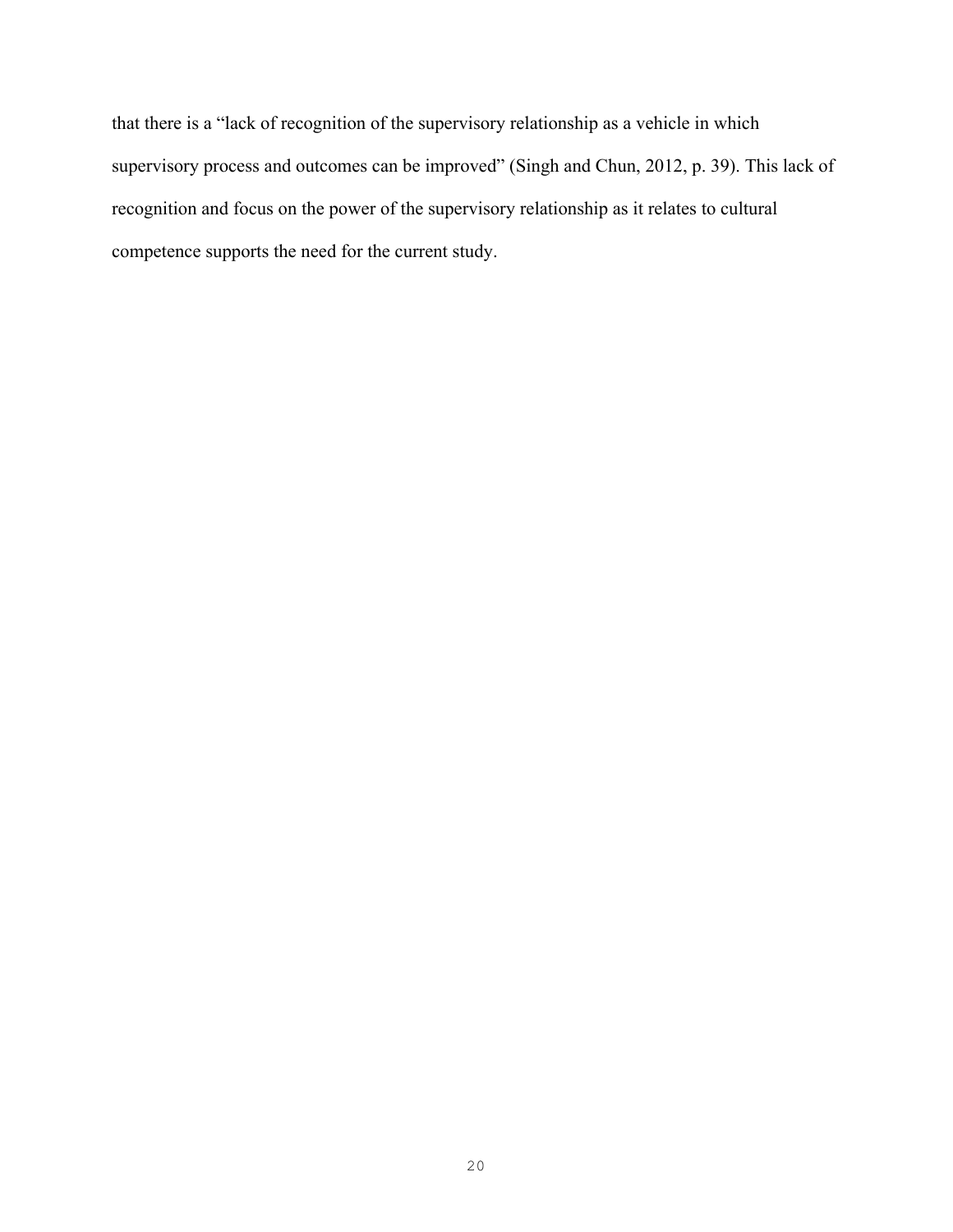that there is a “lack of recognition of the supervisory relationship as a vehicle in which supervisory process and outcomes can be improved” (Singh and Chun, 2012, p. 39). This lack of recognition and focus on the power of the supervisory relationship as it relates to cultural competence supports the need for the current study.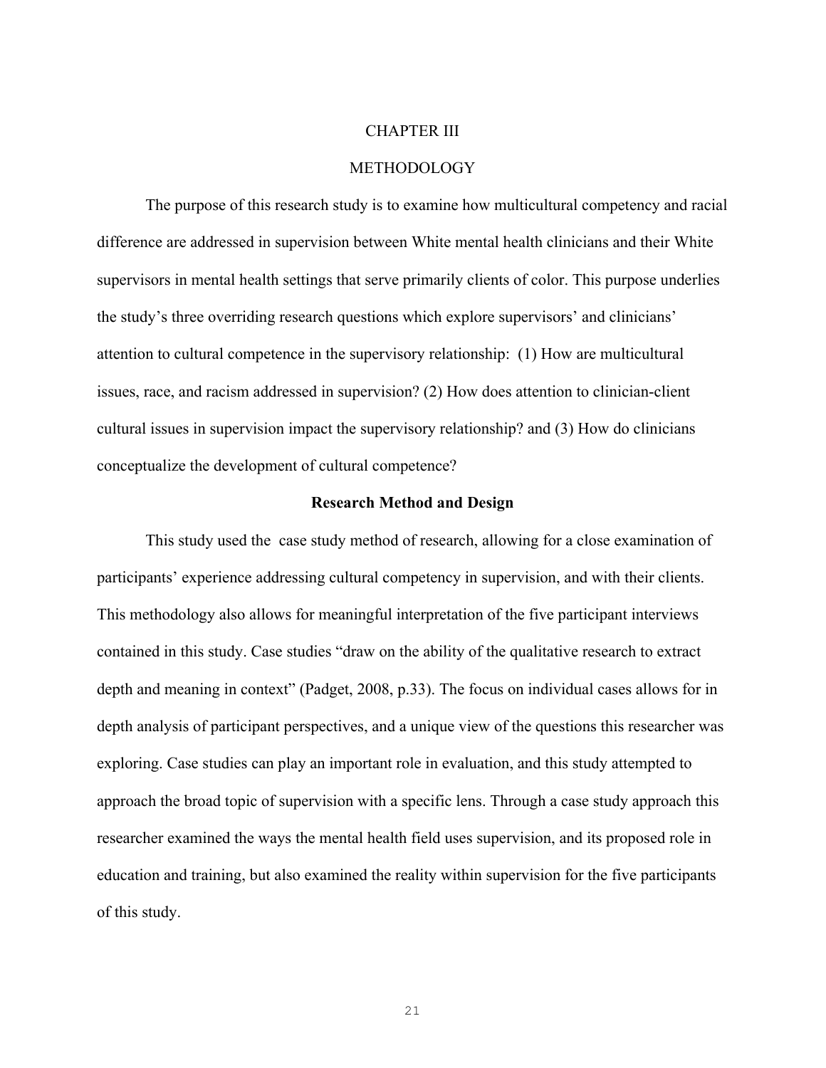# CHAPTER III

# METHODOLOGY

The purpose of this research study is to examine how multicultural competency and racial difference are addressed in supervision between White mental health clinicians and their White supervisors in mental health settings that serve primarily clients of color. This purpose underlies the study's three overriding research questions which explore supervisors' and clinicians' attention to cultural competence in the supervisory relationship: (1) How are multicultural issues, race, and racism addressed in supervision? (2) How does attention to clinician-client cultural issues in supervision impact the supervisory relationship? and (3) How do clinicians conceptualize the development of cultural competence?

## Research Method and Design

This study used the case study method of research, allowing for a close examination of participants' experience addressing cultural competency in supervision, and with their clients. This methodology also allows for meaningful interpretation of the five participant interviews contained in this study. Case studies "draw on the ability of the qualitative research to extract depth and meaning in context" (Padget, 2008, p.33). The focus on individual cases allows for in depth analysis of participant perspectives, and a unique view of the questions this researcher was exploring. Case studies can play an important role in evaluation, and this study attempted to approach the broad topic of supervision with a specific lens. Through a case study approach this researcher examined the ways the mental health field uses supervision, and its proposed role in education and training, but also examined the reality within supervision for the five participants of this study.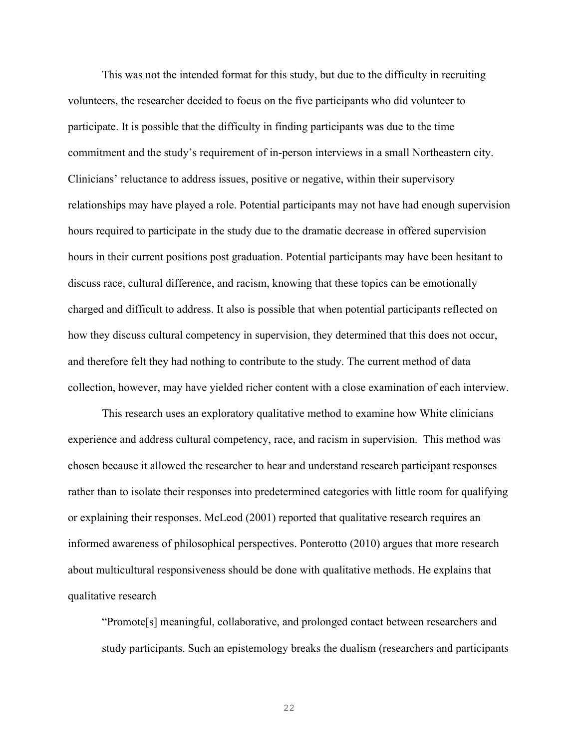This was not the intended format for this study, but due to the difficulty in recruiting volunteers, the researcher decided to focus on the five participants who did volunteer to participate. It is possible that the difficulty in finding participants was due to the time commitment and the study's requirement of in-person interviews in a small Northeastern city. Clinicians' reluctance to address issues, positive or negative, within their supervisory relationships may have played a role. Potential participants may not have had enough supervision hours required to participate in the study due to the dramatic decrease in offered supervision hours in their current positions post graduation. Potential participants may have been hesitant to discuss race, cultural difference, and racism, knowing that these topics can be emotionally charged and difficult to address. It also is possible that when potential participants reflected on how they discuss cultural competency in supervision, they determined that this does not occur, and therefore felt they had nothing to contribute to the study. The current method of data collection, however, may have yielded richer content with a close examination of each interview.

This research uses an exploratory qualitative method to examine how White clinicians experience and address cultural competency, race, and racism in supervision. This method was chosen because it allowed the researcher to hear and understand research participant responses rather than to isolate their responses into predetermined categories with little room for qualifying or explaining their responses. McLeod (2001) reported that qualitative research requires an informed awareness of philosophical perspectives. Ponterotto (2010) argues that more research about multicultural responsiveness should be done with qualitative methods. He explains that qualitative research

> "Promote[s] meaningful, collaborative, and prolonged contact between researchers and study participants. Such an epistemology breaks the dualism (researchers and participants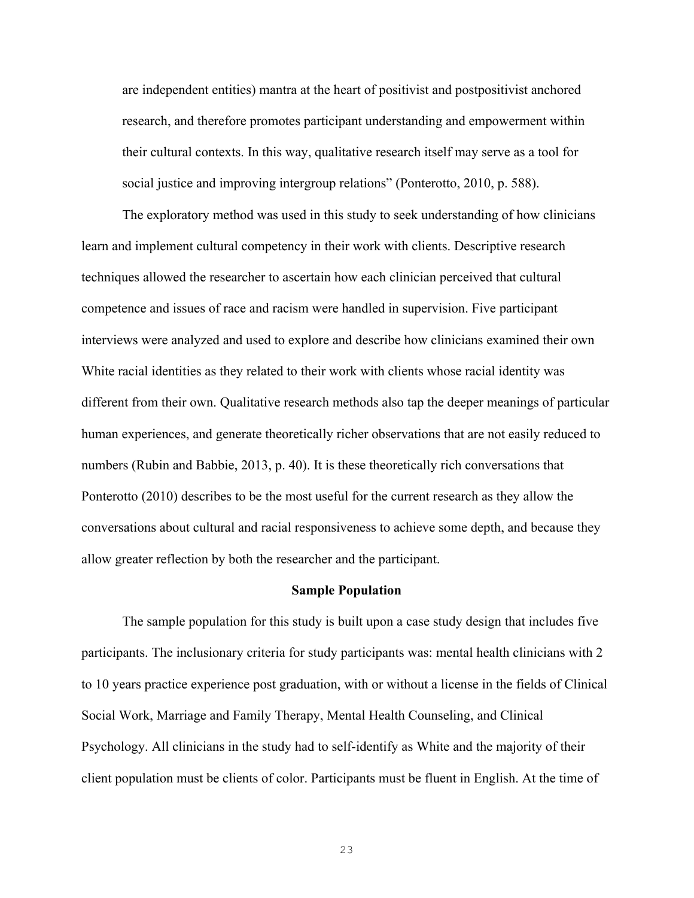are independent entities) mantra at the heart of positivist and postpositivist anchored research, and therefore promotes participant understanding and empowerment within their cultural contexts. In this way, qualitative research itself may serve as a tool for social justice and improving intergroup relations" (Ponterotto, 2010, p. 588).

The exploratory method was used in this study to seek understanding of how clinicians learn and implement cultural competency in their work with clients. Descriptive research techniques allowed the researcher to ascertain how each clinician perceived that cultural competence and issues of race and racism were handled in supervision. Five participant interviews were analyzed and used to explore and describe how clinicians examined their own White racial identities as they related to their work with clients whose racial identity was different from their own. Qualitative research methods also tap the deeper meanings of particular human experiences, and generate theoretically richer observations that are not easily reduced to numbers (Rubin and Babbie, 2013, p. 40). It is these theoretically rich conversations that Ponterotto (2010) describes to be the most useful for the current research as they allow the conversations about cultural and racial responsiveness to achieve some depth, and because they allow greater reflection by both the researcher and the participant.

## Sample Population

The sample population for this study is built upon a case study design that includes five participants. The inclusionary criteria for study participants was: mental health clinicians with 2 to 10 years practice experience post graduation, with or without a license in the fields of Clinical Social Work, Marriage and Family Therapy, Mental Health Counseling, and Clinical Psychology. All clinicians in the study had to self-identify as White and the majority of their client population must be clients of color. Participants must be fluent in English. At the time of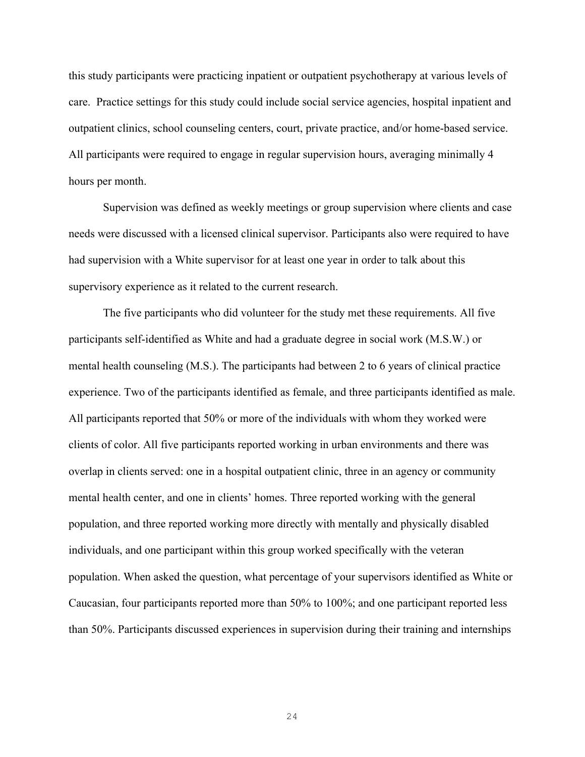this study participants were practicing inpatient or outpatient psychotherapy at various levels of care. Practice settings for this study could include social service agencies, hospital inpatient and outpatient clinics, school counseling centers, court, private practice, and/or home-based service. All participants were required to engage in regular supervision hours, averaging minimally 4 hours per month.

Supervision was defined as weekly meetings or group supervision where clients and case needs were discussed with a licensed clinical supervisor. Participants also were required to have had supervision with a White supervisor for at least one year in order to talk about this supervisory experience as it related to the current research.

The five participants who did volunteer for the study met these requirements. All five participants self-identified as White and had a graduate degree in social work (M.S.W.) or mental health counseling (M.S.). The participants had between 2 to 6 years of clinical practice experience. Two of the participants identified as female, and three participants identified as male. All participants reported that 50% or more of the individuals with whom they worked were clients of color. All five participants reported working in urban environments and there was overlap in clients served: one in a hospital outpatient clinic, three in an agency or community mental health center, and one in clients' homes. Three reported working with the general population, and three reported working more directly with mentally and physically disabled individuals, and one participant within this group worked specifically with the veteran population. When asked the question, what percentage of your supervisors identified as White or Caucasian, four participants reported more than 50% to 100%; and one participant reported less than 50%. Participants discussed experiences in supervision during their training and internships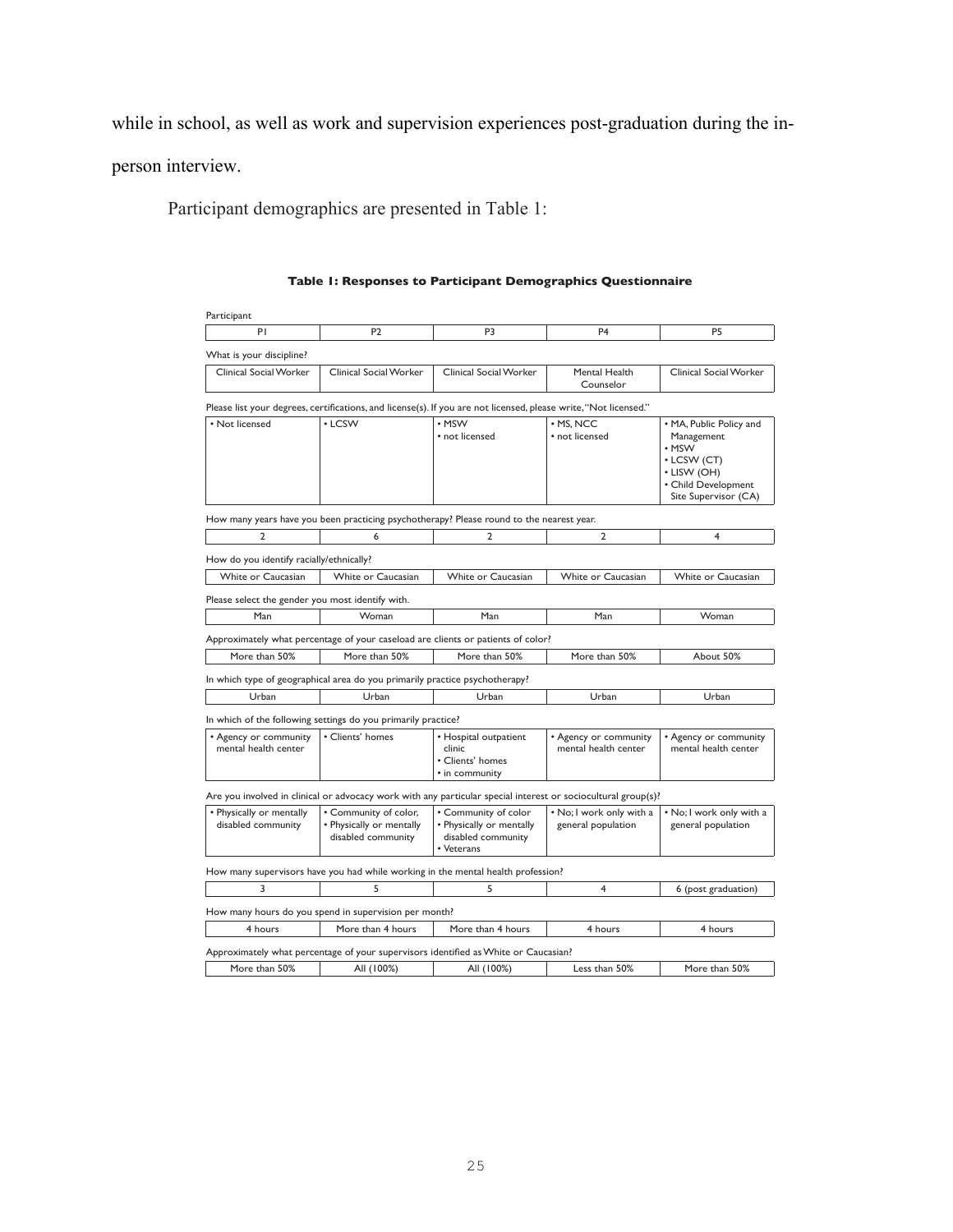while in school, as well as work and supervision experiences post-graduation during the in-person interview.

Participant demographics are presented in Table 1:

**Table 1: Responses to Participant Demographics Questionnaire**

| Participant | P1 | P2 | P3 | P4 | P5 |
|---|---|---|---|---|---|
| What is your discipline? | Clinical Social Worker | Clinical Social Worker | Clinical Social Worker | Mental Health Counselor | Clinical Social Worker |
| Please list your degrees, certifications, and license(s). If you are not licensed, please write, "Not licensed." | • Not licensed | • LCSW | • MSW<br>• not licensed | • MS, NCC<br>• not licensed | • MA, Public Policy and Management<br>• MSW<br>• LCSW (CT)<br>• LISW (OH)<br>• Child Development Site Supervisor (CA) |
| How many years have you been practicing psychotherapy? Please round to the nearest year. | 2 | 6 | 2 | 2 | 4 |
| How do you identify racially/ethnically? | White or Caucasian | White or Caucasian | White or Caucasian | White or Caucasian | White or Caucasian |
| Please select the gender you most identify with. | Man | Woman | Man | Man | Woman |
| Approximately what percentage of your caseload are clients or patients of color? | More than 50% | More than 50% | More than 50% | More than 50% | About 50% |
| In which type of geographical area do you primarily practice psychotherapy? | Urban | Urban | Urban | Urban | Urban |
| In which of the following settings do you primarily practice? | • Agency or community mental health center | • Clients' homes | • Hospital outpatient clinic<br>• Clients' homes<br>• in community | • Agency or community mental health center | • Agency or community mental health center |
| Are you involved in clinical or advocacy work with any particular special interest or sociocultural group(s)? | • Physically or mentally disabled community | • Community of color,<br>• Physically or mentally disabled community | • Community of color<br>• Physically or mentally disabled community<br>• Veterans | • No; I work only with a general population | • No; I work only with a general population |
| How many supervisors have you had while working in the mental health profession? | 3 | 5 | 5 | 4 | 6 (post graduation) |
| How many hours do you spend in supervision per month? | 4 hours | More than 4 hours | More than 4 hours | 4 hours | 4 hours |
| Approximately what percentage of your supervisors identified as White or Caucasian? | More than 50% | All (100%) | All (100%) | Less than 50% | More than 50% |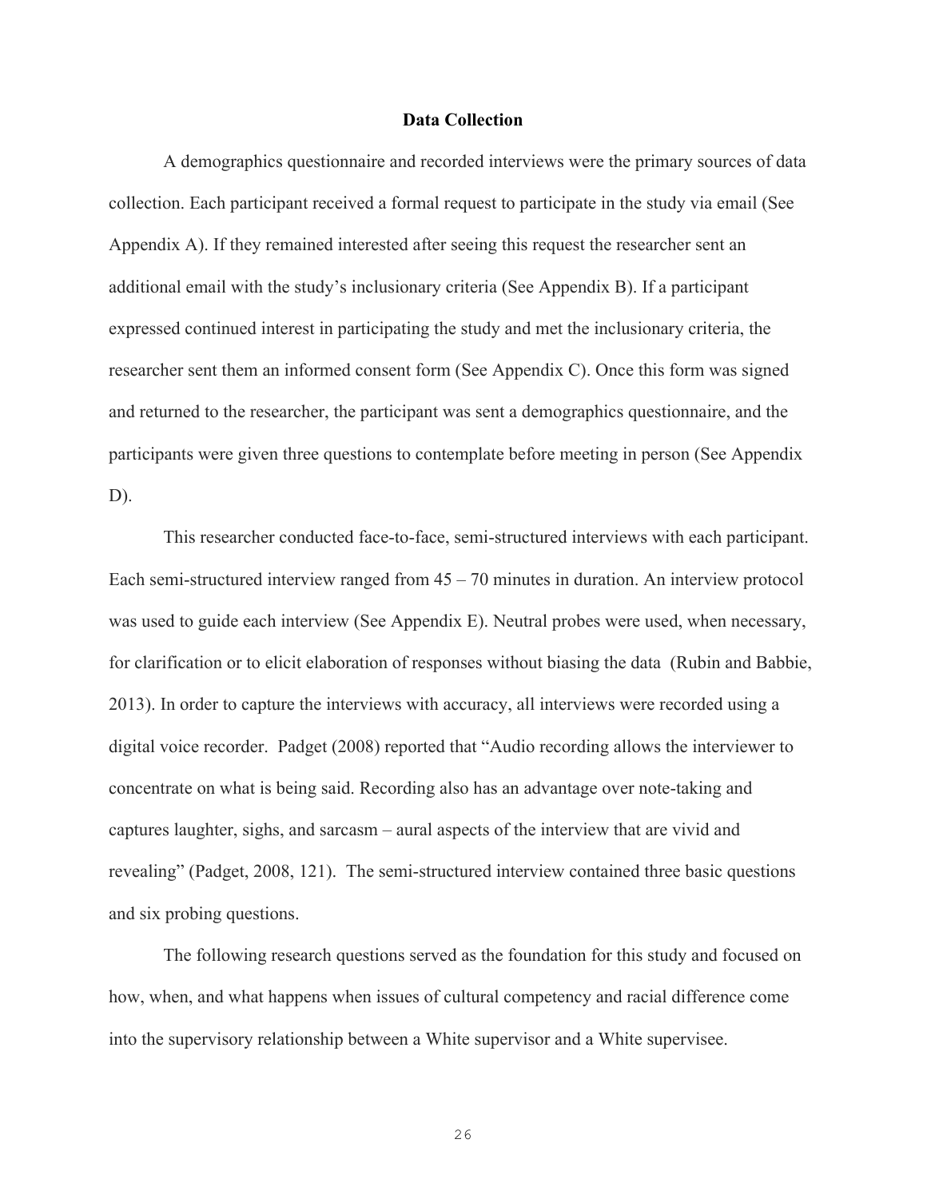## Data Collection

A demographics questionnaire and recorded interviews were the primary sources of data collection. Each participant received a formal request to participate in the study via email (See Appendix A). If they remained interested after seeing this request the researcher sent an additional email with the study's inclusionary criteria (See Appendix B). If a participant expressed continued interest in participating the study and met the inclusionary criteria, the researcher sent them an informed consent form (See Appendix C). Once this form was signed and returned to the researcher, the participant was sent a demographics questionnaire, and the participants were given three questions to contemplate before meeting in person (See Appendix D).

This researcher conducted face-to-face, semi-structured interviews with each participant. Each semi-structured interview ranged from 45 – 70 minutes in duration. An interview protocol was used to guide each interview (See Appendix E). Neutral probes were used, when necessary, for clarification or to elicit elaboration of responses without biasing the data (Rubin and Babbie, 2013). In order to capture the interviews with accuracy, all interviews were recorded using a digital voice recorder. Padget (2008) reported that "Audio recording allows the interviewer to concentrate on what is being said. Recording also has an advantage over note-taking and captures laughter, sighs, and sarcasm – aural aspects of the interview that are vivid and revealing" (Padget, 2008, 121). The semi-structured interview contained three basic questions and six probing questions.

The following research questions served as the foundation for this study and focused on how, when, and what happens when issues of cultural competency and racial difference come into the supervisory relationship between a White supervisor and a White supervisee.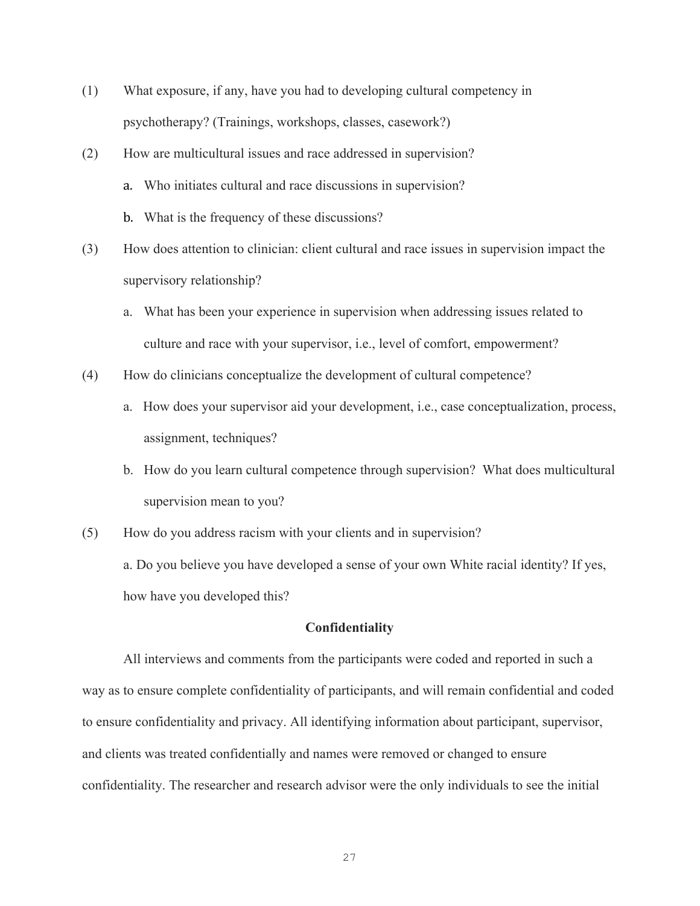(1) What exposure, if any, have you had to developing cultural competency in psychotherapy? (Trainings, workshops, classes, casework?)

(2) How are multicultural issues and race addressed in supervision?

   a. Who initiates cultural and race discussions in supervision?

   b. What is the frequency of these discussions?

(3) How does attention to clinician: client cultural and race issues in supervision impact the supervisory relationship?

   a. What has been your experience in supervision when addressing issues related to culture and race with your supervisor, i.e., level of comfort, empowerment?

(4) How do clinicians conceptualize the development of cultural competence?

   a. How does your supervisor aid your development, i.e., case conceptualization, process, assignment, techniques?

   b. How do you learn cultural competence through supervision? What does multicultural supervision mean to you?

(5) How do you address racism with your clients and in supervision?

   a. Do you believe you have developed a sense of your own White racial identity? If yes, how have you developed this?

**Confidentiality**

All interviews and comments from the participants were coded and reported in such a way as to ensure complete confidentiality of participants, and will remain confidential and coded to ensure confidentiality and privacy. All identifying information about participant, supervisor, and clients was treated confidentially and names were removed or changed to ensure confidentiality. The researcher and research advisor were the only individuals to see the initial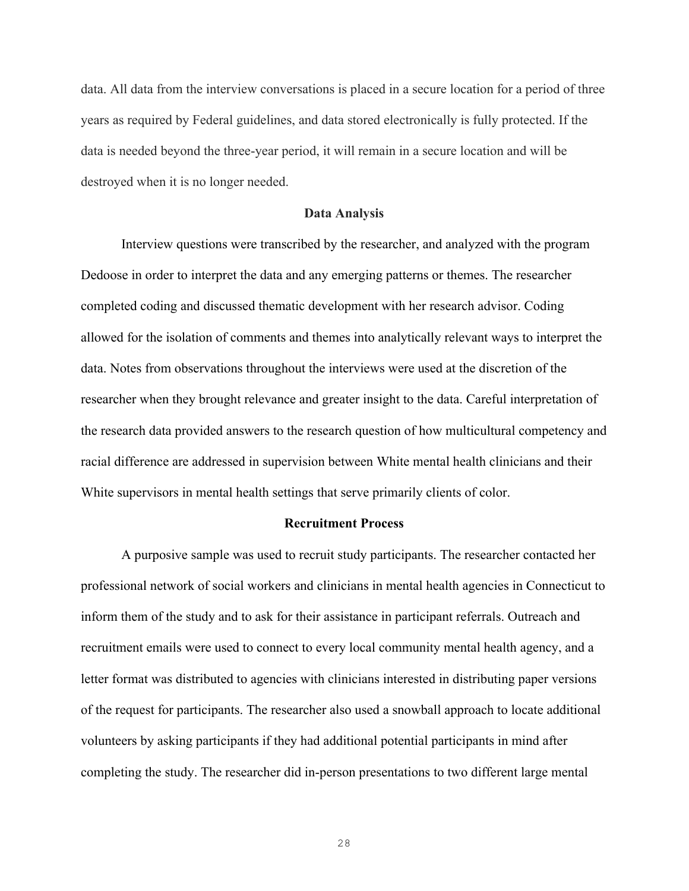data. All data from the interview conversations is placed in a secure location for a period of three years as required by Federal guidelines, and data stored electronically is fully protected. If the data is needed beyond the three-year period, it will remain in a secure location and will be destroyed when it is no longer needed.

### Data Analysis

Interview questions were transcribed by the researcher, and analyzed with the program Dedoose in order to interpret the data and any emerging patterns or themes. The researcher completed coding and discussed thematic development with her research advisor. Coding allowed for the isolation of comments and themes into analytically relevant ways to interpret the data. Notes from observations throughout the interviews were used at the discretion of the researcher when they brought relevance and greater insight to the data. Careful interpretation of the research data provided answers to the research question of how multicultural competency and racial difference are addressed in supervision between White mental health clinicians and their White supervisors in mental health settings that serve primarily clients of color.

### Recruitment Process

A purposive sample was used to recruit study participants. The researcher contacted her professional network of social workers and clinicians in mental health agencies in Connecticut to inform them of the study and to ask for their assistance in participant referrals. Outreach and recruitment emails were used to connect to every local community mental health agency, and a letter format was distributed to agencies with clinicians interested in distributing paper versions of the request for participants. The researcher also used a snowball approach to locate additional volunteers by asking participants if they had additional potential participants in mind after completing the study. The researcher did in-person presentations to two different large mental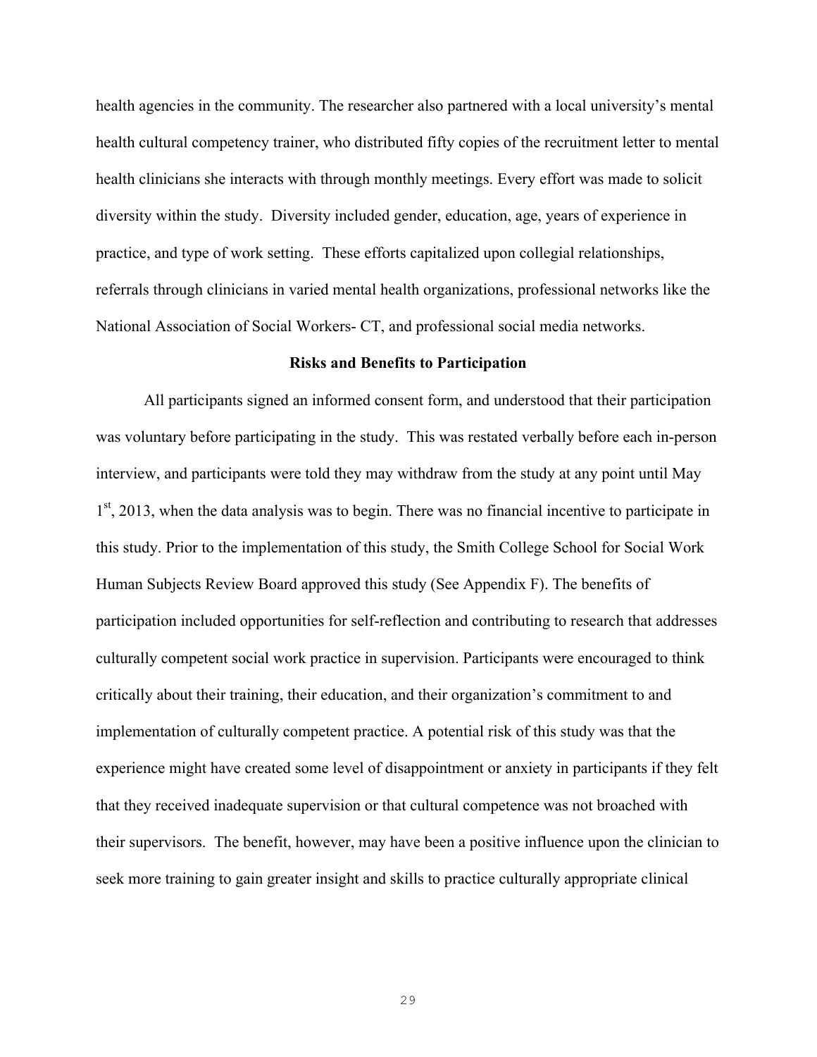health agencies in the community. The researcher also partnered with a local university's mental health cultural competency trainer, who distributed fifty copies of the recruitment letter to mental health clinicians she interacts with through monthly meetings. Every effort was made to solicit diversity within the study. Diversity included gender, education, age, years of experience in practice, and type of work setting. These efforts capitalized upon collegial relationships, referrals through clinicians in varied mental health organizations, professional networks like the National Association of Social Workers- CT, and professional social media networks.

**Risks and Benefits to Participation**

All participants signed an informed consent form, and understood that their participation was voluntary before participating in the study. This was restated verbally before each in-person interview, and participants were told they may withdraw from the study at any point until May 1st, 2013, when the data analysis was to begin. There was no financial incentive to participate in this study. Prior to the implementation of this study, the Smith College School for Social Work Human Subjects Review Board approved this study (See Appendix F). The benefits of participation included opportunities for self-reflection and contributing to research that addresses culturally competent social work practice in supervision. Participants were encouraged to think critically about their training, their education, and their organization's commitment to and implementation of culturally competent practice. A potential risk of this study was that the experience might have created some level of disappointment or anxiety in participants if they felt that they received inadequate supervision or that cultural competence was not broached with their supervisors. The benefit, however, may have been a positive influence upon the clinician to seek more training to gain greater insight and skills to practice culturally appropriate clinical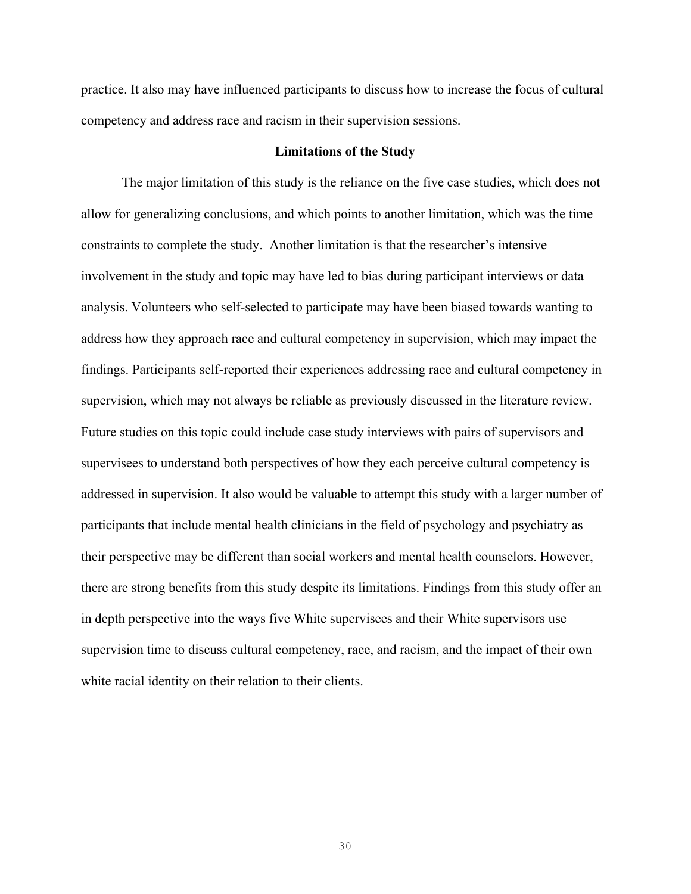practice. It also may have influenced participants to discuss how to increase the focus of cultural competency and address race and racism in their supervision sessions.

## Limitations of the Study

The major limitation of this study is the reliance on the five case studies, which does not allow for generalizing conclusions, and which points to another limitation, which was the time constraints to complete the study. Another limitation is that the researcher's intensive involvement in the study and topic may have led to bias during participant interviews or data analysis. Volunteers who self-selected to participate may have been biased towards wanting to address how they approach race and cultural competency in supervision, which may impact the findings. Participants self-reported their experiences addressing race and cultural competency in supervision, which may not always be reliable as previously discussed in the literature review. Future studies on this topic could include case study interviews with pairs of supervisors and supervisees to understand both perspectives of how they each perceive cultural competency is addressed in supervision. It also would be valuable to attempt this study with a larger number of participants that include mental health clinicians in the field of psychology and psychiatry as their perspective may be different than social workers and mental health counselors. However, there are strong benefits from this study despite its limitations. Findings from this study offer an in depth perspective into the ways five White supervisees and their White supervisors use supervision time to discuss cultural competency, race, and racism, and the impact of their own white racial identity on their relation to their clients.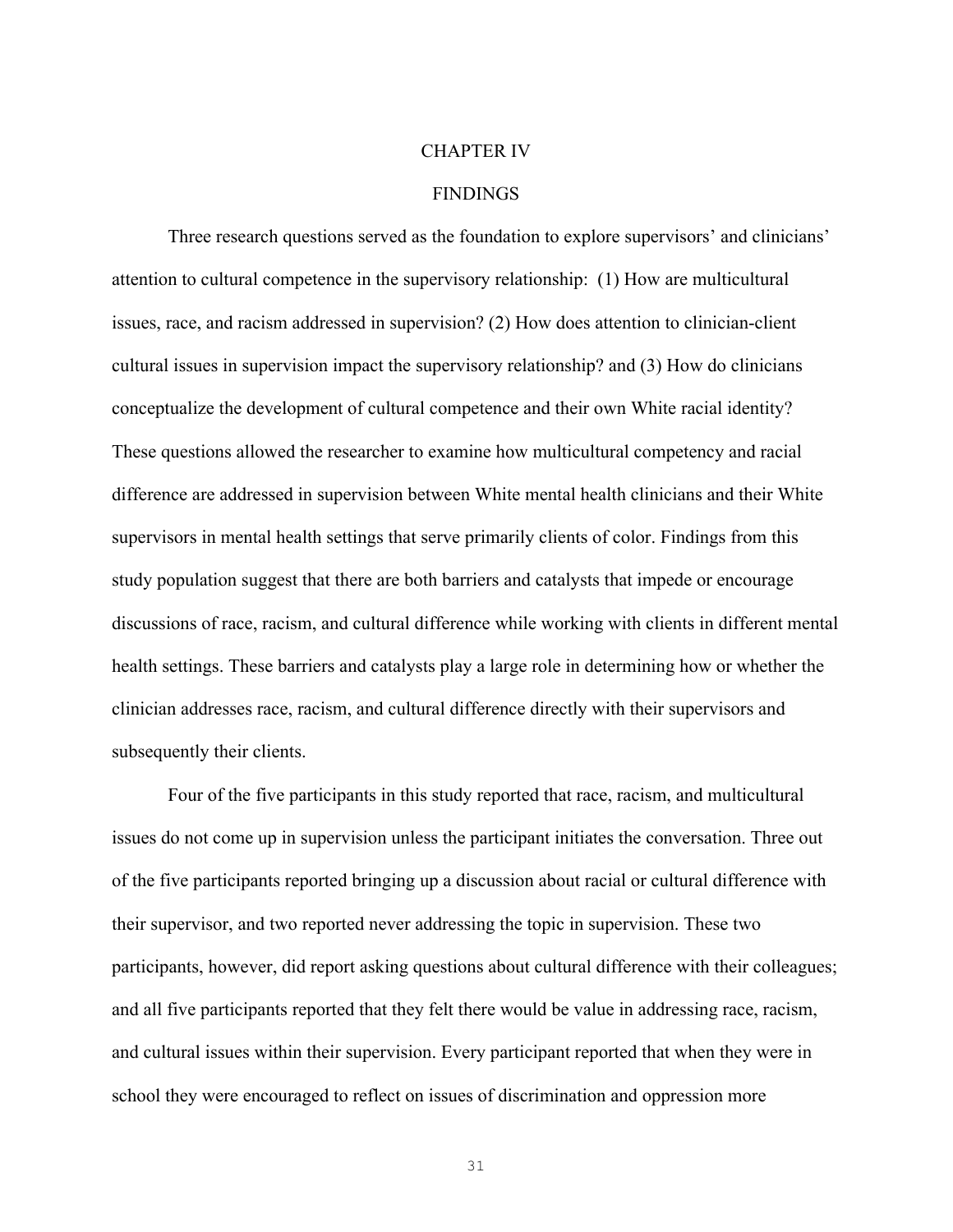# CHAPTER IV

# FINDINGS

Three research questions served as the foundation to explore supervisors' and clinicians' attention to cultural competence in the supervisory relationship: (1) How are multicultural issues, race, and racism addressed in supervision? (2) How does attention to clinician-client cultural issues in supervision impact the supervisory relationship? and (3) How do clinicians conceptualize the development of cultural competence and their own White racial identity? These questions allowed the researcher to examine how multicultural competency and racial difference are addressed in supervision between White mental health clinicians and their White supervisors in mental health settings that serve primarily clients of color. Findings from this study population suggest that there are both barriers and catalysts that impede or encourage discussions of race, racism, and cultural difference while working with clients in different mental health settings. These barriers and catalysts play a large role in determining how or whether the clinician addresses race, racism, and cultural difference directly with their supervisors and subsequently their clients.

Four of the five participants in this study reported that race, racism, and multicultural issues do not come up in supervision unless the participant initiates the conversation. Three out of the five participants reported bringing up a discussion about racial or cultural difference with their supervisor, and two reported never addressing the topic in supervision. These two participants, however, did report asking questions about cultural difference with their colleagues; and all five participants reported that they felt there would be value in addressing race, racism, and cultural issues within their supervision. Every participant reported that when they were in school they were encouraged to reflect on issues of discrimination and oppression more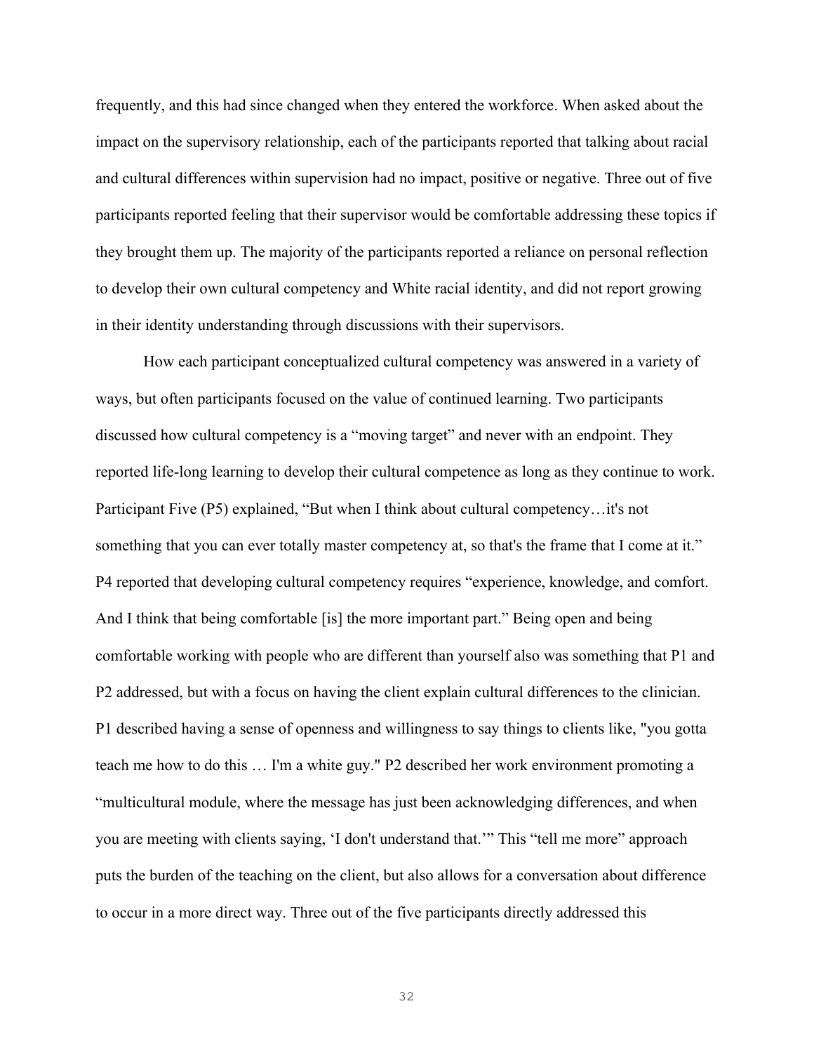frequently, and this had since changed when they entered the workforce. When asked about the impact on the supervisory relationship, each of the participants reported that talking about racial and cultural differences within supervision had no impact, positive or negative. Three out of five participants reported feeling that their supervisor would be comfortable addressing these topics if they brought them up. The majority of the participants reported a reliance on personal reflection to develop their own cultural competency and White racial identity, and did not report growing in their identity understanding through discussions with their supervisors.

How each participant conceptualized cultural competency was answered in a variety of ways, but often participants focused on the value of continued learning. Two participants discussed how cultural competency is a "moving target" and never with an endpoint. They reported life-long learning to develop their cultural competence as long as they continue to work. Participant Five (P5) explained, "But when I think about cultural competency…it's not something that you can ever totally master competency at, so that's the frame that I come at it." P4 reported that developing cultural competency requires "experience, knowledge, and comfort. And I think that being comfortable [is] the more important part." Being open and being comfortable working with people who are different than yourself also was something that P1 and P2 addressed, but with a focus on having the client explain cultural differences to the clinician. P1 described having a sense of openness and willingness to say things to clients like, "you gotta teach me how to do this … I'm a white guy." P2 described her work environment promoting a "multicultural module, where the message has just been acknowledging differences, and when you are meeting with clients saying, 'I don't understand that.'" This "tell me more" approach puts the burden of the teaching on the client, but also allows for a conversation about difference to occur in a more direct way. Three out of the five participants directly addressed this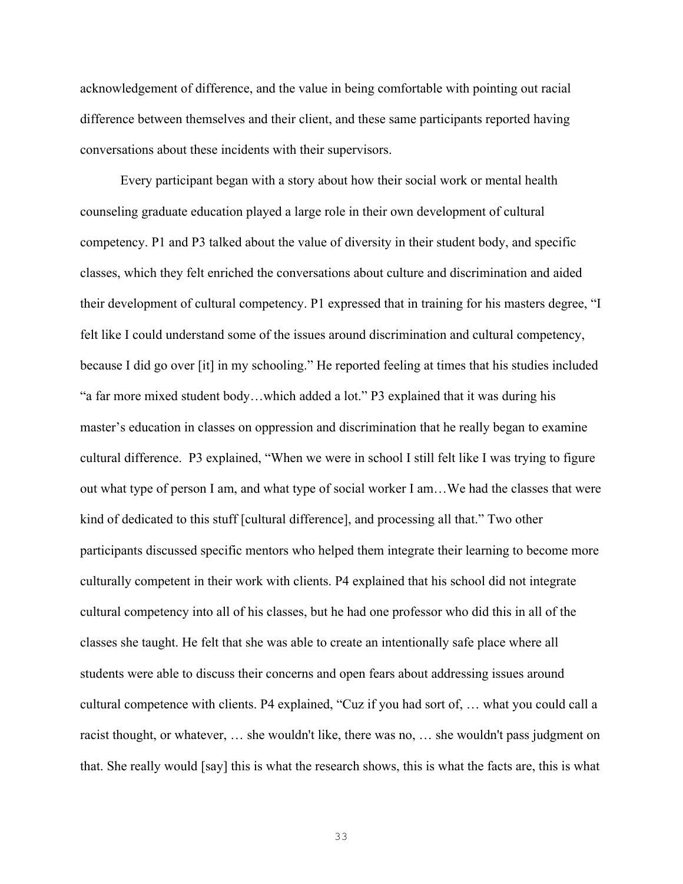acknowledgement of difference, and the value in being comfortable with pointing out racial difference between themselves and their client, and these same participants reported having conversations about these incidents with their supervisors.

Every participant began with a story about how their social work or mental health counseling graduate education played a large role in their own development of cultural competency. P1 and P3 talked about the value of diversity in their student body, and specific classes, which they felt enriched the conversations about culture and discrimination and aided their development of cultural competency. P1 expressed that in training for his masters degree, "I felt like I could understand some of the issues around discrimination and cultural competency, because I did go over [it] in my schooling." He reported feeling at times that his studies included "a far more mixed student body…which added a lot." P3 explained that it was during his master's education in classes on oppression and discrimination that he really began to examine cultural difference. P3 explained, "When we were in school I still felt like I was trying to figure out what type of person I am, and what type of social worker I am…We had the classes that were kind of dedicated to this stuff [cultural difference], and processing all that." Two other participants discussed specific mentors who helped them integrate their learning to become more culturally competent in their work with clients. P4 explained that his school did not integrate cultural competency into all of his classes, but he had one professor who did this in all of the classes she taught. He felt that she was able to create an intentionally safe place where all students were able to discuss their concerns and open fears about addressing issues around cultural competence with clients. P4 explained, "Cuz if you had sort of, … what you could call a racist thought, or whatever, … she wouldn't like, there was no, … she wouldn't pass judgment on that. She really would [say] this is what the research shows, this is what the facts are, this is what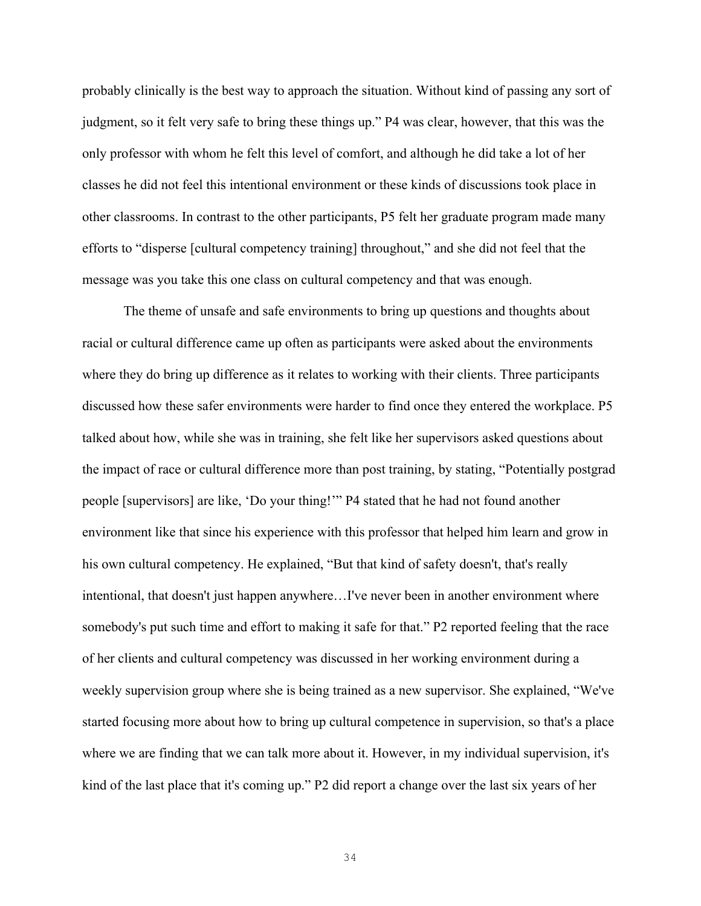probably clinically is the best way to approach the situation. Without kind of passing any sort of judgment, so it felt very safe to bring these things up." P4 was clear, however, that this was the only professor with whom he felt this level of comfort, and although he did take a lot of her classes he did not feel this intentional environment or these kinds of discussions took place in other classrooms. In contrast to the other participants, P5 felt her graduate program made many efforts to "disperse [cultural competency training] throughout," and she did not feel that the message was you take this one class on cultural competency and that was enough.

The theme of unsafe and safe environments to bring up questions and thoughts about racial or cultural difference came up often as participants were asked about the environments where they do bring up difference as it relates to working with their clients. Three participants discussed how these safer environments were harder to find once they entered the workplace. P5 talked about how, while she was in training, she felt like her supervisors asked questions about the impact of race or cultural difference more than post training, by stating, "Potentially postgrad people [supervisors] are like, 'Do your thing!'" P4 stated that he had not found another environment like that since his experience with this professor that helped him learn and grow in his own cultural competency. He explained, "But that kind of safety doesn't, that's really intentional, that doesn't just happen anywhere…I've never been in another environment where somebody's put such time and effort to making it safe for that." P2 reported feeling that the race of her clients and cultural competency was discussed in her working environment during a weekly supervision group where she is being trained as a new supervisor. She explained, "We've started focusing more about how to bring up cultural competence in supervision, so that's a place where we are finding that we can talk more about it. However, in my individual supervision, it's kind of the last place that it's coming up." P2 did report a change over the last six years of her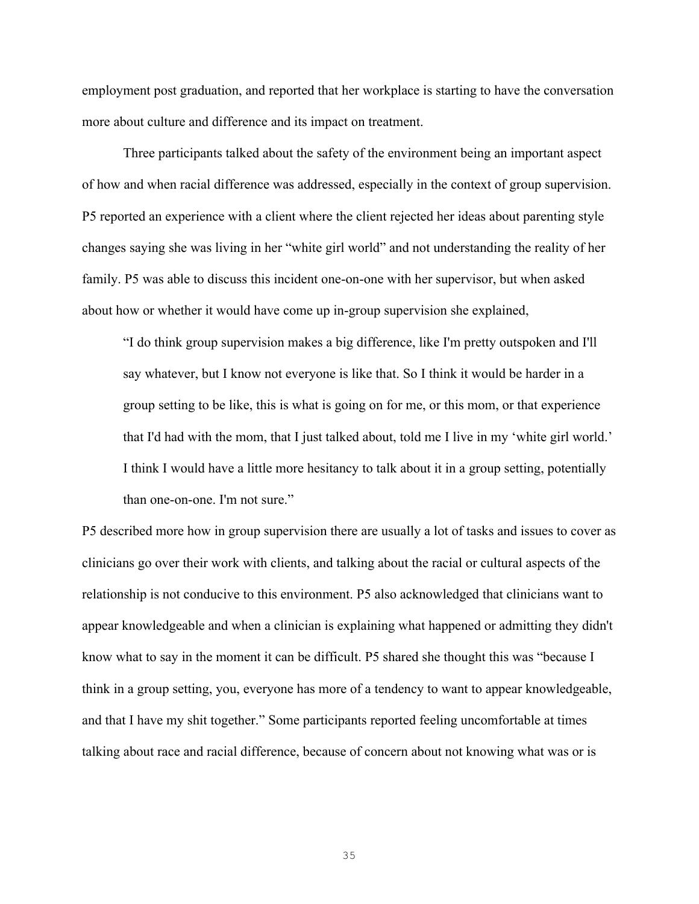employment post graduation, and reported that her workplace is starting to have the conversation more about culture and difference and its impact on treatment.

Three participants talked about the safety of the environment being an important aspect of how and when racial difference was addressed, especially in the context of group supervision. P5 reported an experience with a client where the client rejected her ideas about parenting style changes saying she was living in her “white girl world” and not understanding the reality of her family. P5 was able to discuss this incident one-on-one with her supervisor, but when asked about how or whether it would have come up in-group supervision she explained,

> “I do think group supervision makes a big difference, like I'm pretty outspoken and I'll say whatever, but I know not everyone is like that. So I think it would be harder in a group setting to be like, this is what is going on for me, or this mom, or that experience that I'd had with the mom, that I just talked about, told me I live in my ‘white girl world.’ I think I would have a little more hesitancy to talk about it in a group setting, potentially than one-on-one. I'm not sure.”

P5 described more how in group supervision there are usually a lot of tasks and issues to cover as clinicians go over their work with clients, and talking about the racial or cultural aspects of the relationship is not conducive to this environment. P5 also acknowledged that clinicians want to appear knowledgeable and when a clinician is explaining what happened or admitting they didn't know what to say in the moment it can be difficult. P5 shared she thought this was “because I think in a group setting, you, everyone has more of a tendency to want to appear knowledgeable, and that I have my shit together.” Some participants reported feeling uncomfortable at times talking about race and racial difference, because of concern about not knowing what was or is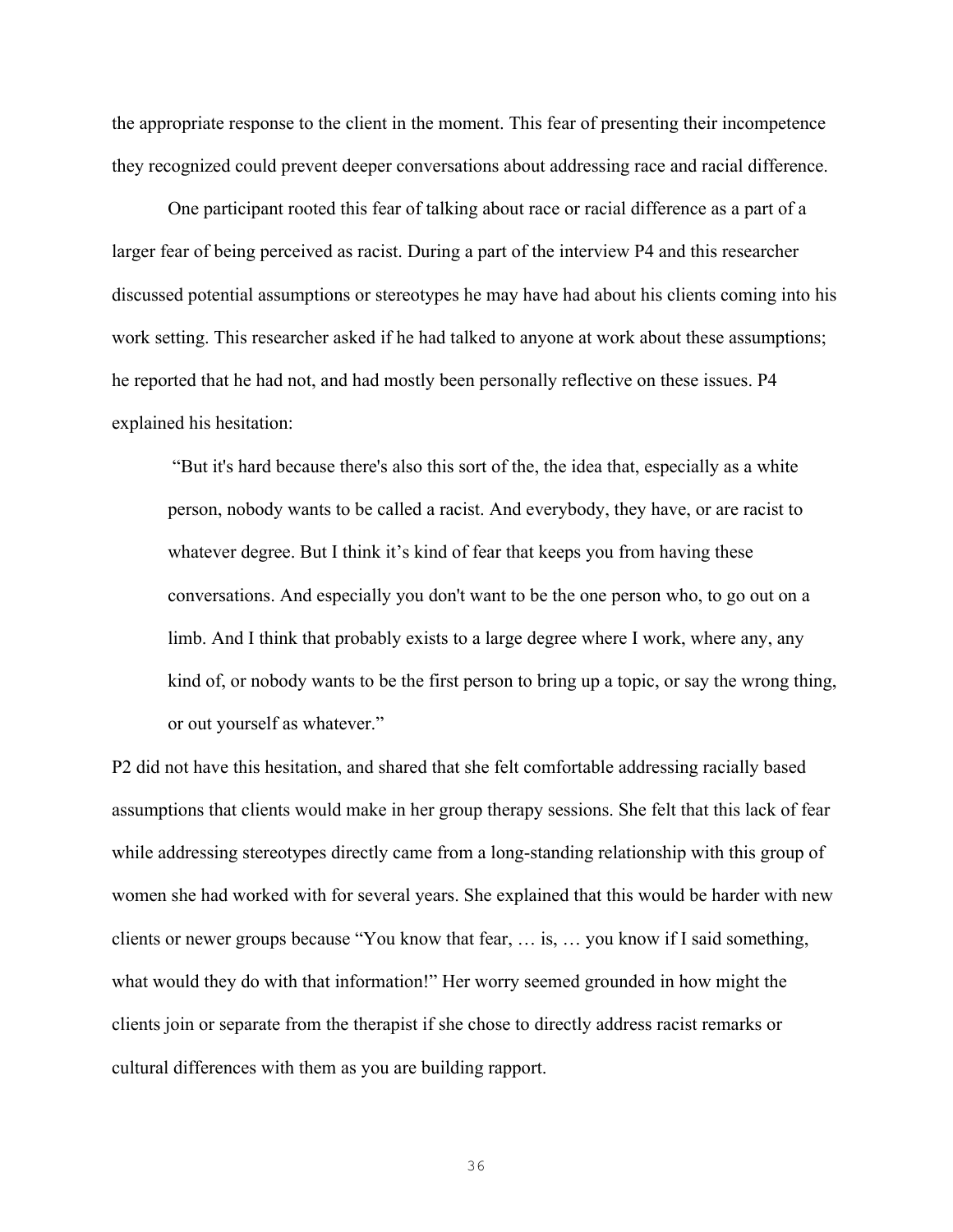the appropriate response to the client in the moment. This fear of presenting their incompetence they recognized could prevent deeper conversations about addressing race and racial difference.

One participant rooted this fear of talking about race or racial difference as a part of a larger fear of being perceived as racist. During a part of the interview P4 and this researcher discussed potential assumptions or stereotypes he may have had about his clients coming into his work setting. This researcher asked if he had talked to anyone at work about these assumptions; he reported that he had not, and had mostly been personally reflective on these issues. P4 explained his hesitation:

> "But it's hard because there's also this sort of the, the idea that, especially as a white person, nobody wants to be called a racist. And everybody, they have, or are racist to whatever degree. But I think it's kind of fear that keeps you from having these conversations. And especially you don't want to be the one person who, to go out on a limb. And I think that probably exists to a large degree where I work, where any, any kind of, or nobody wants to be the first person to bring up a topic, or say the wrong thing, or out yourself as whatever."

P2 did not have this hesitation, and shared that she felt comfortable addressing racially based assumptions that clients would make in her group therapy sessions. She felt that this lack of fear while addressing stereotypes directly came from a long-standing relationship with this group of women she had worked with for several years. She explained that this would be harder with new clients or newer groups because "You know that fear, … is, … you know if I said something, what would they do with that information!" Her worry seemed grounded in how might the clients join or separate from the therapist if she chose to directly address racist remarks or cultural differences with them as you are building rapport.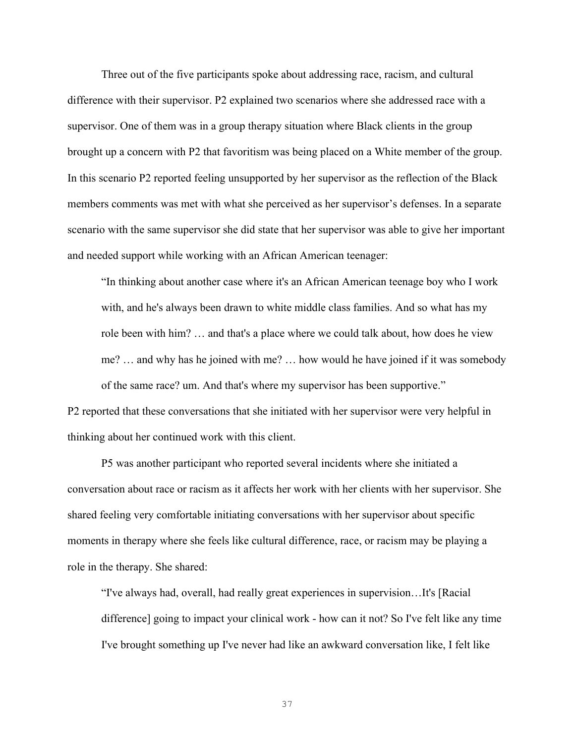Three out of the five participants spoke about addressing race, racism, and cultural difference with their supervisor. P2 explained two scenarios where she addressed race with a supervisor. One of them was in a group therapy situation where Black clients in the group brought up a concern with P2 that favoritism was being placed on a White member of the group. In this scenario P2 reported feeling unsupported by her supervisor as the reflection of the Black members comments was met with what she perceived as her supervisor's defenses. In a separate scenario with the same supervisor she did state that her supervisor was able to give her important and needed support while working with an African American teenager:

> "In thinking about another case where it's an African American teenage boy who I work with, and he's always been drawn to white middle class families. And so what has my role been with him? … and that's a place where we could talk about, how does he view me? … and why has he joined with me? … how would he have joined if it was somebody of the same race? um. And that's where my supervisor has been supportive."

P2 reported that these conversations that she initiated with her supervisor were very helpful in thinking about her continued work with this client.

P5 was another participant who reported several incidents where she initiated a conversation about race or racism as it affects her work with her clients with her supervisor. She shared feeling very comfortable initiating conversations with her supervisor about specific moments in therapy where she feels like cultural difference, race, or racism may be playing a role in the therapy. She shared:

> "I've always had, overall, had really great experiences in supervision…It's [Racial difference] going to impact your clinical work - how can it not? So I've felt like any time I've brought something up I've never had like an awkward conversation like, I felt like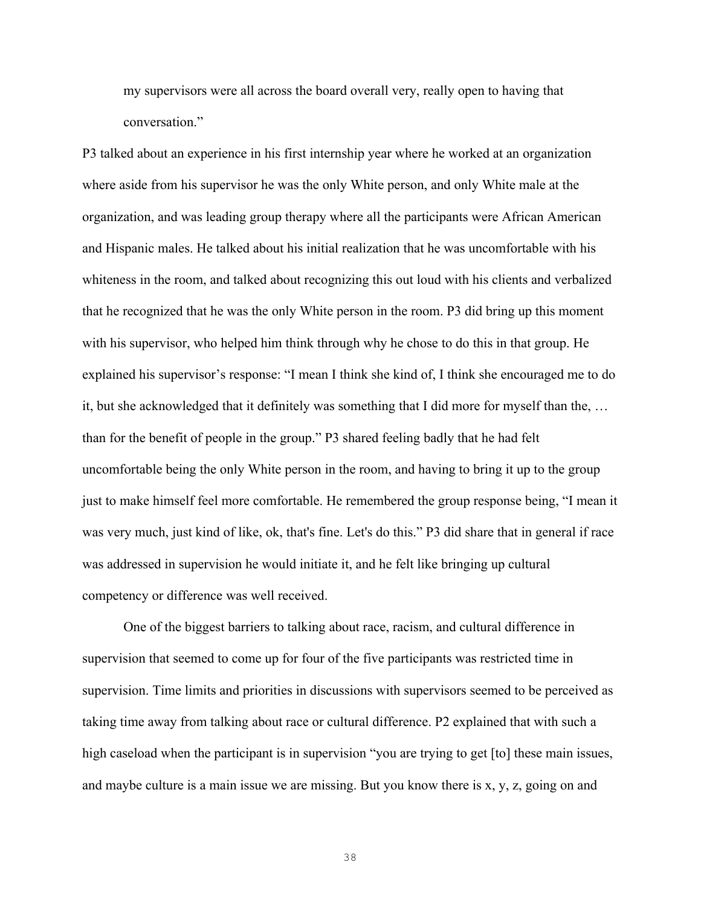my supervisors were all across the board overall very, really open to having that conversation."

P3 talked about an experience in his first internship year where he worked at an organization where aside from his supervisor he was the only White person, and only White male at the organization, and was leading group therapy where all the participants were African American and Hispanic males. He talked about his initial realization that he was uncomfortable with his whiteness in the room, and talked about recognizing this out loud with his clients and verbalized that he recognized that he was the only White person in the room. P3 did bring up this moment with his supervisor, who helped him think through why he chose to do this in that group. He explained his supervisor's response: "I mean I think she kind of, I think she encouraged me to do it, but she acknowledged that it definitely was something that I did more for myself than the, … than for the benefit of people in the group." P3 shared feeling badly that he had felt uncomfortable being the only White person in the room, and having to bring it up to the group just to make himself feel more comfortable. He remembered the group response being, "I mean it was very much, just kind of like, ok, that's fine. Let's do this." P3 did share that in general if race was addressed in supervision he would initiate it, and he felt like bringing up cultural competency or difference was well received.

One of the biggest barriers to talking about race, racism, and cultural difference in supervision that seemed to come up for four of the five participants was restricted time in supervision. Time limits and priorities in discussions with supervisors seemed to be perceived as taking time away from talking about race or cultural difference. P2 explained that with such a high caseload when the participant is in supervision "you are trying to get [to] these main issues, and maybe culture is a main issue we are missing. But you know there is x, y, z, going on and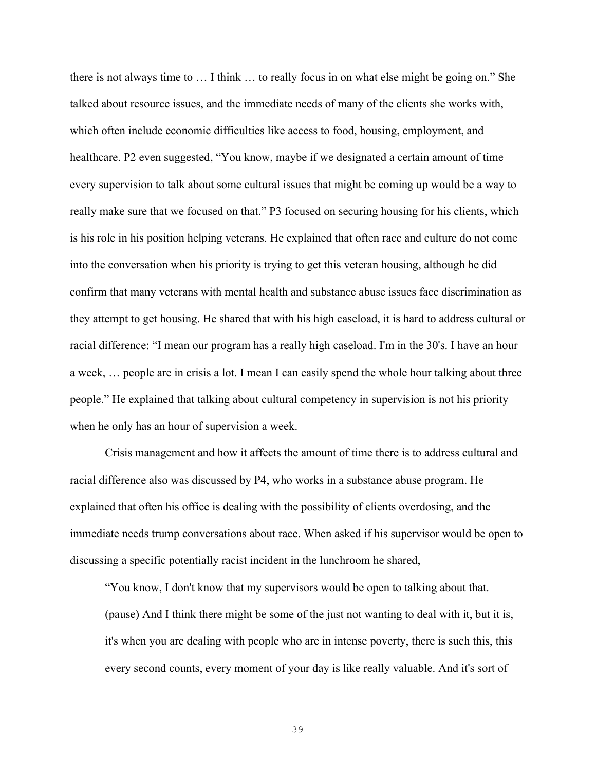there is not always time to … I think … to really focus in on what else might be going on." She talked about resource issues, and the immediate needs of many of the clients she works with, which often include economic difficulties like access to food, housing, employment, and healthcare. P2 even suggested, "You know, maybe if we designated a certain amount of time every supervision to talk about some cultural issues that might be coming up would be a way to really make sure that we focused on that." P3 focused on securing housing for his clients, which is his role in his position helping veterans. He explained that often race and culture do not come into the conversation when his priority is trying to get this veteran housing, although he did confirm that many veterans with mental health and substance abuse issues face discrimination as they attempt to get housing. He shared that with his high caseload, it is hard to address cultural or racial difference: "I mean our program has a really high caseload. I'm in the 30's. I have an hour a week, … people are in crisis a lot. I mean I can easily spend the whole hour talking about three people." He explained that talking about cultural competency in supervision is not his priority when he only has an hour of supervision a week.

Crisis management and how it affects the amount of time there is to address cultural and racial difference also was discussed by P4, who works in a substance abuse program. He explained that often his office is dealing with the possibility of clients overdosing, and the immediate needs trump conversations about race. When asked if his supervisor would be open to discussing a specific potentially racist incident in the lunchroom he shared,

> "You know, I don't know that my supervisors would be open to talking about that. (pause) And I think there might be some of the just not wanting to deal with it, but it is, it's when you are dealing with people who are in intense poverty, there is such this, this every second counts, every moment of your day is like really valuable. And it's sort of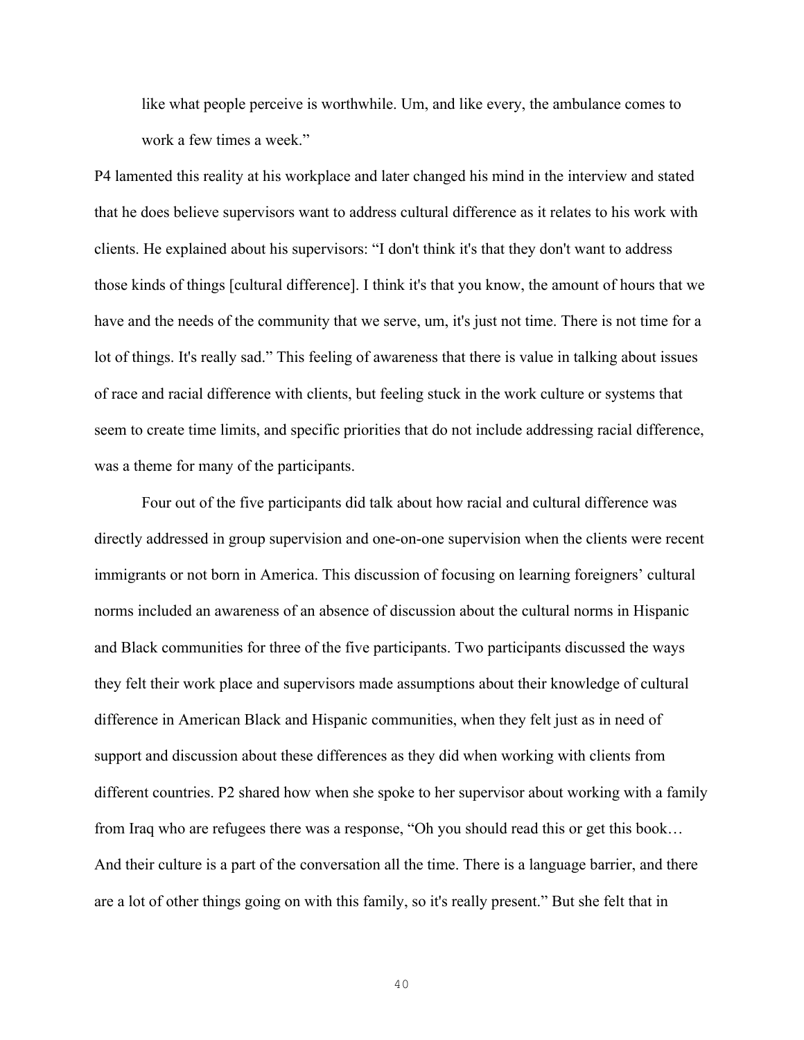> like what people perceive is worthwhile. Um, and like every, the ambulance comes to work a few times a week."

P4 lamented this reality at his workplace and later changed his mind in the interview and stated that he does believe supervisors want to address cultural difference as it relates to his work with clients. He explained about his supervisors: "I don't think it's that they don't want to address those kinds of things [cultural difference]. I think it's that you know, the amount of hours that we have and the needs of the community that we serve, um, it's just not time. There is not time for a lot of things. It's really sad." This feeling of awareness that there is value in talking about issues of race and racial difference with clients, but feeling stuck in the work culture or systems that seem to create time limits, and specific priorities that do not include addressing racial difference, was a theme for many of the participants.

Four out of the five participants did talk about how racial and cultural difference was directly addressed in group supervision and one-on-one supervision when the clients were recent immigrants or not born in America. This discussion of focusing on learning foreigners' cultural norms included an awareness of an absence of discussion about the cultural norms in Hispanic and Black communities for three of the five participants. Two participants discussed the ways they felt their work place and supervisors made assumptions about their knowledge of cultural difference in American Black and Hispanic communities, when they felt just as in need of support and discussion about these differences as they did when working with clients from different countries. P2 shared how when she spoke to her supervisor about working with a family from Iraq who are refugees there was a response, "Oh you should read this or get this book… And their culture is a part of the conversation all the time. There is a language barrier, and there are a lot of other things going on with this family, so it's really present." But she felt that in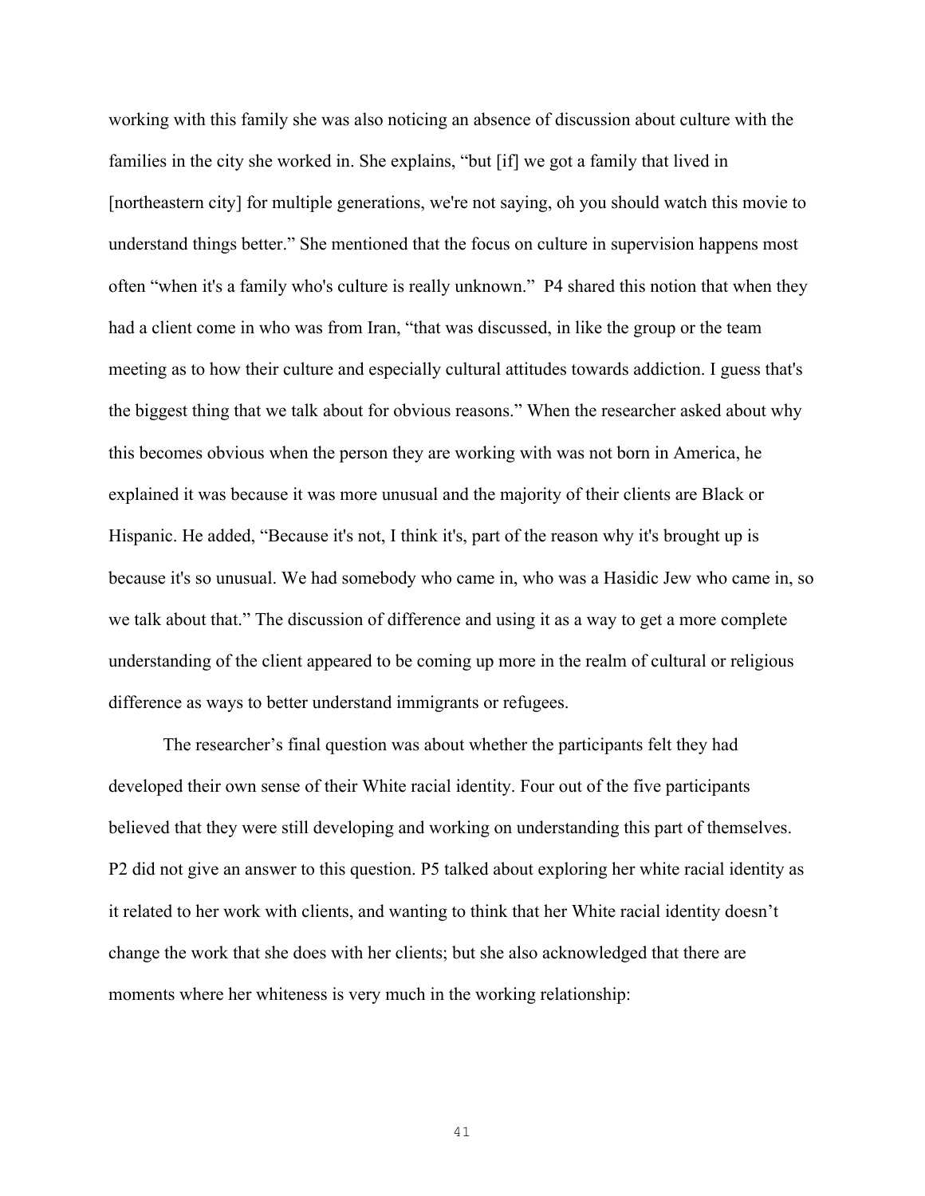working with this family she was also noticing an absence of discussion about culture with the families in the city she worked in. She explains, "but [if] we got a family that lived in [northeastern city] for multiple generations, we're not saying, oh you should watch this movie to understand things better." She mentioned that the focus on culture in supervision happens most often "when it's a family who's culture is really unknown." P4 shared this notion that when they had a client come in who was from Iran, "that was discussed, in like the group or the team meeting as to how their culture and especially cultural attitudes towards addiction. I guess that's the biggest thing that we talk about for obvious reasons." When the researcher asked about why this becomes obvious when the person they are working with was not born in America, he explained it was because it was more unusual and the majority of their clients are Black or Hispanic. He added, "Because it's not, I think it's, part of the reason why it's brought up is because it's so unusual. We had somebody who came in, who was a Hasidic Jew who came in, so we talk about that." The discussion of difference and using it as a way to get a more complete understanding of the client appeared to be coming up more in the realm of cultural or religious difference as ways to better understand immigrants or refugees.

The researcher's final question was about whether the participants felt they had developed their own sense of their White racial identity. Four out of the five participants believed that they were still developing and working on understanding this part of themselves. P2 did not give an answer to this question. P5 talked about exploring her white racial identity as it related to her work with clients, and wanting to think that her White racial identity doesn't change the work that she does with her clients; but she also acknowledged that there are moments where her whiteness is very much in the working relationship: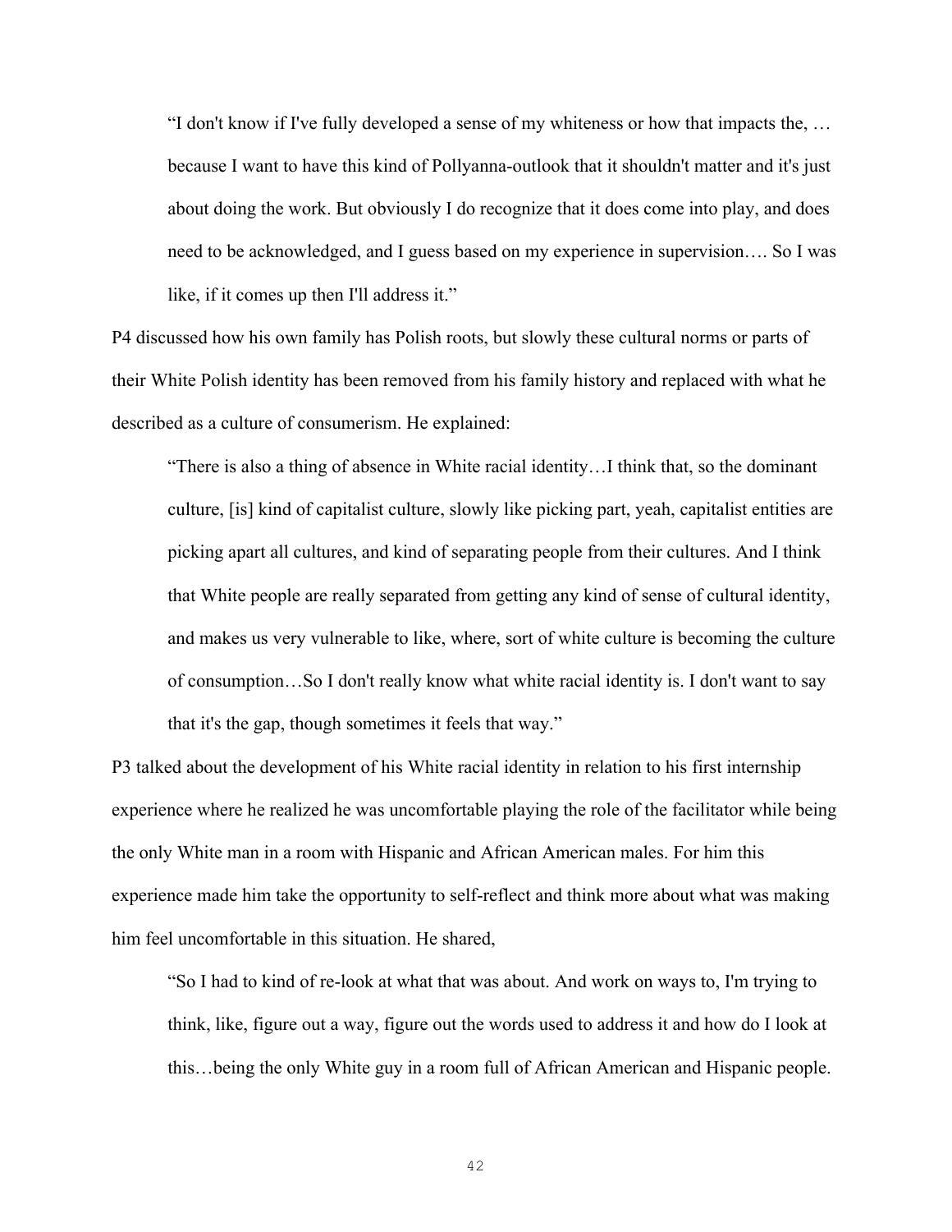> "I don't know if I've fully developed a sense of my whiteness or how that impacts the, … because I want to have this kind of Pollyanna-outlook that it shouldn't matter and it's just about doing the work. But obviously I do recognize that it does come into play, and does need to be acknowledged, and I guess based on my experience in supervision…. So I was like, if it comes up then I'll address it."

P4 discussed how his own family has Polish roots, but slowly these cultural norms or parts of their White Polish identity has been removed from his family history and replaced with what he described as a culture of consumerism. He explained:

> "There is also a thing of absence in White racial identity…I think that, so the dominant culture, [is] kind of capitalist culture, slowly like picking part, yeah, capitalist entities are picking apart all cultures, and kind of separating people from their cultures. And I think that White people are really separated from getting any kind of sense of cultural identity, and makes us very vulnerable to like, where, sort of white culture is becoming the culture of consumption…So I don't really know what white racial identity is. I don't want to say that it's the gap, though sometimes it feels that way."

P3 talked about the development of his White racial identity in relation to his first internship experience where he realized he was uncomfortable playing the role of the facilitator while being the only White man in a room with Hispanic and African American males. For him this experience made him take the opportunity to self-reflect and think more about what was making him feel uncomfortable in this situation. He shared,

> "So I had to kind of re-look at what that was about. And work on ways to, I'm trying to think, like, figure out a way, figure out the words used to address it and how do I look at this…being the only White guy in a room full of African American and Hispanic people.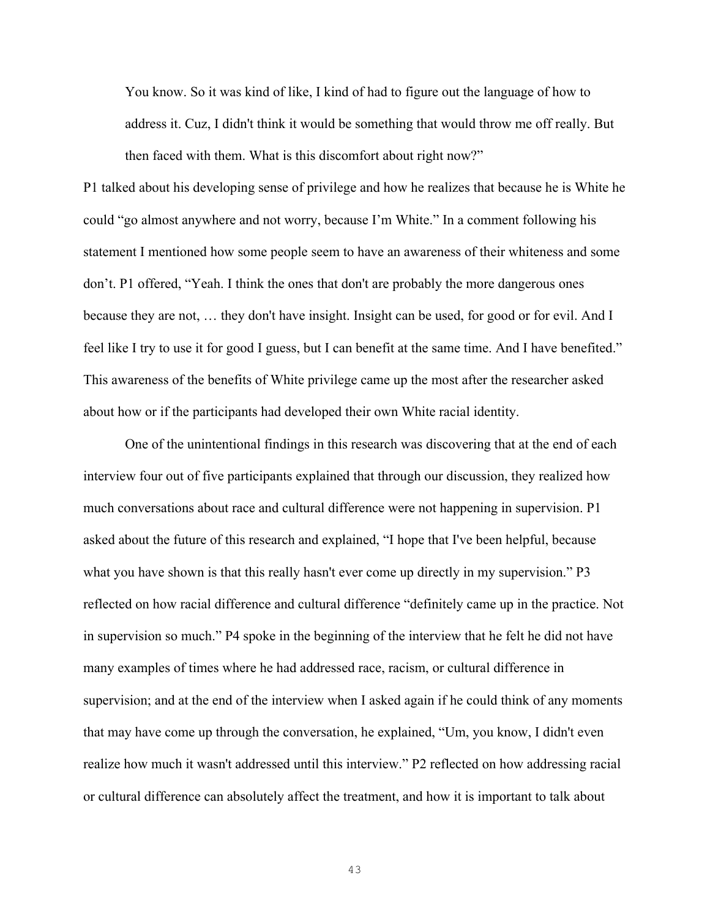> You know. So it was kind of like, I kind of had to figure out the language of how to address it. Cuz, I didn't think it would be something that would throw me off really. But then faced with them. What is this discomfort about right now?"

P1 talked about his developing sense of privilege and how he realizes that because he is White he could "go almost anywhere and not worry, because I'm White." In a comment following his statement I mentioned how some people seem to have an awareness of their whiteness and some don't. P1 offered, "Yeah. I think the ones that don't are probably the more dangerous ones because they are not, … they don't have insight. Insight can be used, for good or for evil. And I feel like I try to use it for good I guess, but I can benefit at the same time. And I have benefited." This awareness of the benefits of White privilege came up the most after the researcher asked about how or if the participants had developed their own White racial identity.

One of the unintentional findings in this research was discovering that at the end of each interview four out of five participants explained that through our discussion, they realized how much conversations about race and cultural difference were not happening in supervision. P1 asked about the future of this research and explained, "I hope that I've been helpful, because what you have shown is that this really hasn't ever come up directly in my supervision." P3 reflected on how racial difference and cultural difference "definitely came up in the practice. Not in supervision so much." P4 spoke in the beginning of the interview that he felt he did not have many examples of times where he had addressed race, racism, or cultural difference in supervision; and at the end of the interview when I asked again if he could think of any moments that may have come up through the conversation, he explained, "Um, you know, I didn't even realize how much it wasn't addressed until this interview." P2 reflected on how addressing racial or cultural difference can absolutely affect the treatment, and how it is important to talk about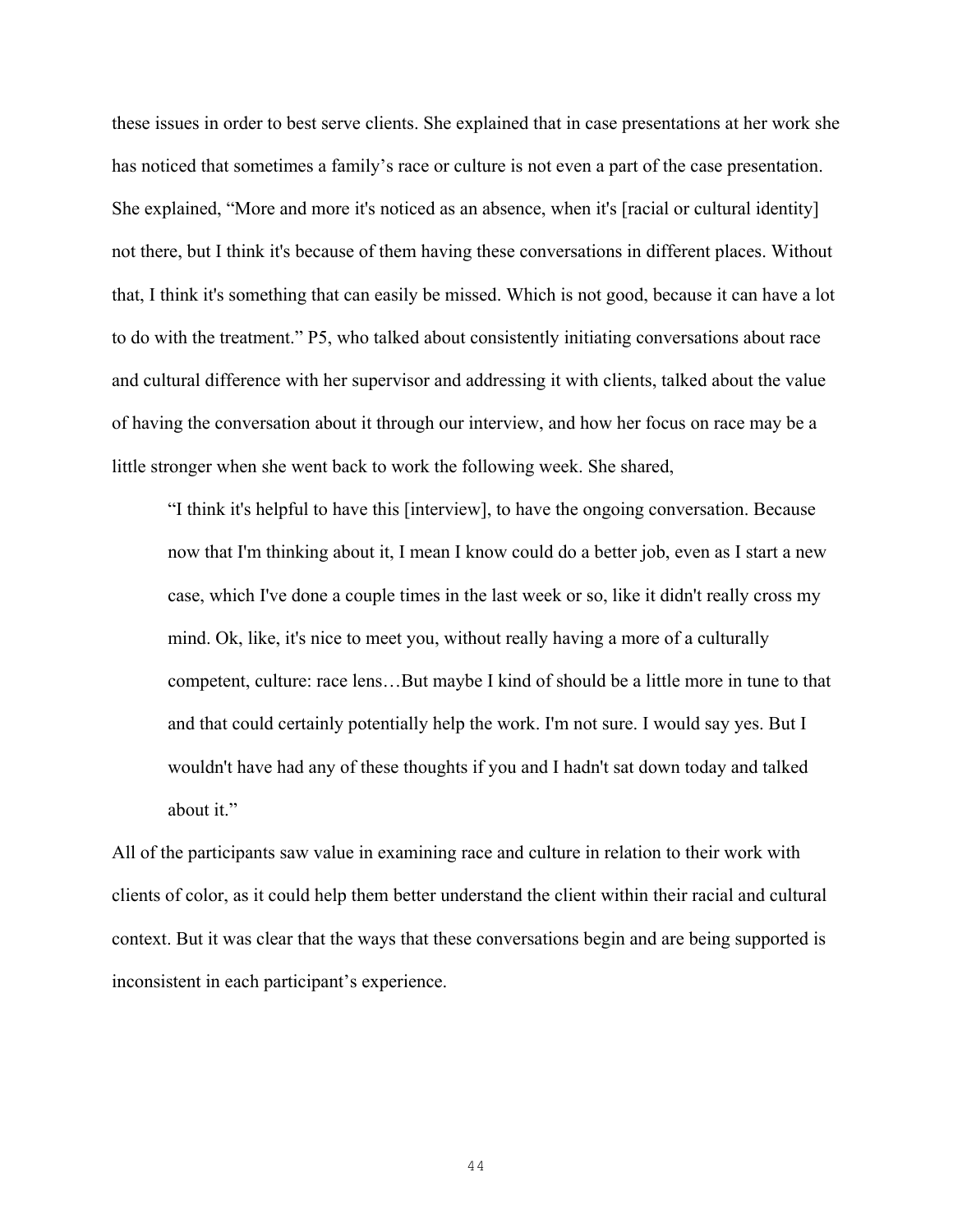these issues in order to best serve clients. She explained that in case presentations at her work she has noticed that sometimes a family's race or culture is not even a part of the case presentation. She explained, "More and more it's noticed as an absence, when it's [racial or cultural identity] not there, but I think it's because of them having these conversations in different places. Without that, I think it's something that can easily be missed. Which is not good, because it can have a lot to do with the treatment." P5, who talked about consistently initiating conversations about race and cultural difference with her supervisor and addressing it with clients, talked about the value of having the conversation about it through our interview, and how her focus on race may be a little stronger when she went back to work the following week. She shared,

> "I think it's helpful to have this [interview], to have the ongoing conversation. Because now that I'm thinking about it, I mean I know could do a better job, even as I start a new case, which I've done a couple times in the last week or so, like it didn't really cross my mind. Ok, like, it's nice to meet you, without really having a more of a culturally competent, culture: race lens…But maybe I kind of should be a little more in tune to that and that could certainly potentially help the work. I'm not sure. I would say yes. But I wouldn't have had any of these thoughts if you and I hadn't sat down today and talked about it."

All of the participants saw value in examining race and culture in relation to their work with clients of color, as it could help them better understand the client within their racial and cultural context. But it was clear that the ways that these conversations begin and are being supported is inconsistent in each participant's experience.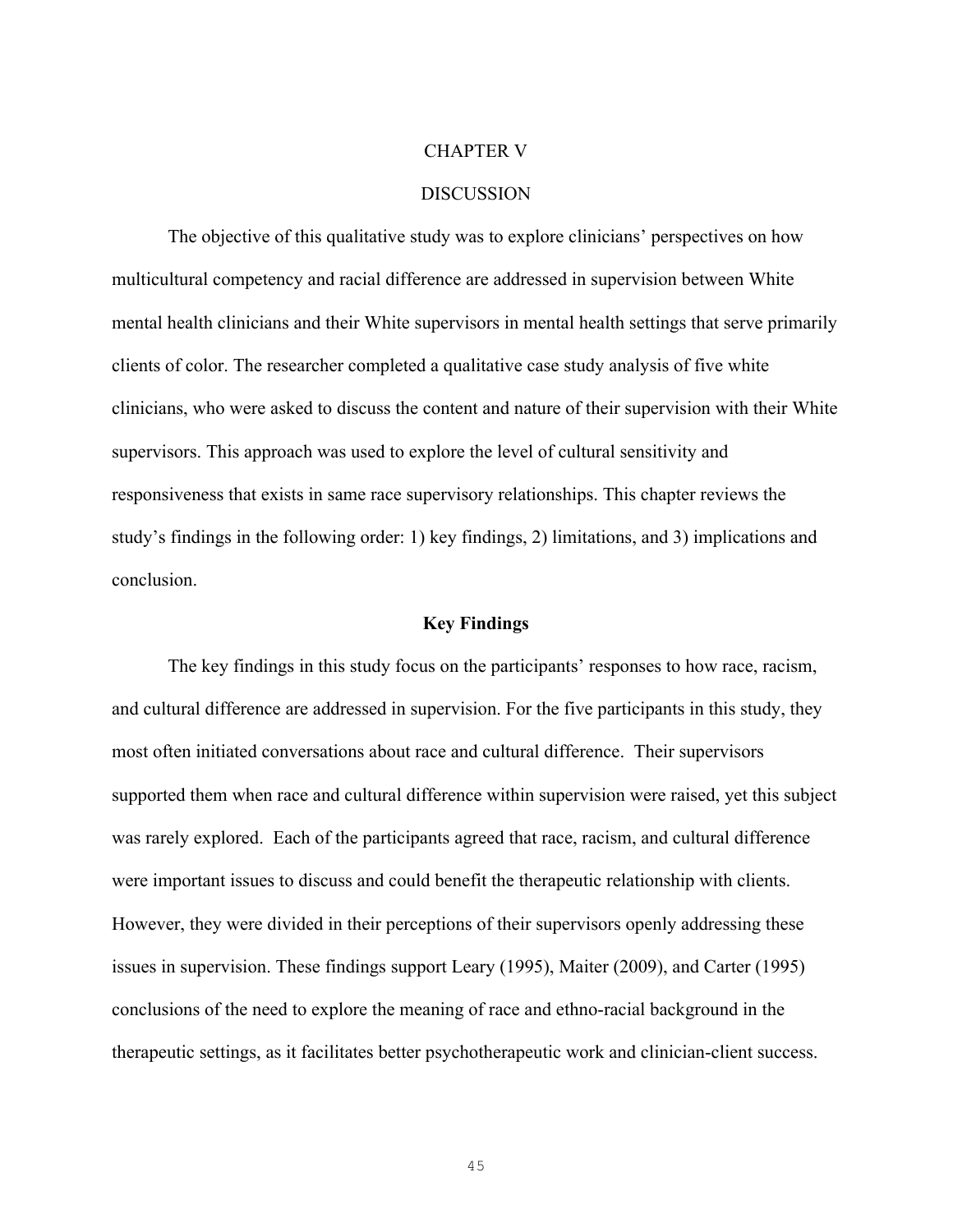# CHAPTER V

# DISCUSSION

The objective of this qualitative study was to explore clinicians' perspectives on how multicultural competency and racial difference are addressed in supervision between White mental health clinicians and their White supervisors in mental health settings that serve primarily clients of color. The researcher completed a qualitative case study analysis of five white clinicians, who were asked to discuss the content and nature of their supervision with their White supervisors. This approach was used to explore the level of cultural sensitivity and responsiveness that exists in same race supervisory relationships. This chapter reviews the study's findings in the following order: 1) key findings, 2) limitations, and 3) implications and conclusion.

## Key Findings

The key findings in this study focus on the participants' responses to how race, racism, and cultural difference are addressed in supervision. For the five participants in this study, they most often initiated conversations about race and cultural difference. Their supervisors supported them when race and cultural difference within supervision were raised, yet this subject was rarely explored. Each of the participants agreed that race, racism, and cultural difference were important issues to discuss and could benefit the therapeutic relationship with clients. However, they were divided in their perceptions of their supervisors openly addressing these issues in supervision. These findings support Leary (1995), Maiter (2009), and Carter (1995) conclusions of the need to explore the meaning of race and ethno-racial background in the therapeutic settings, as it facilitates better psychotherapeutic work and clinician-client success.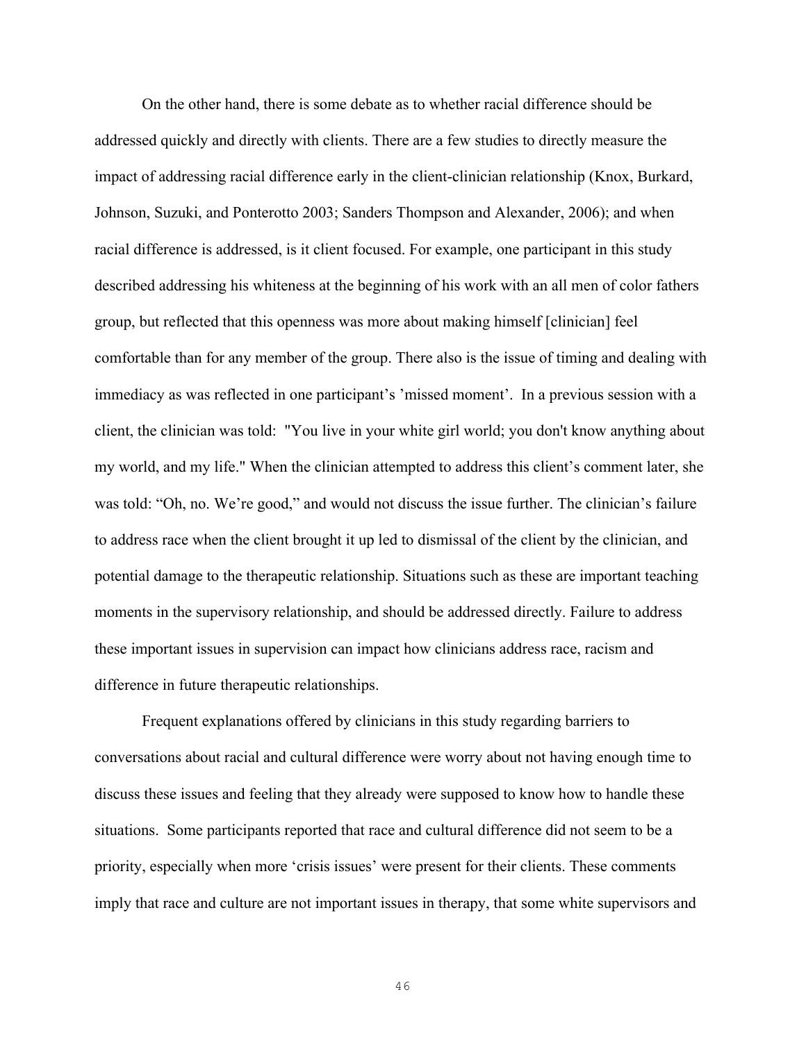On the other hand, there is some debate as to whether racial difference should be addressed quickly and directly with clients. There are a few studies to directly measure the impact of addressing racial difference early in the client-clinician relationship (Knox, Burkard, Johnson, Suzuki, and Ponterotto 2003; Sanders Thompson and Alexander, 2006); and when racial difference is addressed, is it client focused. For example, one participant in this study described addressing his whiteness at the beginning of his work with an all men of color fathers group, but reflected that this openness was more about making himself [clinician] feel comfortable than for any member of the group. There also is the issue of timing and dealing with immediacy as was reflected in one participant's 'missed moment'. In a previous session with a client, the clinician was told: "You live in your white girl world; you don't know anything about my world, and my life." When the clinician attempted to address this client's comment later, she was told: "Oh, no. We're good," and would not discuss the issue further. The clinician's failure to address race when the client brought it up led to dismissal of the client by the clinician, and potential damage to the therapeutic relationship. Situations such as these are important teaching moments in the supervisory relationship, and should be addressed directly. Failure to address these important issues in supervision can impact how clinicians address race, racism and difference in future therapeutic relationships.

Frequent explanations offered by clinicians in this study regarding barriers to conversations about racial and cultural difference were worry about not having enough time to discuss these issues and feeling that they already were supposed to know how to handle these situations. Some participants reported that race and cultural difference did not seem to be a priority, especially when more 'crisis issues' were present for their clients. These comments imply that race and culture are not important issues in therapy, that some white supervisors and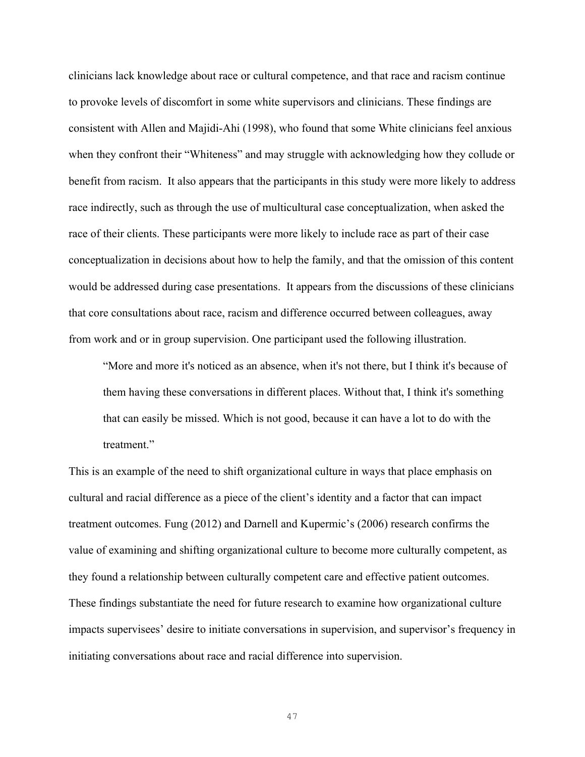clinicians lack knowledge about race or cultural competence, and that race and racism continue to provoke levels of discomfort in some white supervisors and clinicians. These findings are consistent with Allen and Majidi-Ahi (1998), who found that some White clinicians feel anxious when they confront their "Whiteness" and may struggle with acknowledging how they collude or benefit from racism. It also appears that the participants in this study were more likely to address race indirectly, such as through the use of multicultural case conceptualization, when asked the race of their clients. These participants were more likely to include race as part of their case conceptualization in decisions about how to help the family, and that the omission of this content would be addressed during case presentations. It appears from the discussions of these clinicians that core consultations about race, racism and difference occurred between colleagues, away from work and or in group supervision. One participant used the following illustration.

> "More and more it's noticed as an absence, when it's not there, but I think it's because of them having these conversations in different places. Without that, I think it's something that can easily be missed. Which is not good, because it can have a lot to do with the treatment."

This is an example of the need to shift organizational culture in ways that place emphasis on cultural and racial difference as a piece of the client's identity and a factor that can impact treatment outcomes. Fung (2012) and Darnell and Kupermic's (2006) research confirms the value of examining and shifting organizational culture to become more culturally competent, as they found a relationship between culturally competent care and effective patient outcomes. These findings substantiate the need for future research to examine how organizational culture impacts supervisees' desire to initiate conversations in supervision, and supervisor's frequency in initiating conversations about race and racial difference into supervision.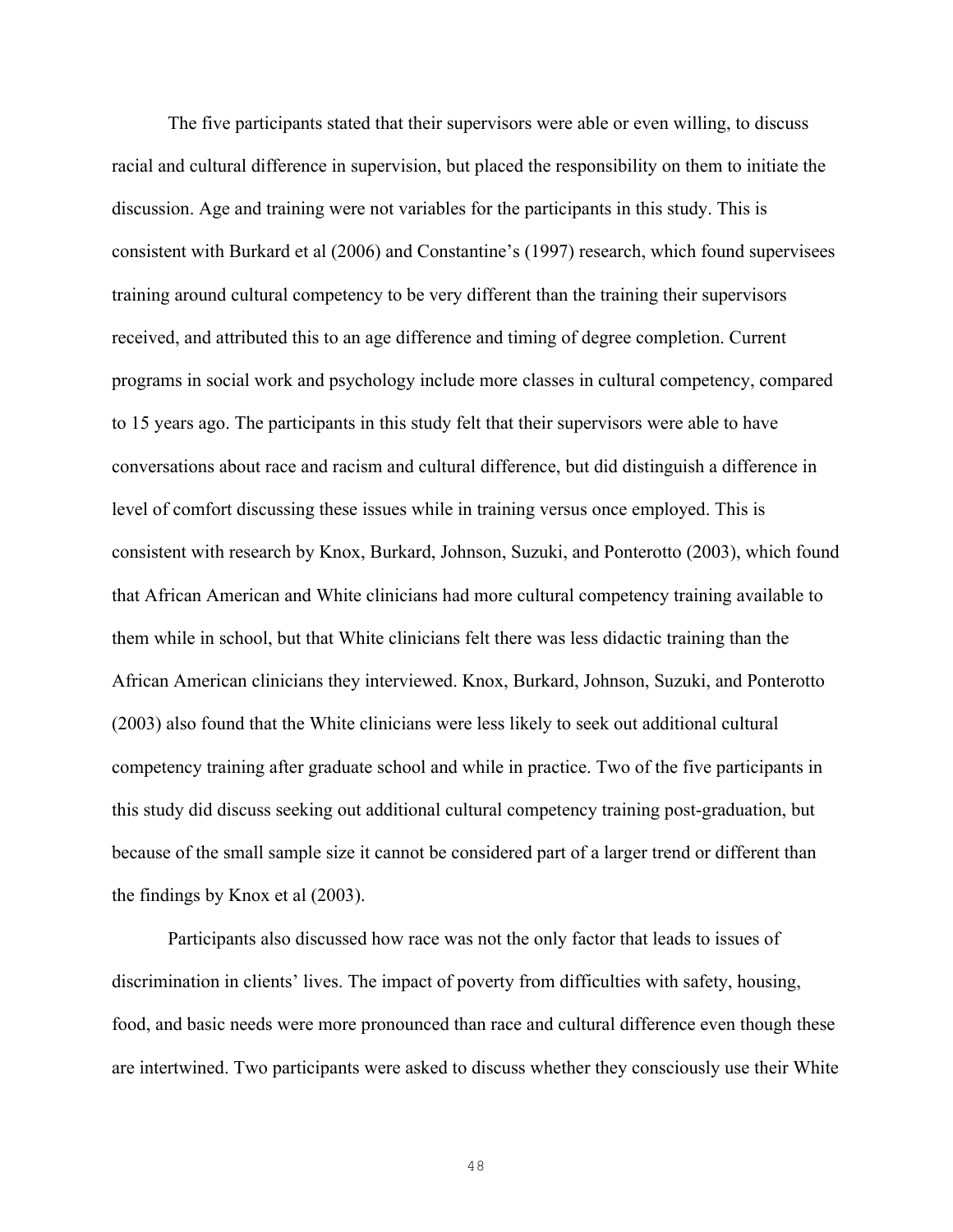The five participants stated that their supervisors were able or even willing, to discuss racial and cultural difference in supervision, but placed the responsibility on them to initiate the discussion. Age and training were not variables for the participants in this study. This is consistent with Burkard et al (2006) and Constantine's (1997) research, which found supervisees training around cultural competency to be very different than the training their supervisors received, and attributed this to an age difference and timing of degree completion. Current programs in social work and psychology include more classes in cultural competency, compared to 15 years ago. The participants in this study felt that their supervisors were able to have conversations about race and racism and cultural difference, but did distinguish a difference in level of comfort discussing these issues while in training versus once employed. This is consistent with research by Knox, Burkard, Johnson, Suzuki, and Ponterotto (2003), which found that African American and White clinicians had more cultural competency training available to them while in school, but that White clinicians felt there was less didactic training than the African American clinicians they interviewed. Knox, Burkard, Johnson, Suzuki, and Ponterotto (2003) also found that the White clinicians were less likely to seek out additional cultural competency training after graduate school and while in practice. Two of the five participants in this study did discuss seeking out additional cultural competency training post-graduation, but because of the small sample size it cannot be considered part of a larger trend or different than the findings by Knox et al (2003).

Participants also discussed how race was not the only factor that leads to issues of discrimination in clients' lives. The impact of poverty from difficulties with safety, housing, food, and basic needs were more pronounced than race and cultural difference even though these are intertwined. Two participants were asked to discuss whether they consciously use their White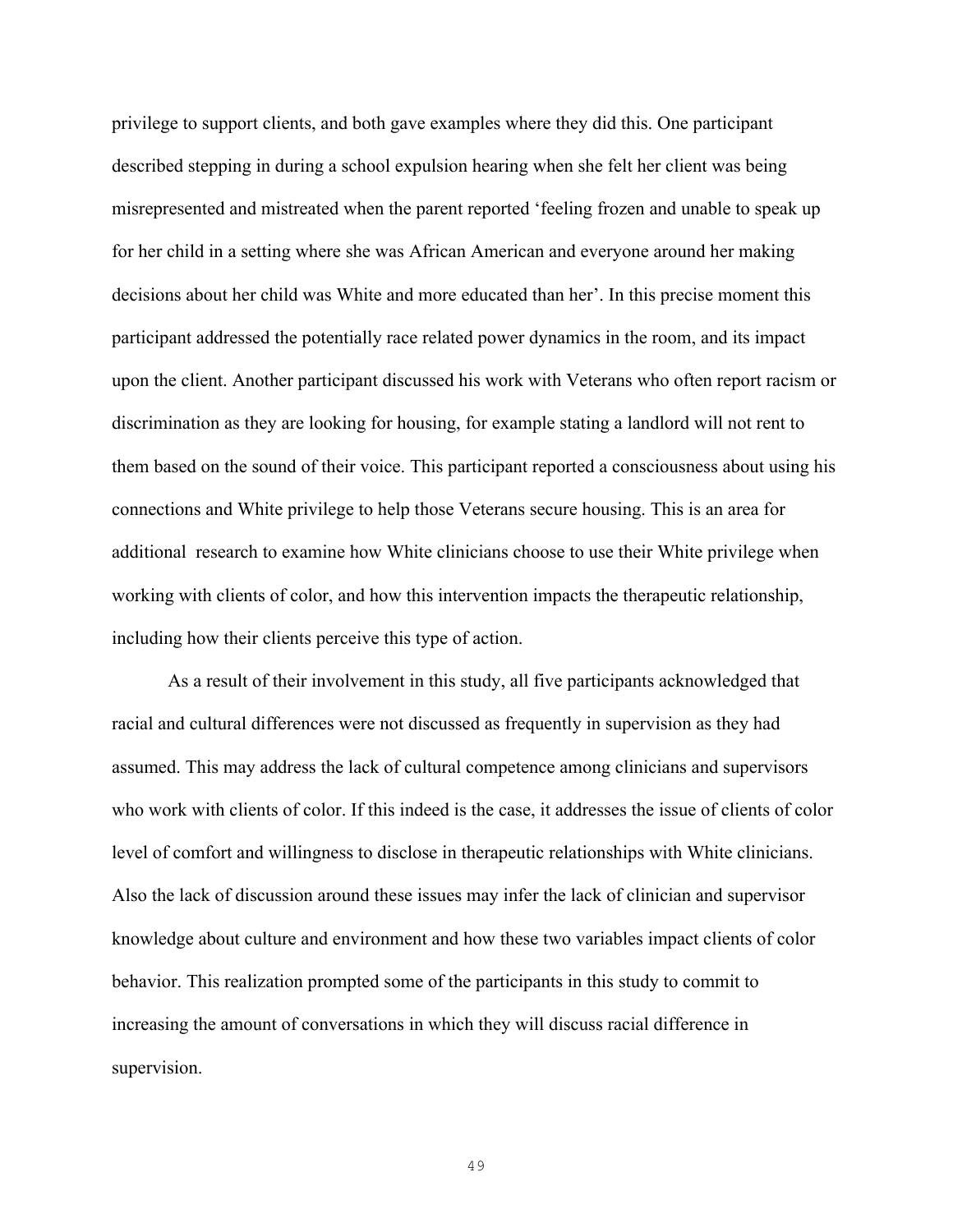privilege to support clients, and both gave examples where they did this. One participant described stepping in during a school expulsion hearing when she felt her client was being misrepresented and mistreated when the parent reported 'feeling frozen and unable to speak up for her child in a setting where she was African American and everyone around her making decisions about her child was White and more educated than her'. In this precise moment this participant addressed the potentially race related power dynamics in the room, and its impact upon the client. Another participant discussed his work with Veterans who often report racism or discrimination as they are looking for housing, for example stating a landlord will not rent to them based on the sound of their voice. This participant reported a consciousness about using his connections and White privilege to help those Veterans secure housing. This is an area for additional research to examine how White clinicians choose to use their White privilege when working with clients of color, and how this intervention impacts the therapeutic relationship, including how their clients perceive this type of action.

As a result of their involvement in this study, all five participants acknowledged that racial and cultural differences were not discussed as frequently in supervision as they had assumed. This may address the lack of cultural competence among clinicians and supervisors who work with clients of color. If this indeed is the case, it addresses the issue of clients of color level of comfort and willingness to disclose in therapeutic relationships with White clinicians. Also the lack of discussion around these issues may infer the lack of clinician and supervisor knowledge about culture and environment and how these two variables impact clients of color behavior. This realization prompted some of the participants in this study to commit to increasing the amount of conversations in which they will discuss racial difference in supervision.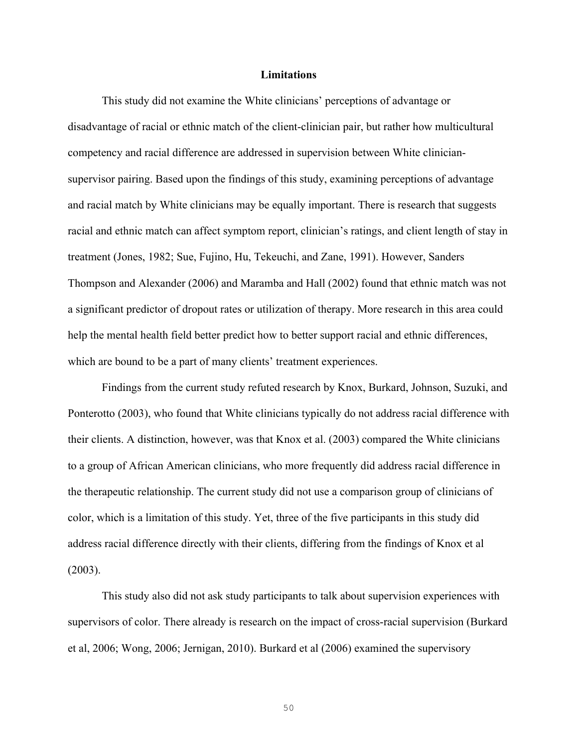## Limitations

This study did not examine the White clinicians' perceptions of advantage or disadvantage of racial or ethnic match of the client-clinician pair, but rather how multicultural competency and racial difference are addressed in supervision between White clinician-supervisor pairing. Based upon the findings of this study, examining perceptions of advantage and racial match by White clinicians may be equally important. There is research that suggests racial and ethnic match can affect symptom report, clinician's ratings, and client length of stay in treatment (Jones, 1982; Sue, Fujino, Hu, Tekeuchi, and Zane, 1991). However, Sanders Thompson and Alexander (2006) and Maramba and Hall (2002) found that ethnic match was not a significant predictor of dropout rates or utilization of therapy. More research in this area could help the mental health field better predict how to better support racial and ethnic differences, which are bound to be a part of many clients' treatment experiences.

Findings from the current study refuted research by Knox, Burkard, Johnson, Suzuki, and Ponterotto (2003), who found that White clinicians typically do not address racial difference with their clients. A distinction, however, was that Knox et al. (2003) compared the White clinicians to a group of African American clinicians, who more frequently did address racial difference in the therapeutic relationship. The current study did not use a comparison group of clinicians of color, which is a limitation of this study. Yet, three of the five participants in this study did address racial difference directly with their clients, differing from the findings of Knox et al (2003).

This study also did not ask study participants to talk about supervision experiences with supervisors of color. There already is research on the impact of cross-racial supervision (Burkard et al, 2006; Wong, 2006; Jernigan, 2010). Burkard et al (2006) examined the supervisory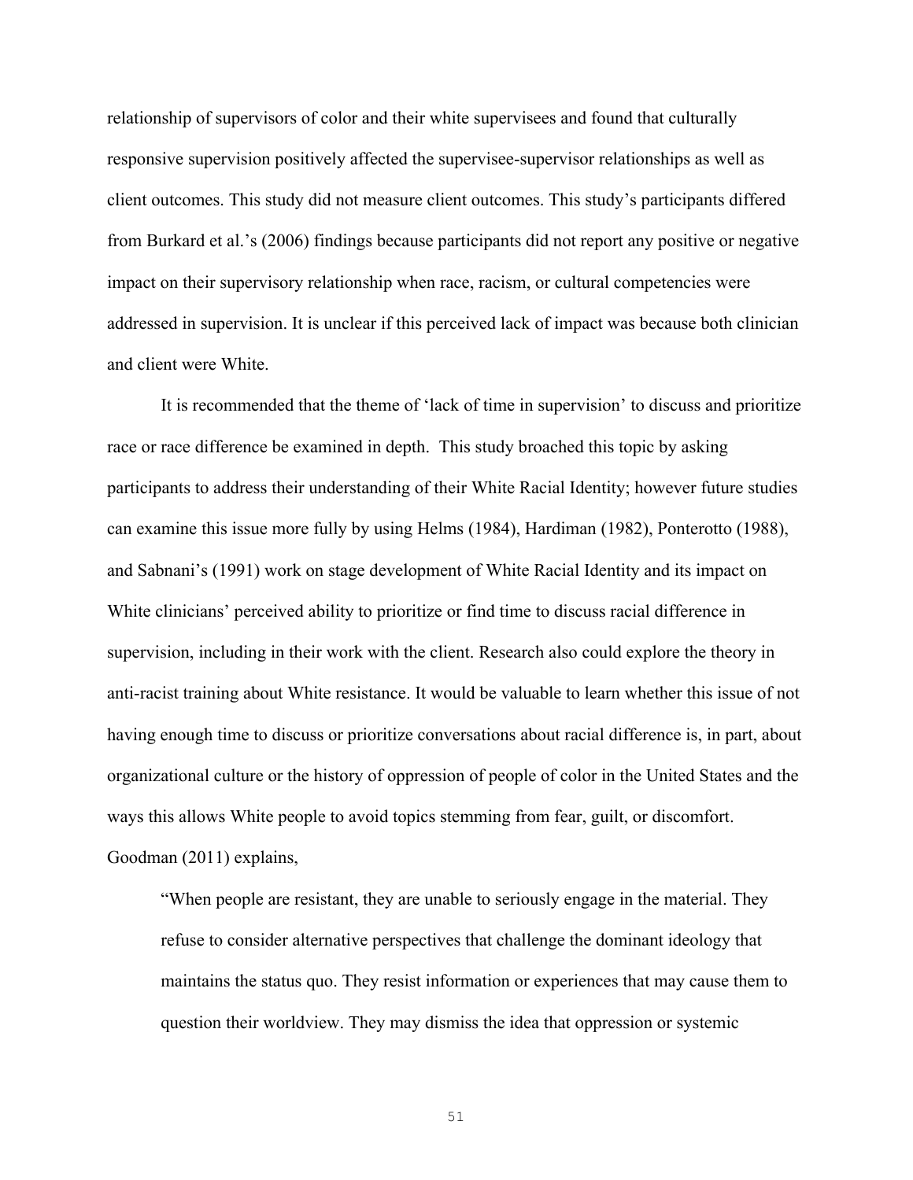relationship of supervisors of color and their white supervisees and found that culturally responsive supervision positively affected the supervisee-supervisor relationships as well as client outcomes. This study did not measure client outcomes. This study's participants differed from Burkard et al.'s (2006) findings because participants did not report any positive or negative impact on their supervisory relationship when race, racism, or cultural competencies were addressed in supervision. It is unclear if this perceived lack of impact was because both clinician and client were White.

It is recommended that the theme of 'lack of time in supervision' to discuss and prioritize race or race difference be examined in depth. This study broached this topic by asking participants to address their understanding of their White Racial Identity; however future studies can examine this issue more fully by using Helms (1984), Hardiman (1982), Ponterotto (1988), and Sabnani's (1991) work on stage development of White Racial Identity and its impact on White clinicians' perceived ability to prioritize or find time to discuss racial difference in supervision, including in their work with the client. Research also could explore the theory in anti-racist training about White resistance. It would be valuable to learn whether this issue of not having enough time to discuss or prioritize conversations about racial difference is, in part, about organizational culture or the history of oppression of people of color in the United States and the ways this allows White people to avoid topics stemming from fear, guilt, or discomfort. Goodman (2011) explains,

> "When people are resistant, they are unable to seriously engage in the material. They refuse to consider alternative perspectives that challenge the dominant ideology that maintains the status quo. They resist information or experiences that may cause them to question their worldview. They may dismiss the idea that oppression or systemic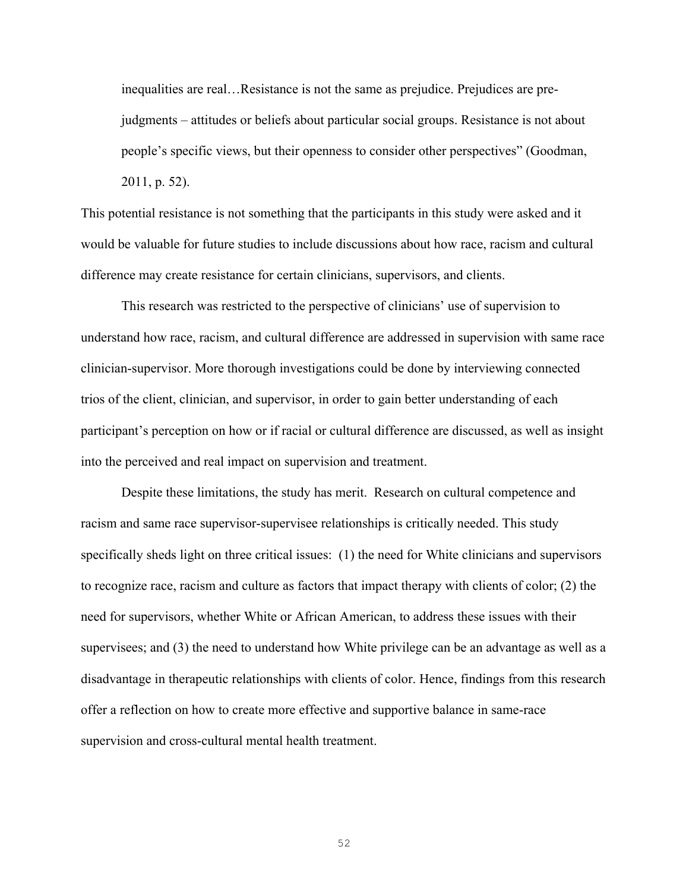> inequalities are real…Resistance is not the same as prejudice. Prejudices are pre-judgments – attitudes or beliefs about particular social groups. Resistance is not about people's specific views, but their openness to consider other perspectives" (Goodman, 2011, p. 52).

This potential resistance is not something that the participants in this study were asked and it would be valuable for future studies to include discussions about how race, racism and cultural difference may create resistance for certain clinicians, supervisors, and clients.

This research was restricted to the perspective of clinicians' use of supervision to understand how race, racism, and cultural difference are addressed in supervision with same race clinician-supervisor. More thorough investigations could be done by interviewing connected trios of the client, clinician, and supervisor, in order to gain better understanding of each participant's perception on how or if racial or cultural difference are discussed, as well as insight into the perceived and real impact on supervision and treatment.

Despite these limitations, the study has merit. Research on cultural competence and racism and same race supervisor-supervisee relationships is critically needed. This study specifically sheds light on three critical issues: (1) the need for White clinicians and supervisors to recognize race, racism and culture as factors that impact therapy with clients of color; (2) the need for supervisors, whether White or African American, to address these issues with their supervisees; and (3) the need to understand how White privilege can be an advantage as well as a disadvantage in therapeutic relationships with clients of color. Hence, findings from this research offer a reflection on how to create more effective and supportive balance in same-race supervision and cross-cultural mental health treatment.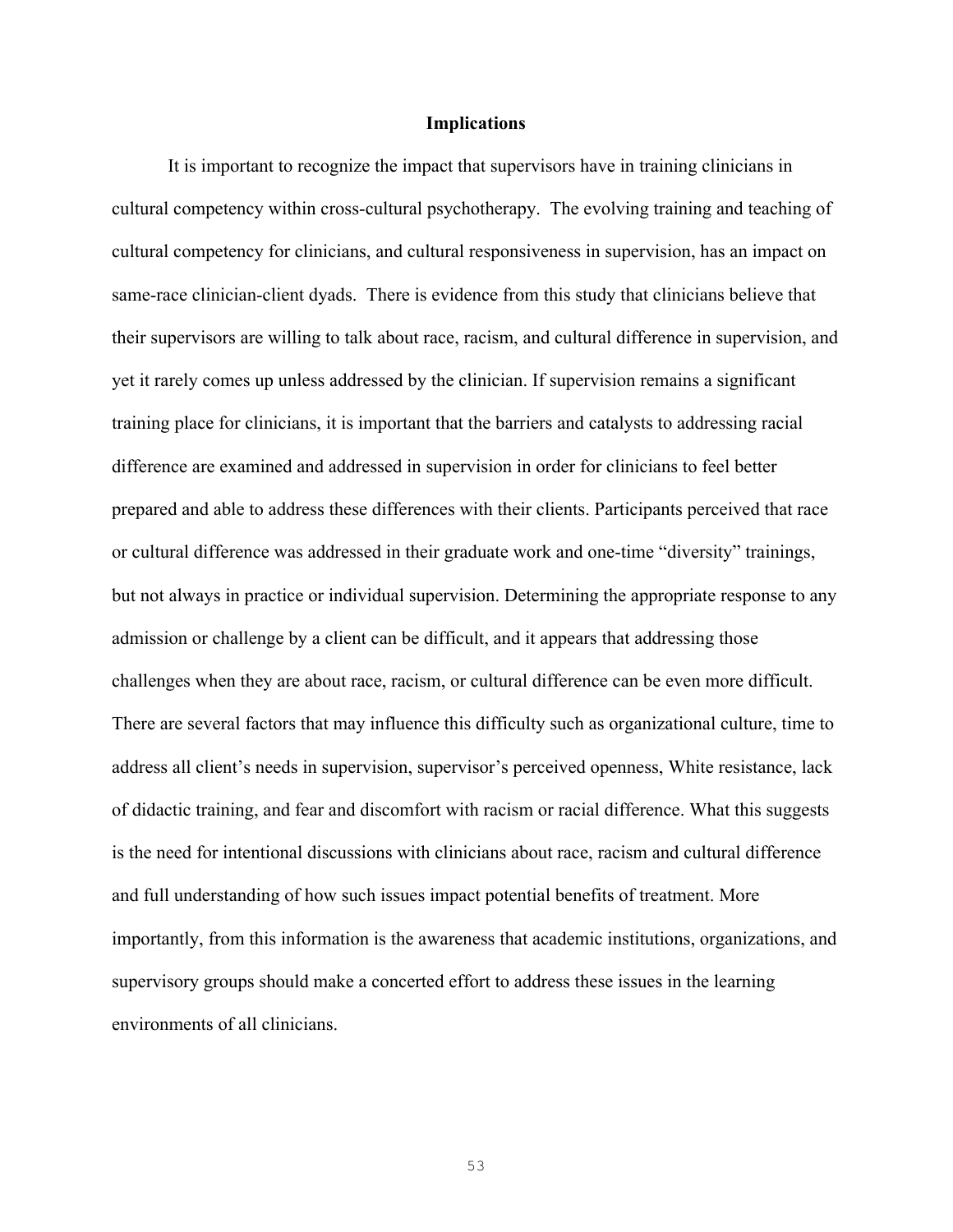## Implications

It is important to recognize the impact that supervisors have in training clinicians in cultural competency within cross-cultural psychotherapy. The evolving training and teaching of cultural competency for clinicians, and cultural responsiveness in supervision, has an impact on same-race clinician-client dyads. There is evidence from this study that clinicians believe that their supervisors are willing to talk about race, racism, and cultural difference in supervision, and yet it rarely comes up unless addressed by the clinician. If supervision remains a significant training place for clinicians, it is important that the barriers and catalysts to addressing racial difference are examined and addressed in supervision in order for clinicians to feel better prepared and able to address these differences with their clients. Participants perceived that race or cultural difference was addressed in their graduate work and one-time "diversity" trainings, but not always in practice or individual supervision. Determining the appropriate response to any admission or challenge by a client can be difficult, and it appears that addressing those challenges when they are about race, racism, or cultural difference can be even more difficult. There are several factors that may influence this difficulty such as organizational culture, time to address all client's needs in supervision, supervisor's perceived openness, White resistance, lack of didactic training, and fear and discomfort with racism or racial difference. What this suggests is the need for intentional discussions with clinicians about race, racism and cultural difference and full understanding of how such issues impact potential benefits of treatment. More importantly, from this information is the awareness that academic institutions, organizations, and supervisory groups should make a concerted effort to address these issues in the learning environments of all clinicians.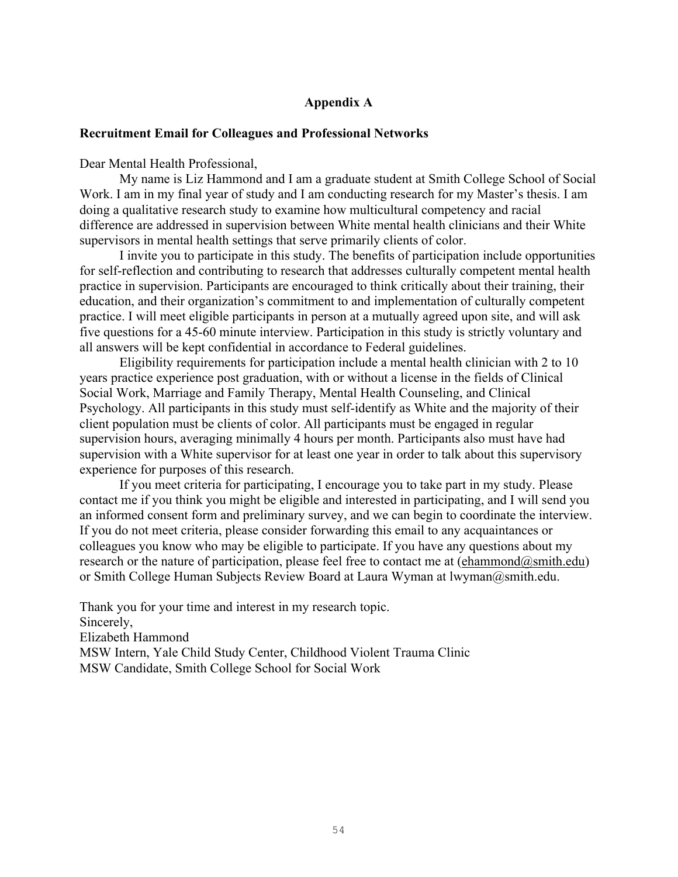# Appendix A

## Recruitment Email for Colleagues and Professional Networks

Dear Mental Health Professional,

My name is Liz Hammond and I am a graduate student at Smith College School of Social Work. I am in my final year of study and I am conducting research for my Master's thesis. I am doing a qualitative research study to examine how multicultural competency and racial difference are addressed in supervision between White mental health clinicians and their White supervisors in mental health settings that serve primarily clients of color.

I invite you to participate in this study. The benefits of participation include opportunities for self-reflection and contributing to research that addresses culturally competent mental health practice in supervision. Participants are encouraged to think critically about their training, their education, and their organization's commitment to and implementation of culturally competent practice. I will meet eligible participants in person at a mutually agreed upon site, and will ask five questions for a 45-60 minute interview. Participation in this study is strictly voluntary and all answers will be kept confidential in accordance to Federal guidelines.

Eligibility requirements for participation include a mental health clinician with 2 to 10 years practice experience post graduation, with or without a license in the fields of Clinical Social Work, Marriage and Family Therapy, Mental Health Counseling, and Clinical Psychology. All participants in this study must self-identify as White and the majority of their client population must be clients of color. All participants must be engaged in regular supervision hours, averaging minimally 4 hours per month. Participants also must have had supervision with a White supervisor for at least one year in order to talk about this supervisory experience for purposes of this research.

If you meet criteria for participating, I encourage you to take part in my study. Please contact me if you think you might be eligible and interested in participating, and I will send you an informed consent form and preliminary survey, and we can begin to coordinate the interview. If you do not meet criteria, please consider forwarding this email to any acquaintances or colleagues you know who may be eligible to participate. If you have any questions about my research or the nature of participation, please feel free to contact me at (ehammond@smith.edu) or Smith College Human Subjects Review Board at Laura Wyman at lwyman@smith.edu.

Thank you for your time and interest in my research topic.

Sincerely,

Elizabeth Hammond

MSW Intern, Yale Child Study Center, Childhood Violent Trauma Clinic

MSW Candidate, Smith College School for Social Work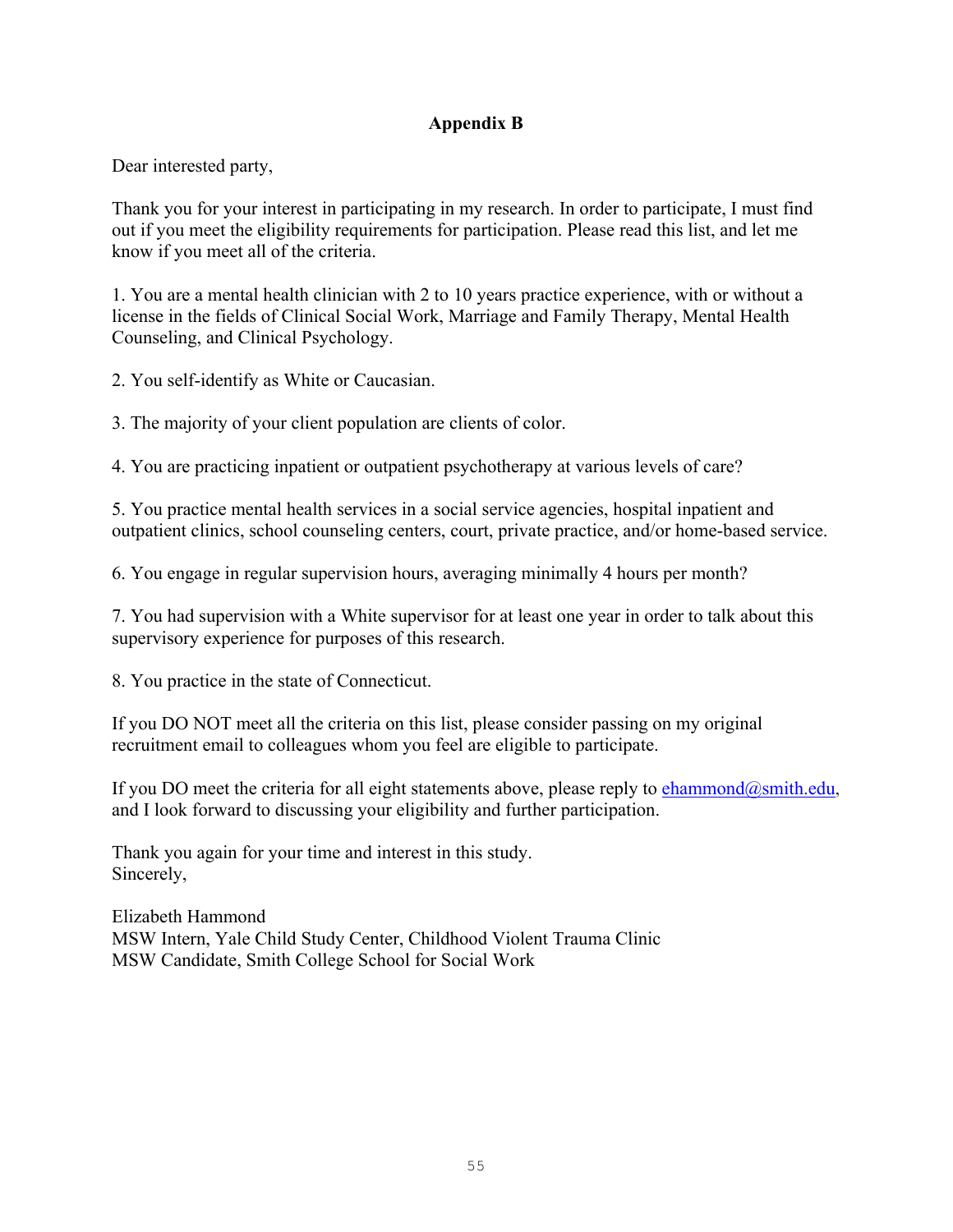## Appendix B

Dear interested party,

Thank you for your interest in participating in my research. In order to participate, I must find out if you meet the eligibility requirements for participation. Please read this list, and let me know if you meet all of the criteria.

1. You are a mental health clinician with 2 to 10 years practice experience, with or without a license in the fields of Clinical Social Work, Marriage and Family Therapy, Mental Health Counseling, and Clinical Psychology.

2. You self-identify as White or Caucasian.

3. The majority of your client population are clients of color.

4. You are practicing inpatient or outpatient psychotherapy at various levels of care?

5. You practice mental health services in a social service agencies, hospital inpatient and outpatient clinics, school counseling centers, court, private practice, and/or home-based service.

6. You engage in regular supervision hours, averaging minimally 4 hours per month?

7. You had supervision with a White supervisor for at least one year in order to talk about this supervisory experience for purposes of this research.

8. You practice in the state of Connecticut.

If you DO NOT meet all the criteria on this list, please consider passing on my original recruitment email to colleagues whom you feel are eligible to participate.

If you DO meet the criteria for all eight statements above, please reply to ehammond@smith.edu, and I look forward to discussing your eligibility and further participation.

Thank you again for your time and interest in this study.
Sincerely,

Elizabeth Hammond
MSW Intern, Yale Child Study Center, Childhood Violent Trauma Clinic
MSW Candidate, Smith College School for Social Work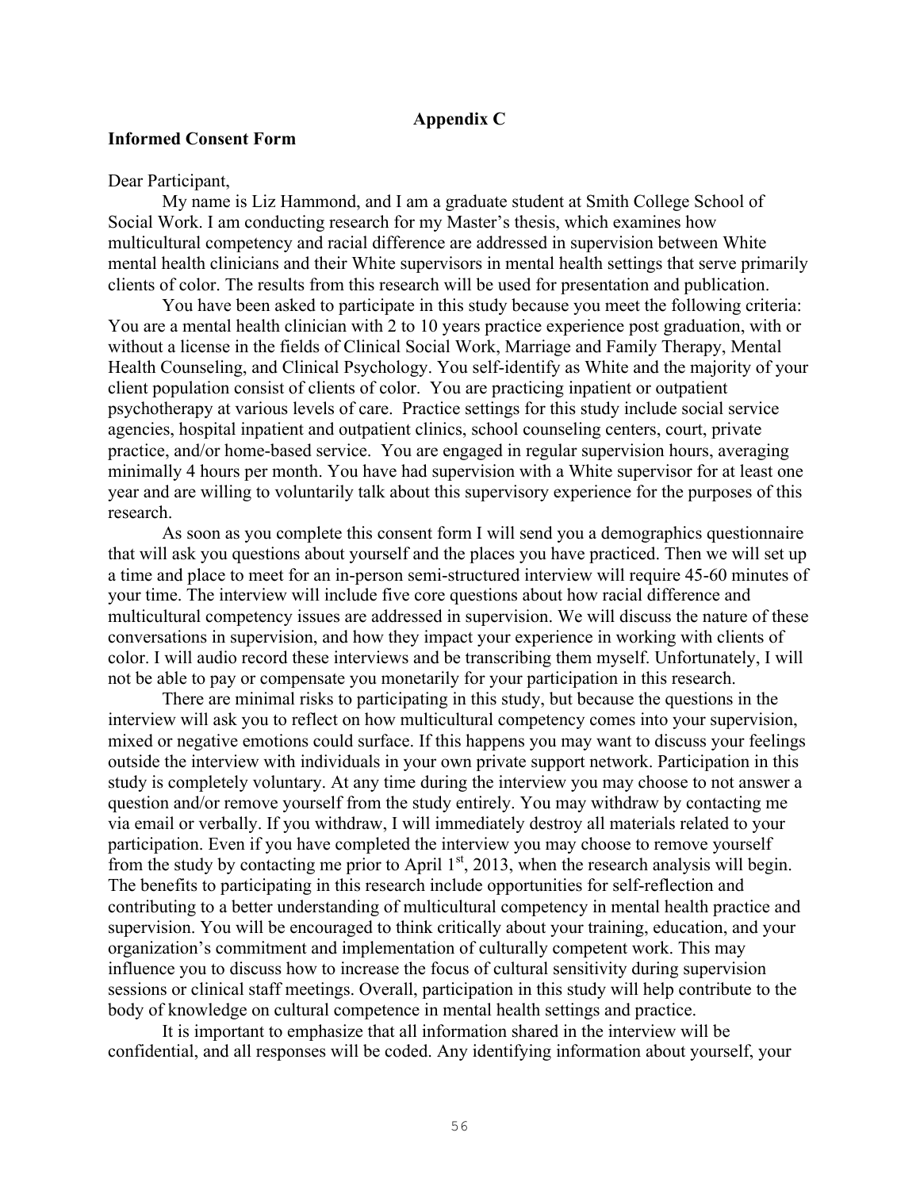## Appendix C

**Informed Consent Form**

Dear Participant,

My name is Liz Hammond, and I am a graduate student at Smith College School of Social Work. I am conducting research for my Master's thesis, which examines how multicultural competency and racial difference are addressed in supervision between White mental health clinicians and their White supervisors in mental health settings that serve primarily clients of color. The results from this research will be used for presentation and publication.

You have been asked to participate in this study because you meet the following criteria: You are a mental health clinician with 2 to 10 years practice experience post graduation, with or without a license in the fields of Clinical Social Work, Marriage and Family Therapy, Mental Health Counseling, and Clinical Psychology. You self-identify as White and the majority of your client population consist of clients of color. You are practicing inpatient or outpatient psychotherapy at various levels of care. Practice settings for this study include social service agencies, hospital inpatient and outpatient clinics, school counseling centers, court, private practice, and/or home-based service. You are engaged in regular supervision hours, averaging minimally 4 hours per month. You have had supervision with a White supervisor for at least one year and are willing to voluntarily talk about this supervisory experience for the purposes of this research.

As soon as you complete this consent form I will send you a demographics questionnaire that will ask you questions about yourself and the places you have practiced. Then we will set up a time and place to meet for an in-person semi-structured interview will require 45-60 minutes of your time. The interview will include five core questions about how racial difference and multicultural competency issues are addressed in supervision. We will discuss the nature of these conversations in supervision, and how they impact your experience in working with clients of color. I will audio record these interviews and be transcribing them myself. Unfortunately, I will not be able to pay or compensate you monetarily for your participation in this research.

There are minimal risks to participating in this study, but because the questions in the interview will ask you to reflect on how multicultural competency comes into your supervision, mixed or negative emotions could surface. If this happens you may want to discuss your feelings outside the interview with individuals in your own private support network. Participation in this study is completely voluntary. At any time during the interview you may choose to not answer a question and/or remove yourself from the study entirely. You may withdraw by contacting me via email or verbally. If you withdraw, I will immediately destroy all materials related to your participation. Even if you have completed the interview you may choose to remove yourself from the study by contacting me prior to April 1st, 2013, when the research analysis will begin. The benefits to participating in this research include opportunities for self-reflection and contributing to a better understanding of multicultural competency in mental health practice and supervision. You will be encouraged to think critically about your training, education, and your organization's commitment and implementation of culturally competent work. This may influence you to discuss how to increase the focus of cultural sensitivity during supervision sessions or clinical staff meetings. Overall, participation in this study will help contribute to the body of knowledge on cultural competence in mental health settings and practice.

It is important to emphasize that all information shared in the interview will be confidential, and all responses will be coded. Any identifying information about yourself, your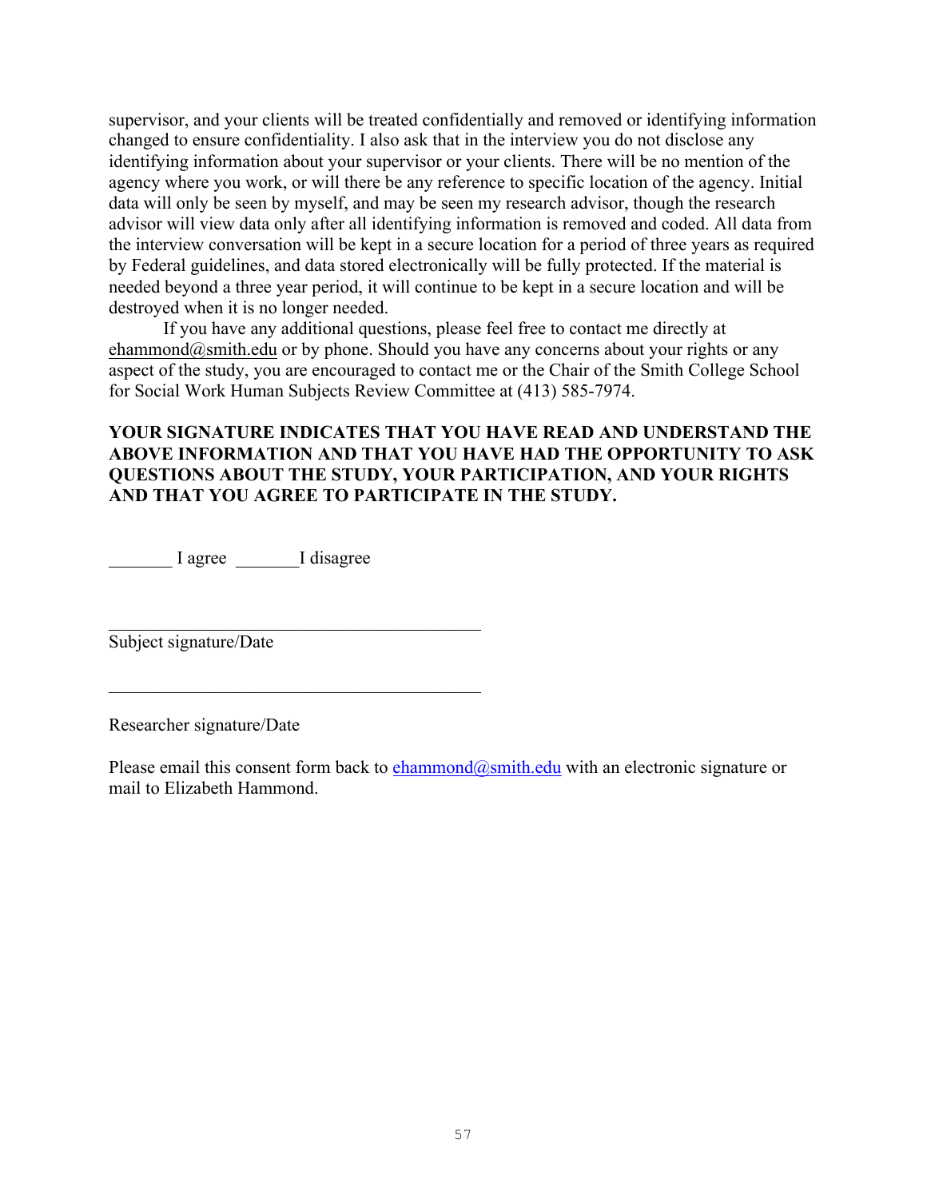supervisor, and your clients will be treated confidentially and removed or identifying information changed to ensure confidentiality. I also ask that in the interview you do not disclose any identifying information about your supervisor or your clients. There will be no mention of the agency where you work, or will there be any reference to specific location of the agency. Initial data will only be seen by myself, and may be seen my research advisor, though the research advisor will view data only after all identifying information is removed and coded. All data from the interview conversation will be kept in a secure location for a period of three years as required by Federal guidelines, and data stored electronically will be fully protected. If the material is needed beyond a three year period, it will continue to be kept in a secure location and will be destroyed when it is no longer needed.

If you have any additional questions, please feel free to contact me directly at ehammond@smith.edu or by phone. Should you have any concerns about your rights or any aspect of the study, you are encouraged to contact me or the Chair of the Smith College School for Social Work Human Subjects Review Committee at (413) 585-7974.

**YOUR SIGNATURE INDICATES THAT YOU HAVE READ AND UNDERSTAND THE ABOVE INFORMATION AND THAT YOU HAVE HAD THE OPPORTUNITY TO ASK QUESTIONS ABOUT THE STUDY, YOUR PARTICIPATION, AND YOUR RIGHTS AND THAT YOU AGREE TO PARTICIPATE IN THE STUDY.**

_______ I agree _______I disagree

_____________________________________________

Subject signature/Date

_____________________________________________

Researcher signature/Date

Please email this consent form back to ehammond@smith.edu with an electronic signature or mail to Elizabeth Hammond.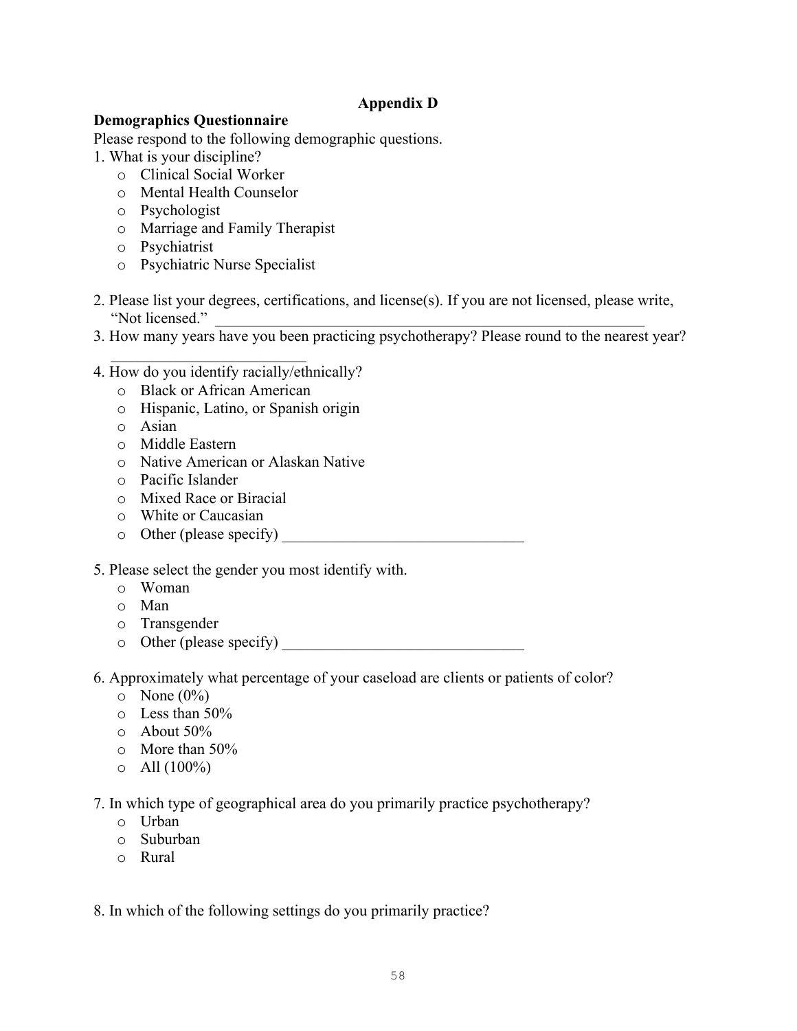# Appendix D

**Demographics Questionnaire**

Please respond to the following demographic questions.

1. What is your discipline?
   - Clinical Social Worker
   - Mental Health Counselor
   - Psychologist
   - Marriage and Family Therapist
   - Psychiatrist
   - Psychiatric Nurse Specialist

2. Please list your degrees, certifications, and license(s). If you are not licensed, please write, "Not licensed." ____________________________________________________________

3. How many years have you been practicing psychotherapy? Please round to the nearest year? ___________________________

4. How do you identify racially/ethnically?
   - Black or African American
   - Hispanic, Latino, or Spanish origin
   - Asian
   - Middle Eastern
   - Native American or Alaskan Native
   - Pacific Islander
   - Mixed Race or Biracial
   - White or Caucasian
   - Other (please specify) ________________________________

5. Please select the gender you most identify with.
   - Woman
   - Man
   - Transgender
   - Other (please specify) ________________________________

6. Approximately what percentage of your caseload are clients or patients of color?
   - None (0%)
   - Less than 50%
   - About 50%
   - More than 50%
   - All (100%)

7. In which type of geographical area do you primarily practice psychotherapy?
   - Urban
   - Suburban
   - Rural

8. In which of the following settings do you primarily practice?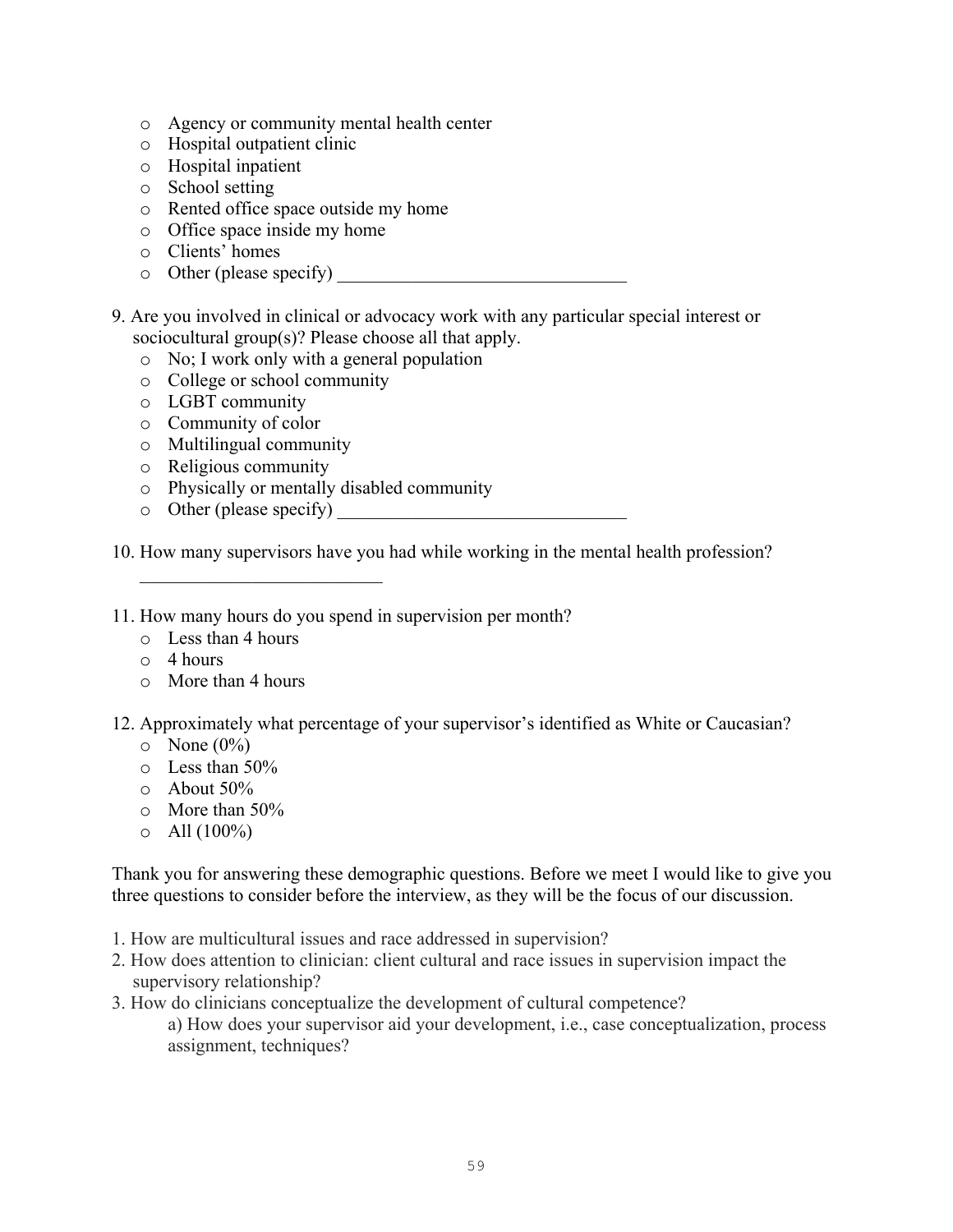- Agency or community mental health center
- Hospital outpatient clinic
- Hospital inpatient
- School setting
- Rented office space outside my home
- Office space inside my home
- Clients' homes
- Other (please specify) _______________________________

9. Are you involved in clinical or advocacy work with any particular special interest or sociocultural group(s)? Please choose all that apply.
   - No; I work only with a general population
   - College or school community
   - LGBT community
   - Community of color
   - Multilingual community
   - Religious community
   - Physically or mentally disabled community
   - Other (please specify) _______________________________

10. How many supervisors have you had while working in the mental health profession?

    __________________________

11. How many hours do you spend in supervision per month?
    - Less than 4 hours
    - 4 hours
    - More than 4 hours

12. Approximately what percentage of your supervisor's identified as White or Caucasian?
    - None (0%)
    - Less than 50%
    - About 50%
    - More than 50%
    - All (100%)

Thank you for answering these demographic questions. Before we meet I would like to give you three questions to consider before the interview, as they will be the focus of our discussion.

1. How are multicultural issues and race addressed in supervision?
2. How does attention to clinician: client cultural and race issues in supervision impact the supervisory relationship?
3. How do clinicians conceptualize the development of cultural competence?
   
   a) How does your supervisor aid your development, i.e., case conceptualization, process assignment, techniques?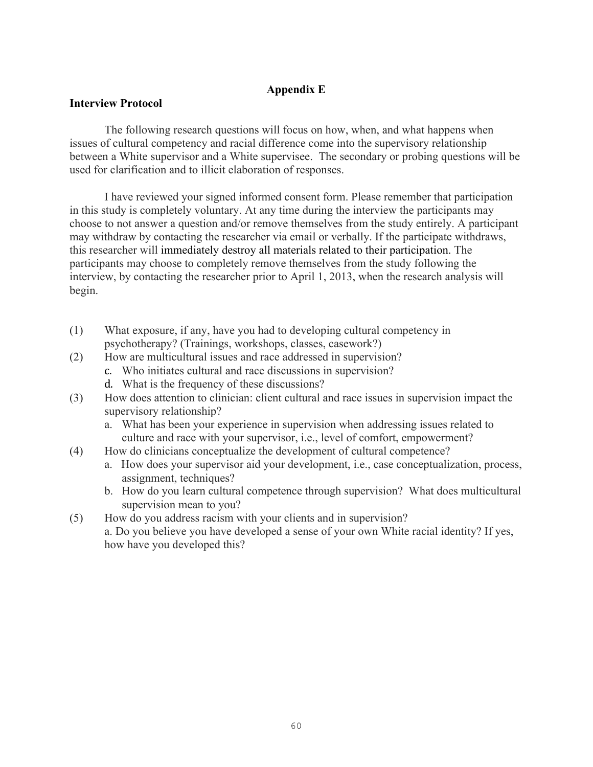**Appendix E**

**Interview Protocol**

The following research questions will focus on how, when, and what happens when issues of cultural competency and racial difference come into the supervisory relationship between a White supervisor and a White supervisee. The secondary or probing questions will be used for clarification and to illicit elaboration of responses.

I have reviewed your signed informed consent form. Please remember that participation in this study is completely voluntary. At any time during the interview the participants may choose to not answer a question and/or remove themselves from the study entirely. A participant may withdraw by contacting the researcher via email or verbally. If the participate withdraws, this researcher will immediately destroy all materials related to their participation. The participants may choose to completely remove themselves from the study following the interview, by contacting the researcher prior to April 1, 2013, when the research analysis will begin.

(1) What exposure, if any, have you had to developing cultural competency in psychotherapy? (Trainings, workshops, classes, casework?)

(2) How are multicultural issues and race addressed in supervision?
   c. Who initiates cultural and race discussions in supervision?
   d. What is the frequency of these discussions?

(3) How does attention to clinician: client cultural and race issues in supervision impact the supervisory relationship?
   a. What has been your experience in supervision when addressing issues related to culture and race with your supervisor, i.e., level of comfort, empowerment?

(4) How do clinicians conceptualize the development of cultural competence?
   a. How does your supervisor aid your development, i.e., case conceptualization, process, assignment, techniques?
   b. How do you learn cultural competence through supervision? What does multicultural supervision mean to you?

(5) How do you address racism with your clients and in supervision?
   a. Do you believe you have developed a sense of your own White racial identity? If yes, how have you developed this?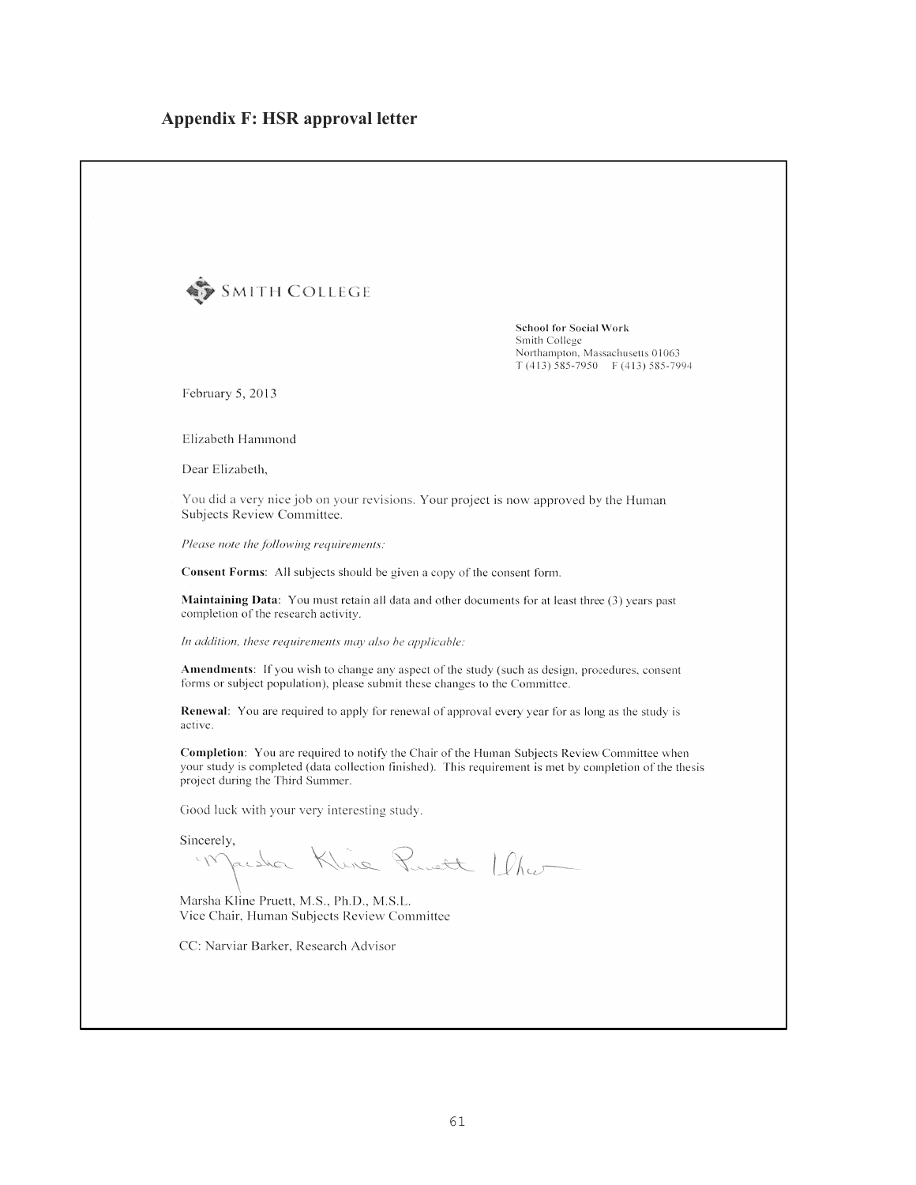## Appendix F: HSR approval letter

SMITH COLLEGE

**School for Social Work**
Smith College
Northampton, Massachusetts 01063
T (413) 585-7950 F (413) 585-7994

February 5, 2013

Elizabeth Hammond

Dear Elizabeth,

You did a very nice job on your revisions. Your project is now approved by the Human Subjects Review Committee.

*Please note the following requirements:*

**Consent Forms**: All subjects should be given a copy of the consent form.

**Maintaining Data**: You must retain all data and other documents for at least three (3) years past completion of the research activity.

*In addition, these requirements may also be applicable:*

**Amendments**: If you wish to change any aspect of the study (such as design, procedures, consent forms or subject population), please submit these changes to the Committee.

**Renewal**: You are required to apply for renewal of approval every year for as long as the study is active.

**Completion**: You are required to notify the Chair of the Human Subjects Review Committee when your study is completed (data collection finished). This requirement is met by completion of the thesis project during the Third Summer.

Good luck with your very interesting study.

Sincerely,

Marsha Kline Pruett, M.S., Ph.D., M.S.L.
Vice Chair, Human Subjects Review Committee

CC: Narviar Barker, Research Advisor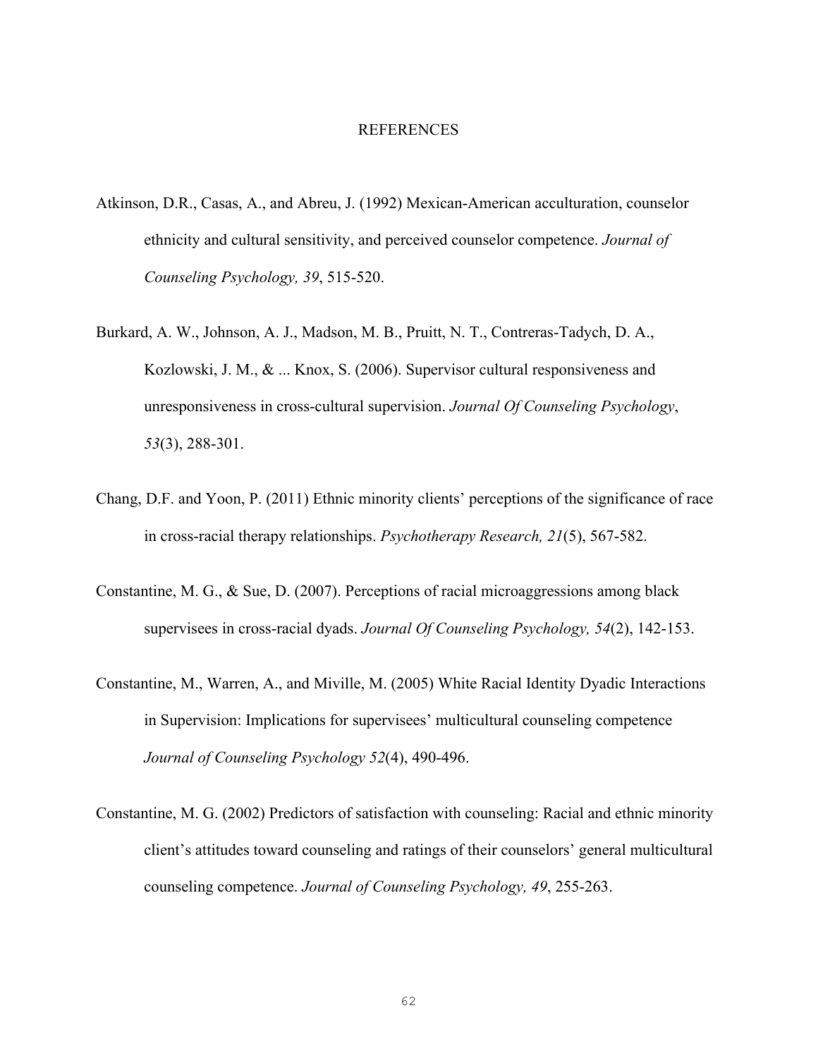# REFERENCES

Atkinson, D.R., Casas, A., and Abreu, J. (1992) Mexican-American acculturation, counselor ethnicity and cultural sensitivity, and perceived counselor competence. *Journal of Counseling Psychology, 39*, 515-520.

Burkard, A. W., Johnson, A. J., Madson, M. B., Pruitt, N. T., Contreras-Tadych, D. A., Kozlowski, J. M., & ... Knox, S. (2006). Supervisor cultural responsiveness and unresponsiveness in cross-cultural supervision. *Journal Of Counseling Psychology*, *53*(3), 288-301.

Chang, D.F. and Yoon, P. (2011) Ethnic minority clients' perceptions of the significance of race in cross-racial therapy relationships. *Psychotherapy Research, 21*(5), 567-582.

Constantine, M. G., & Sue, D. (2007). Perceptions of racial microaggressions among black supervisees in cross-racial dyads. *Journal Of Counseling Psychology, 54*(2), 142-153.

Constantine, M., Warren, A., and Miville, M. (2005) White Racial Identity Dyadic Interactions in Supervision: Implications for supervisees' multicultural counseling competence *Journal of Counseling Psychology 52*(4), 490-496.

Constantine, M. G. (2002) Predictors of satisfaction with counseling: Racial and ethnic minority client's attitudes toward counseling and ratings of their counselors' general multicultural counseling competence. *Journal of Counseling Psychology, 49*, 255-263.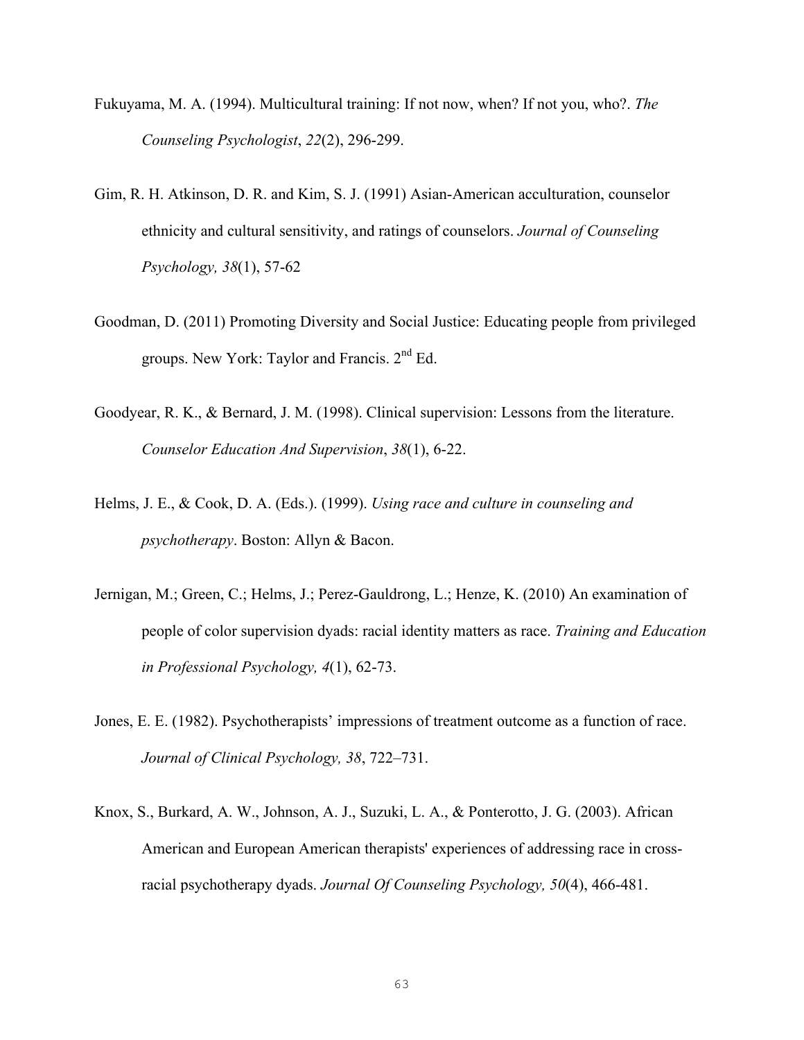Fukuyama, M. A. (1994). Multicultural training: If not now, when? If not you, who?. *The Counseling Psychologist*, *22*(2), 296-299.

Gim, R. H. Atkinson, D. R. and Kim, S. J. (1991) Asian-American acculturation, counselor ethnicity and cultural sensitivity, and ratings of counselors. *Journal of Counseling Psychology, 38*(1), 57-62

Goodman, D. (2011) Promoting Diversity and Social Justice: Educating people from privileged groups. New York: Taylor and Francis. 2nd Ed.

Goodyear, R. K., & Bernard, J. M. (1998). Clinical supervision: Lessons from the literature. *Counselor Education And Supervision*, *38*(1), 6-22.

Helms, J. E., & Cook, D. A. (Eds.). (1999). *Using race and culture in counseling and psychotherapy*. Boston: Allyn & Bacon.

Jernigan, M.; Green, C.; Helms, J.; Perez-Gauldrong, L.; Henze, K. (2010) An examination of people of color supervision dyads: racial identity matters as race. *Training and Education in Professional Psychology, 4*(1), 62-73.

Jones, E. E. (1982). Psychotherapists' impressions of treatment outcome as a function of race. *Journal of Clinical Psychology, 38*, 722–731.

Knox, S., Burkard, A. W., Johnson, A. J., Suzuki, L. A., & Ponterotto, J. G. (2003). African American and European American therapists' experiences of addressing race in cross-racial psychotherapy dyads. *Journal Of Counseling Psychology, 50*(4), 466-481.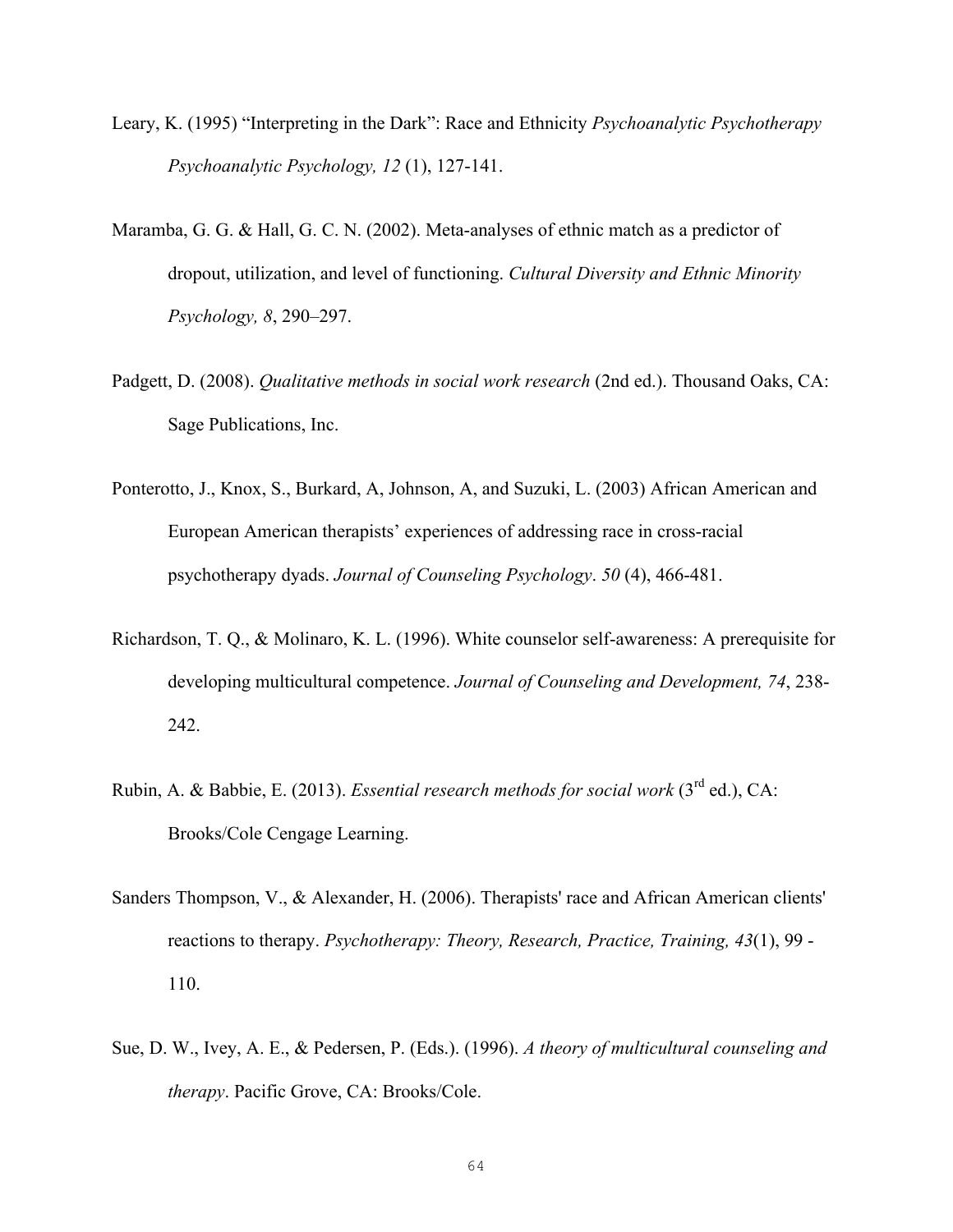Leary, K. (1995) "Interpreting in the Dark": Race and Ethnicity *Psychoanalytic Psychotherapy Psychoanalytic Psychology, 12* (1), 127-141.

Maramba, G. G. & Hall, G. C. N. (2002). Meta-analyses of ethnic match as a predictor of dropout, utilization, and level of functioning. *Cultural Diversity and Ethnic Minority Psychology, 8*, 290–297.

Padgett, D. (2008). *Qualitative methods in social work research* (2nd ed.). Thousand Oaks, CA: Sage Publications, Inc.

Ponterotto, J., Knox, S., Burkard, A, Johnson, A, and Suzuki, L. (2003) African American and European American therapists' experiences of addressing race in cross-racial psychotherapy dyads. *Journal of Counseling Psychology*. *50* (4), 466-481.

Richardson, T. Q., & Molinaro, K. L. (1996). White counselor self-awareness: A prerequisite for developing multicultural competence. *Journal of Counseling and Development, 74*, 238-242.

Rubin, A. & Babbie, E. (2013). *Essential research methods for social work* (3rd ed.), CA: Brooks/Cole Cengage Learning.

Sanders Thompson, V., & Alexander, H. (2006). Therapists' race and African American clients' reactions to therapy. *Psychotherapy: Theory, Research, Practice, Training, 43*(1), 99 - 110.

Sue, D. W., Ivey, A. E., & Pedersen, P. (Eds.). (1996). *A theory of multicultural counseling and therapy*. Pacific Grove, CA: Brooks/Cole.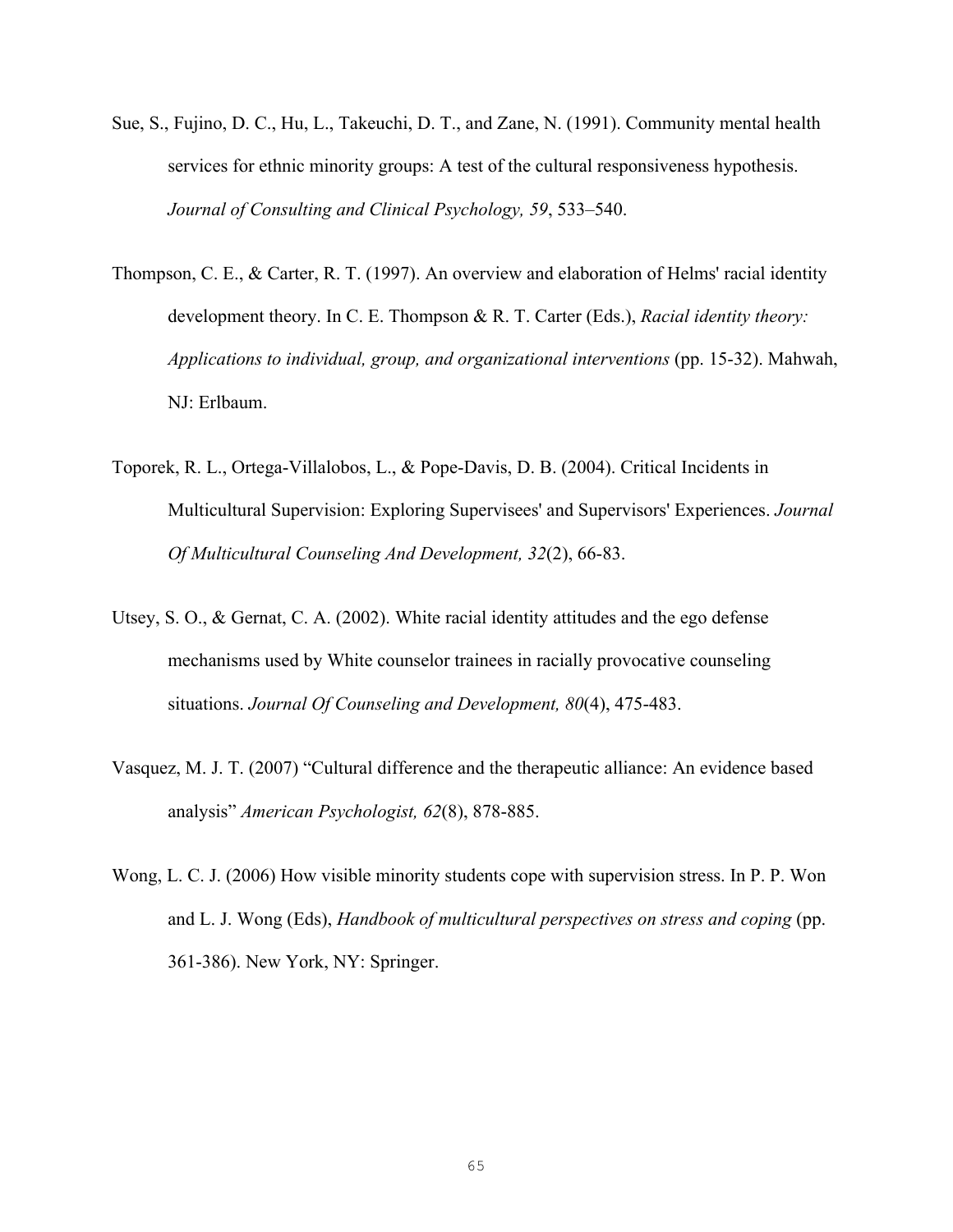Sue, S., Fujino, D. C., Hu, L., Takeuchi, D. T., and Zane, N. (1991). Community mental health services for ethnic minority groups: A test of the cultural responsiveness hypothesis. *Journal of Consulting and Clinical Psychology, 59*, 533–540.

Thompson, C. E., & Carter, R. T. (1997). An overview and elaboration of Helms' racial identity development theory. In C. E. Thompson & R. T. Carter (Eds.), *Racial identity theory: Applications to individual, group, and organizational interventions* (pp. 15-32). Mahwah, NJ: Erlbaum.

Toporek, R. L., Ortega-Villalobos, L., & Pope-Davis, D. B. (2004). Critical Incidents in Multicultural Supervision: Exploring Supervisees' and Supervisors' Experiences. *Journal Of Multicultural Counseling And Development, 32*(2), 66-83.

Utsey, S. O., & Gernat, C. A. (2002). White racial identity attitudes and the ego defense mechanisms used by White counselor trainees in racially provocative counseling situations. *Journal Of Counseling and Development, 80*(4), 475-483.

Vasquez, M. J. T. (2007) "Cultural difference and the therapeutic alliance: An evidence based analysis" *American Psychologist, 62*(8), 878-885.

Wong, L. C. J. (2006) How visible minority students cope with supervision stress. In P. P. Won and L. J. Wong (Eds), *Handbook of multicultural perspectives on stress and coping* (pp. 361-386). New York, NY: Springer.